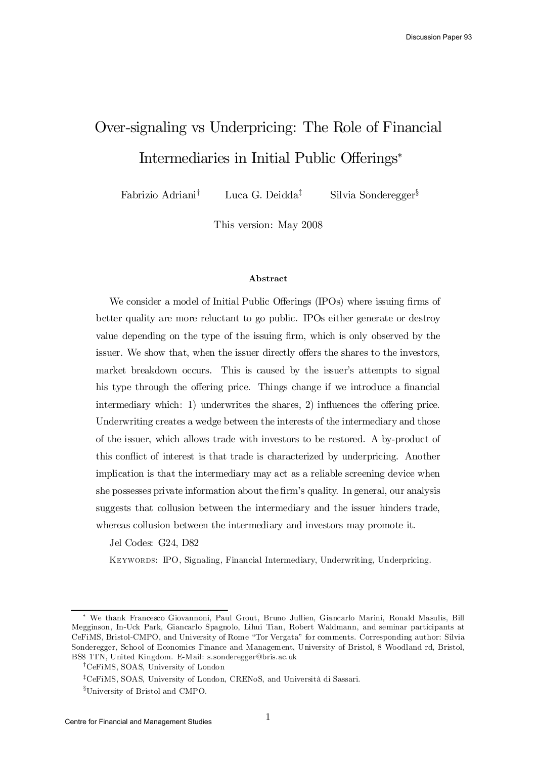# Over-signaling vs Underpricing: The Role of Financial Intermediaries in Initial Public Offerings*

Fabrizio Adriani[†] Luca G. Deidda[‡] Silvia Sonderegger[§]

This version: May 2008

**Abstract**

We consider a model of Initial Public Offerings (IPOs) where issuing firms of better quality are more reluctant to go public. IPOs either generate or destroy value depending on the type of the issuing firm, which is only observed by the issuer. We show that, when the issuer directly offers the shares to the investors, market breakdown occurs. This is caused by the issuer's attempts to signal his type through the offering price. Things change if we introduce a financial intermediary which: 1) underwrites the shares, 2) influences the offering price. Underwriting creates a wedge between the interests of the intermediary and those of the issuer, which allows trade with investors to be restored. A by-product of this conflict of interest is that trade is characterized by underpricing. Another implication is that the intermediary may act as a reliable screening device when she possesses private information about the firm's quality. In general, our analysis suggests that collusion between the intermediary and the issuer hinders trade, whereas collusion between the intermediary and investors may promote it.

Jel Codes: G24, D82

KEYWORDS: IPO, Signaling, Financial Intermediary, Underwriting, Underpricing.

---

* We thank Francesco Giovannoni, Paul Grout, Bruno Jullien, Giancarlo Marini, Ronald Masulis, Bill Megginson, In-Uck Park, Giancarlo Spagnolo, Lihui Tian, Robert Waldmann, and seminar participants at CeFiMS, Bristol-CMPO, and University of Rome "Tor Vergata" for comments. Corresponding author: Silvia Sonderegger, School of Economics Finance and Management, University of Bristol, 8 Woodland rd, Bristol, BS8 1TN, United Kingdom. E-Mail: s.sonderegger@bris.ac.uk

[†] CeFiMS, SOAS, University of London

[‡] CeFiMS, SOAS, University of London, CRENoS, and Università di Sassari.

[§] University of Bristol and CMPO.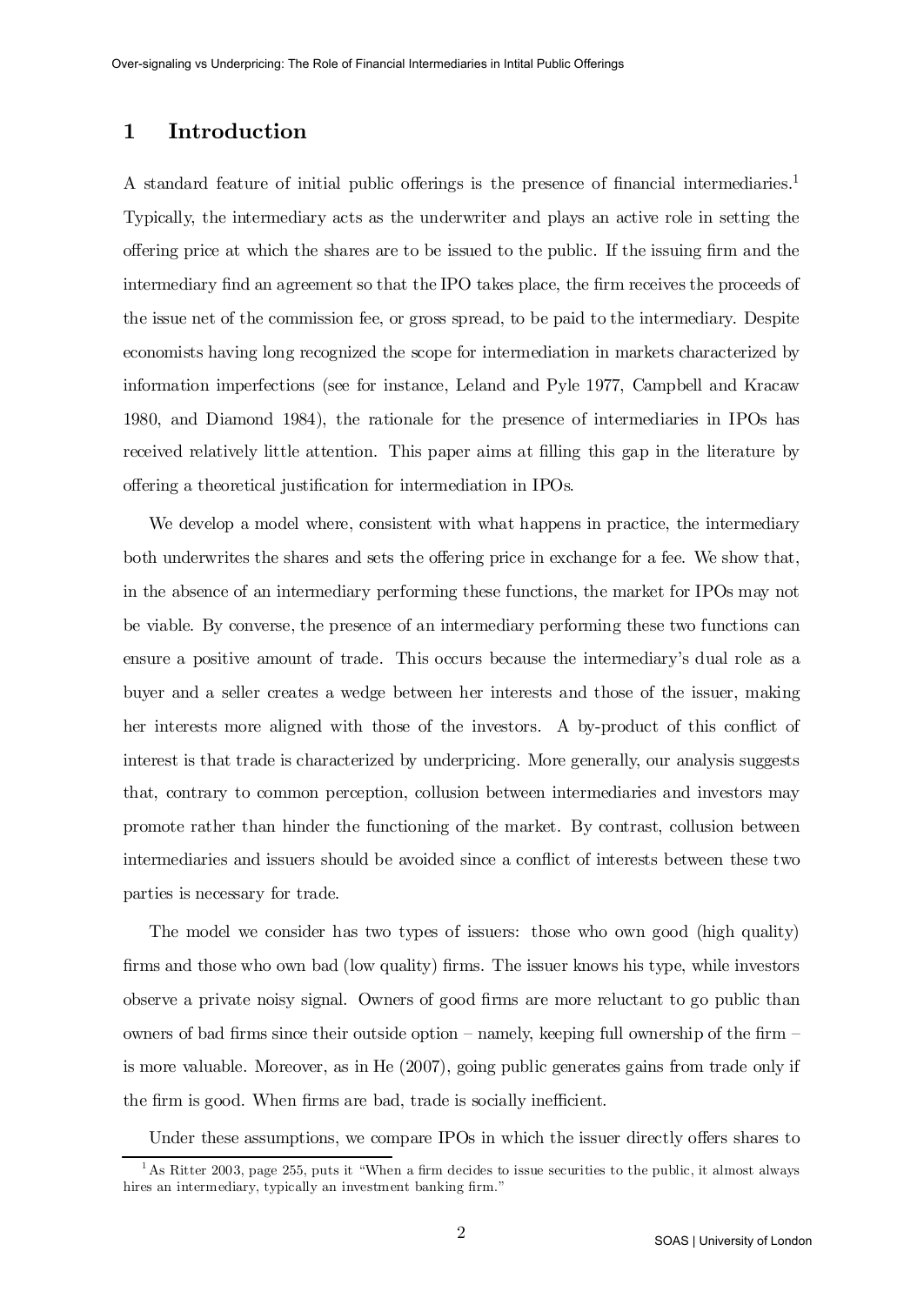# 1 Introduction

A standard feature of initial public offerings is the presence of financial intermediaries.[1] Typically, the intermediary acts as the underwriter and plays an active role in setting the offering price at which the shares are to be issued to the public. If the issuing firm and the intermediary find an agreement so that the IPO takes place, the firm receives the proceeds of the issue net of the commission fee, or gross spread, to be paid to the intermediary. Despite economists having long recognized the scope for intermediation in markets characterized by information imperfections (see for instance, Leland and Pyle 1977, Campbell and Kracaw 1980, and Diamond 1984), the rationale for the presence of intermediaries in IPOs has received relatively little attention. This paper aims at filling this gap in the literature by offering a theoretical justification for intermediation in IPOs.

We develop a model where, consistent with what happens in practice, the intermediary both underwrites the shares and sets the offering price in exchange for a fee. We show that, in the absence of an intermediary performing these functions, the market for IPOs may not be viable. By converse, the presence of an intermediary performing these two functions can ensure a positive amount of trade. This occurs because the intermediary's dual role as a buyer and a seller creates a wedge between her interests and those of the issuer, making her interests more aligned with those of the investors. A by-product of this conflict of interest is that trade is characterized by underpricing. More generally, our analysis suggests that, contrary to common perception, collusion between intermediaries and investors may promote rather than hinder the functioning of the market. By contrast, collusion between intermediaries and issuers should be avoided since a conflict of interests between these two parties is necessary for trade.

The model we consider has two types of issuers: those who own good (high quality) firms and those who own bad (low quality) firms. The issuer knows his type, while investors observe a private noisy signal. Owners of good firms are more reluctant to go public than owners of bad firms since their outside option – namely, keeping full ownership of the firm – is more valuable. Moreover, as in He (2007), going public generates gains from trade only if the firm is good. When firms are bad, trade is socially inefficient.

Under these assumptions, we compare IPOs in which the issuer directly offers shares to

[1] As Ritter 2003, page 255, puts it "When a firm decides to issue securities to the public, it almost always hires an intermediary, typically an investment banking firm."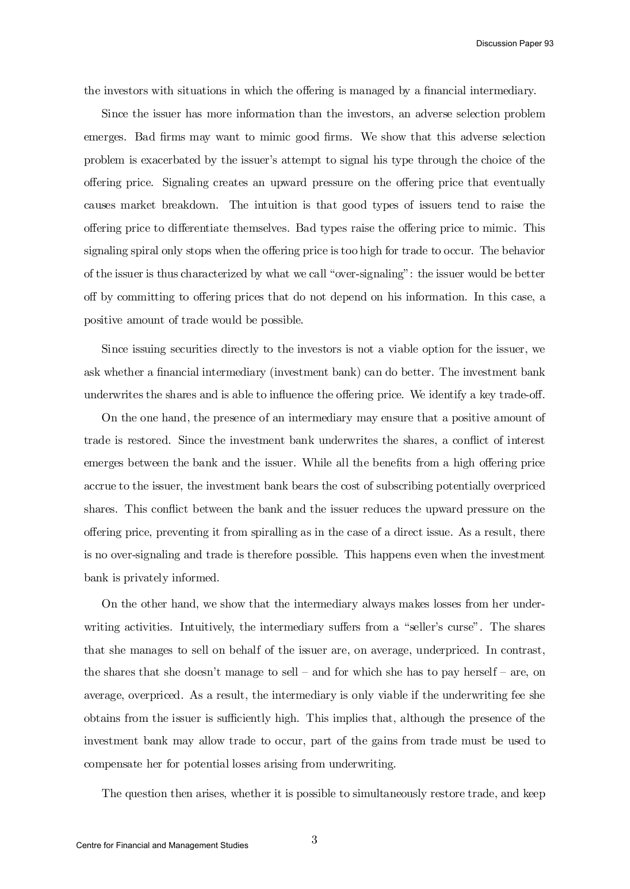the investors with situations in which the offering is managed by a financial intermediary.

Since the issuer has more information than the investors, an adverse selection problem emerges. Bad firms may want to mimic good firms. We show that this adverse selection problem is exacerbated by the issuer's attempt to signal his type through the choice of the offering price. Signaling creates an upward pressure on the offering price that eventually causes market breakdown. The intuition is that good types of issuers tend to raise the offering price to differentiate themselves. Bad types raise the offering price to mimic. This signaling spiral only stops when the offering price is too high for trade to occur. The behavior of the issuer is thus characterized by what we call "over-signaling": the issuer would be better off by committing to offering prices that do not depend on his information. In this case, a positive amount of trade would be possible.

Since issuing securities directly to the investors is not a viable option for the issuer, we ask whether a financial intermediary (investment bank) can do better. The investment bank underwrites the shares and is able to influence the offering price. We identify a key trade-off.

On the one hand, the presence of an intermediary may ensure that a positive amount of trade is restored. Since the investment bank underwrites the shares, a conflict of interest emerges between the bank and the issuer. While all the benefits from a high offering price accrue to the issuer, the investment bank bears the cost of subscribing potentially overpriced shares. This conflict between the bank and the issuer reduces the upward pressure on the offering price, preventing it from spiralling as in the case of a direct issue. As a result, there is no over-signaling and trade is therefore possible. This happens even when the investment bank is privately informed.

On the other hand, we show that the intermediary always makes losses from her underwriting activities. Intuitively, the intermediary suffers from a "seller's curse". The shares that she manages to sell on behalf of the issuer are, on average, underpriced. In contrast, the shares that she doesn't manage to sell – and for which she has to pay herself – are, on average, overpriced. As a result, the intermediary is only viable if the underwriting fee she obtains from the issuer is sufficiently high. This implies that, although the presence of the investment bank may allow trade to occur, part of the gains from trade must be used to compensate her for potential losses arising from underwriting.

The question then arises, whether it is possible to simultaneously restore trade, and keep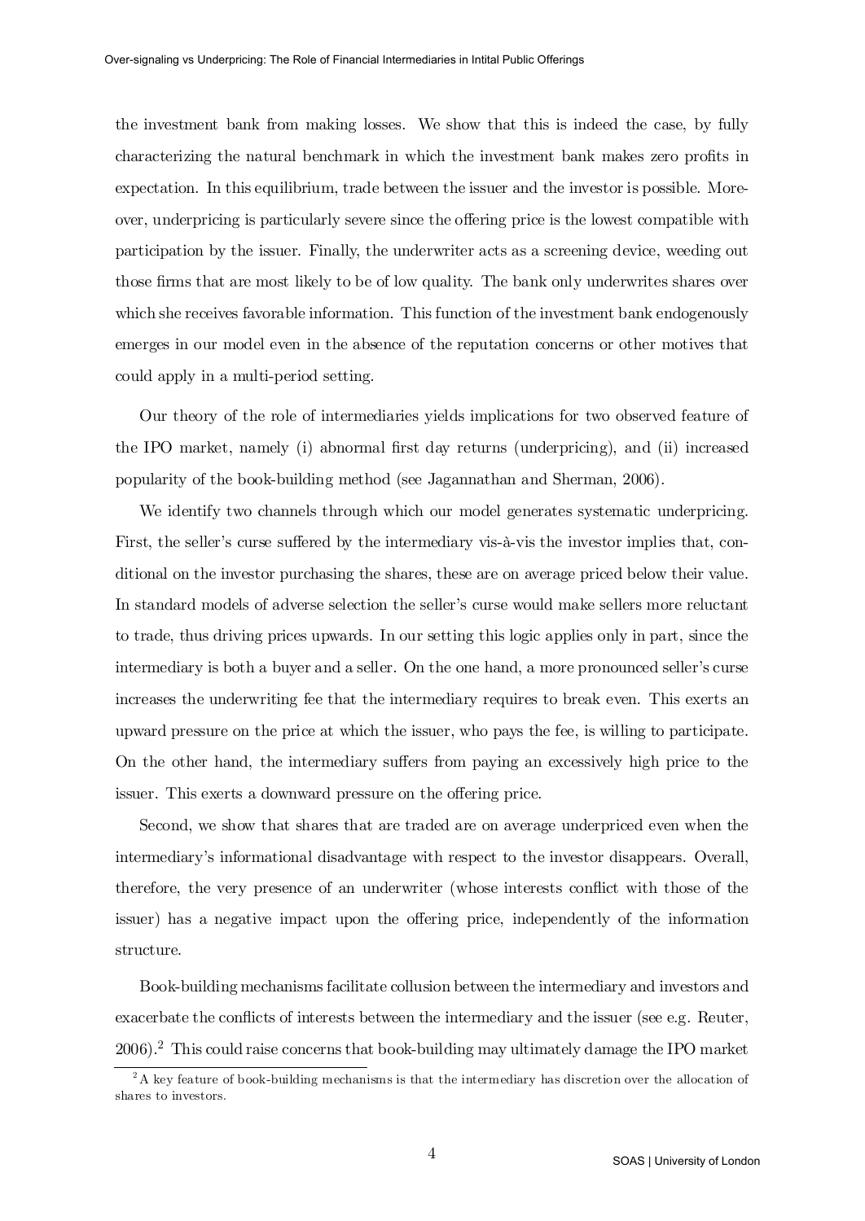the investment bank from making losses. We show that this is indeed the case, by fully characterizing the natural benchmark in which the investment bank makes zero profits in expectation. In this equilibrium, trade between the issuer and the investor is possible. Moreover, underpricing is particularly severe since the offering price is the lowest compatible with participation by the issuer. Finally, the underwriter acts as a screening device, weeding out those firms that are most likely to be of low quality. The bank only underwrites shares over which she receives favorable information. This function of the investment bank endogenously emerges in our model even in the absence of the reputation concerns or other motives that could apply in a multi-period setting.

Our theory of the role of intermediaries yields implications for two observed feature of the IPO market, namely (i) abnormal first day returns (underpricing), and (ii) increased popularity of the book-building method (see Jagannathan and Sherman, 2006).

We identify two channels through which our model generates systematic underpricing. First, the seller's curse suffered by the intermediary vis-à-vis the investor implies that, conditional on the investor purchasing the shares, these are on average priced below their value. In standard models of adverse selection the seller's curse would make sellers more reluctant to trade, thus driving prices upwards. In our setting this logic applies only in part, since the intermediary is both a buyer and a seller. On the one hand, a more pronounced seller's curse increases the underwriting fee that the intermediary requires to break even. This exerts an upward pressure on the price at which the issuer, who pays the fee, is willing to participate. On the other hand, the intermediary suffers from paying an excessively high price to the issuer. This exerts a downward pressure on the offering price.

Second, we show that shares that are traded are on average underpriced even when the intermediary's informational disadvantage with respect to the investor disappears. Overall, therefore, the very presence of an underwriter (whose interests conflict with those of the issuer) has a negative impact upon the offering price, independently of the information structure.

Book-building mechanisms facilitate collusion between the intermediary and investors and exacerbate the conflicts of interests between the intermediary and the issuer (see e.g. Reuter, 2006).[2] This could raise concerns that book-building may ultimately damage the IPO market

[2] A key feature of book-building mechanisms is that the intermediary has discretion over the allocation of shares to investors.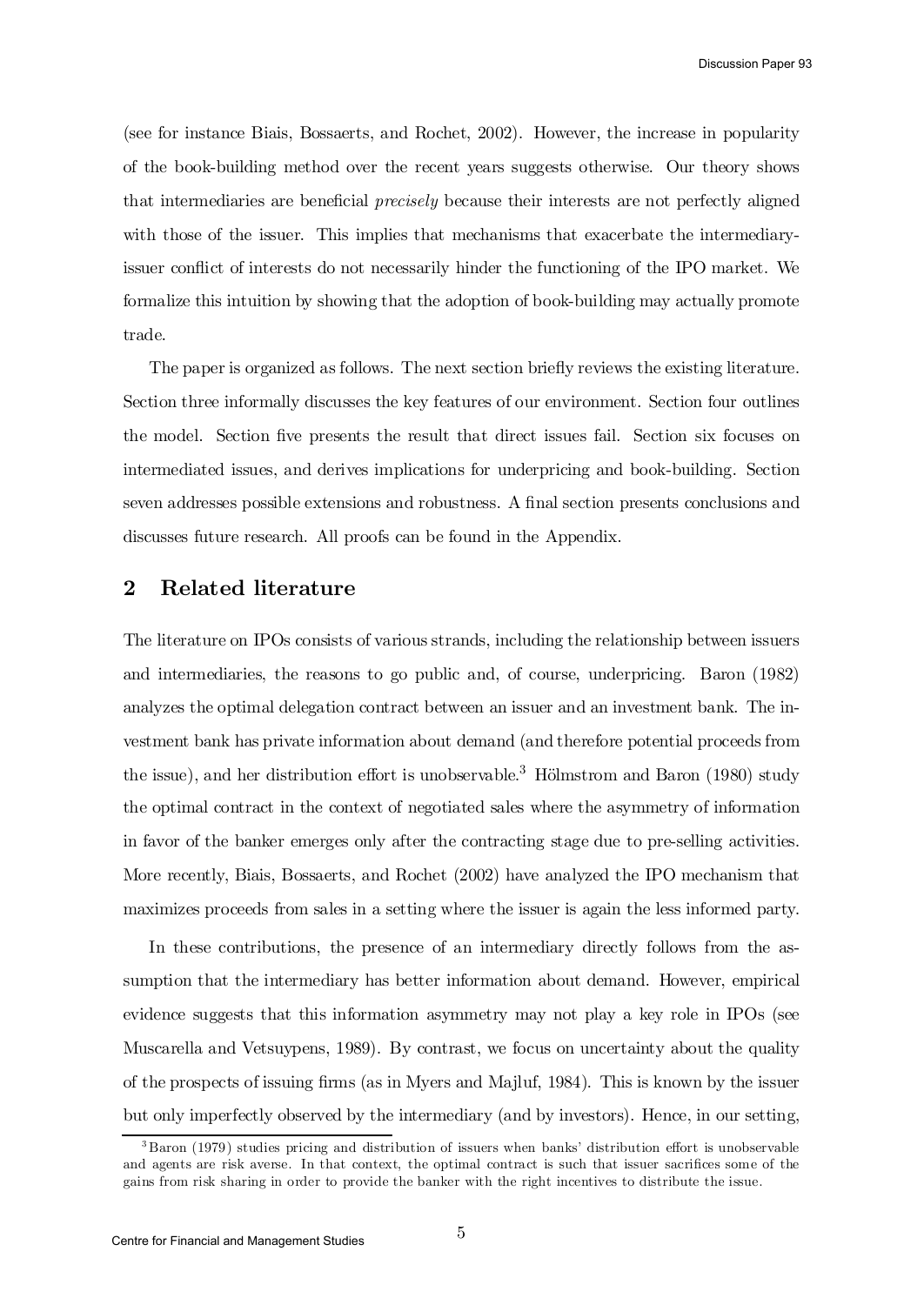(see for instance Biais, Bossaerts, and Rochet, 2002). However, the increase in popularity of the book-building method over the recent years suggests otherwise. Our theory shows that intermediaries are beneficial *precisely* because their interests are not perfectly aligned with those of the issuer. This implies that mechanisms that exacerbate the intermediary-issuer conflict of interests do not necessarily hinder the functioning of the IPO market. We formalize this intuition by showing that the adoption of book-building may actually promote trade.

The paper is organized as follows. The next section briefly reviews the existing literature. Section three informally discusses the key features of our environment. Section four outlines the model. Section five presents the result that direct issues fail. Section six focuses on intermediated issues, and derives implications for underpricing and book-building. Section seven addresses possible extensions and robustness. A final section presents conclusions and discusses future research. All proofs can be found in the Appendix.

## 2 Related literature

The literature on IPOs consists of various strands, including the relationship between issuers and intermediaries, the reasons to go public and, of course, underpricing. Baron (1982) analyzes the optimal delegation contract between an issuer and an investment bank. The investment bank has private information about demand (and therefore potential proceeds from the issue), and her distribution effort is unobservable.[3] Hölmstrom and Baron (1980) study the optimal contract in the context of negotiated sales where the asymmetry of information in favor of the banker emerges only after the contracting stage due to pre-selling activities. More recently, Biais, Bossaerts, and Rochet (2002) have analyzed the IPO mechanism that maximizes proceeds from sales in a setting where the issuer is again the less informed party.

In these contributions, the presence of an intermediary directly follows from the assumption that the intermediary has better information about demand. However, empirical evidence suggests that this information asymmetry may not play a key role in IPOs (see Muscarella and Vetsuypens, 1989). By contrast, we focus on uncertainty about the quality of the prospects of issuing firms (as in Myers and Majluf, 1984). This is known by the issuer but only imperfectly observed by the intermediary (and by investors). Hence, in our setting,

[3] Baron (1979) studies pricing and distribution of issuers when banks' distribution effort is unobservable and agents are risk averse. In that context, the optimal contract is such that issuer sacrifices some of the gains from risk sharing in order to provide the banker with the right incentives to distribute the issue.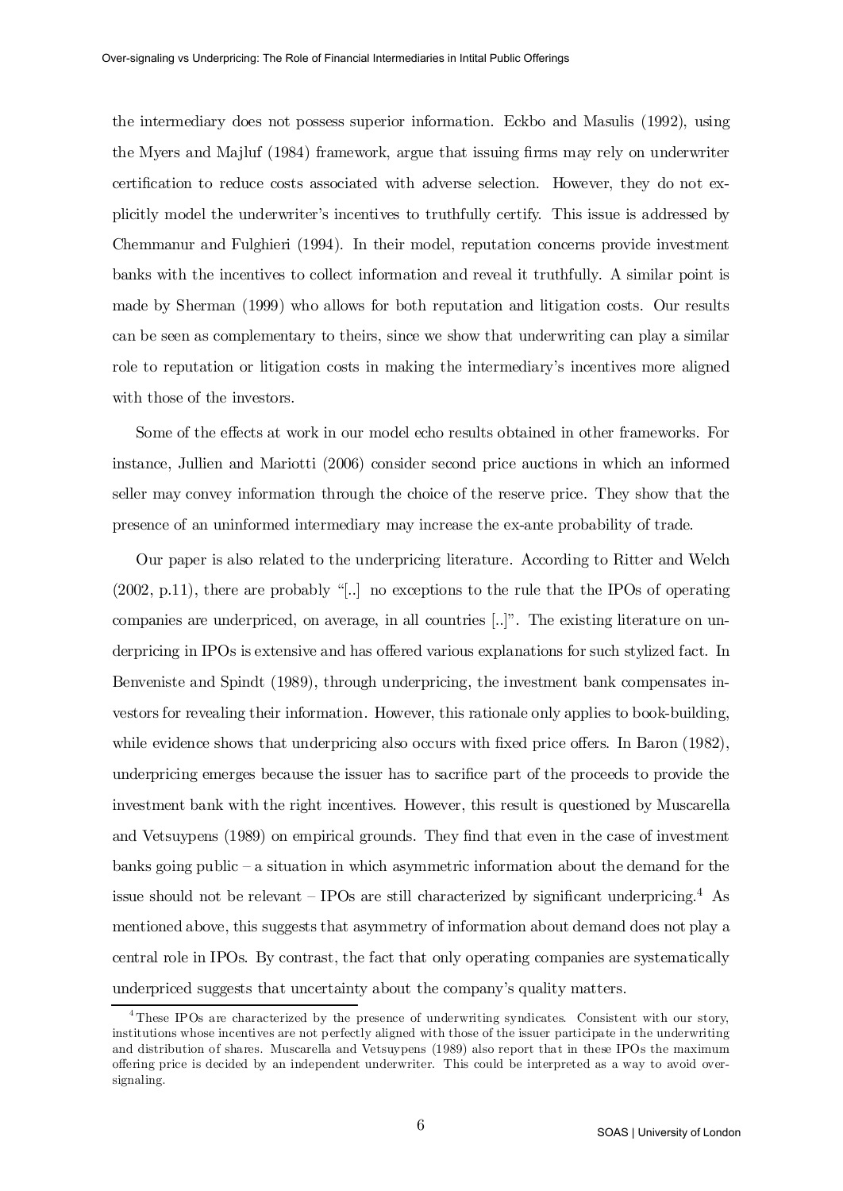the intermediary does not possess superior information. Eckbo and Masulis (1992), using the Myers and Majluf (1984) framework, argue that issuing firms may rely on underwriter certification to reduce costs associated with adverse selection. However, they do not explicitly model the underwriter's incentives to truthfully certify. This issue is addressed by Chemmanur and Fulghieri (1994). In their model, reputation concerns provide investment banks with the incentives to collect information and reveal it truthfully. A similar point is made by Sherman (1999) who allows for both reputation and litigation costs. Our results can be seen as complementary to theirs, since we show that underwriting can play a similar role to reputation or litigation costs in making the intermediary's incentives more aligned with those of the investors.

Some of the effects at work in our model echo results obtained in other frameworks. For instance, Jullien and Mariotti (2006) consider second price auctions in which an informed seller may convey information through the choice of the reserve price. They show that the presence of an uninformed intermediary may increase the ex-ante probability of trade.

Our paper is also related to the underpricing literature. According to Ritter and Welch (2002, p.11), there are probably "[..] no exceptions to the rule that the IPOs of operating companies are underpriced, on average, in all countries [..]". The existing literature on underpricing in IPOs is extensive and has offered various explanations for such stylized fact. In Benveniste and Spindt (1989), through underpricing, the investment bank compensates investors for revealing their information. However, this rationale only applies to book-building, while evidence shows that underpricing also occurs with fixed price offers. In Baron (1982), underpricing emerges because the issuer has to sacrifice part of the proceeds to provide the investment bank with the right incentives. However, this result is questioned by Muscarella and Vetsuypens (1989) on empirical grounds. They find that even in the case of investment banks going public – a situation in which asymmetric information about the demand for the issue should not be relevant – IPOs are still characterized by significant underpricing.[4] As mentioned above, this suggests that asymmetry of information about demand does not play a central role in IPOs. By contrast, the fact that only operating companies are systematically underpriced suggests that uncertainty about the company's quality matters.

[4] These IPOs are characterized by the presence of underwriting syndicates. Consistent with our story, institutions whose incentives are not perfectly aligned with those of the issuer participate in the underwriting and distribution of shares. Muscarella and Vetsuypens (1989) also report that in these IPOs the maximum offering price is decided by an independent underwriter. This could be interpreted as a way to avoid over-signaling.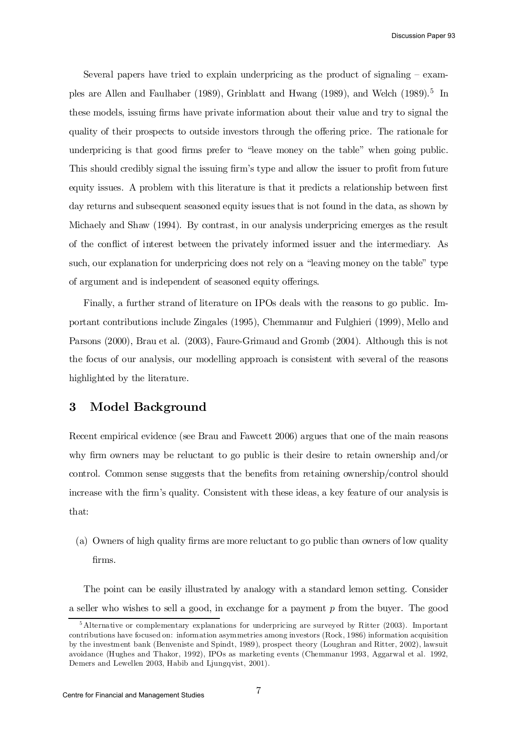Several papers have tried to explain underpricing as the product of signaling – examples are Allen and Faulhaber (1989), Grinblatt and Hwang (1989), and Welch (1989).[5] In these models, issuing firms have private information about their value and try to signal the quality of their prospects to outside investors through the offering price. The rationale for underpricing is that good firms prefer to "leave money on the table" when going public. This should credibly signal the issuing firm's type and allow the issuer to profit from future equity issues. A problem with this literature is that it predicts a relationship between first day returns and subsequent seasoned equity issues that is not found in the data, as shown by Michaely and Shaw (1994). By contrast, in our analysis underpricing emerges as the result of the conflict of interest between the privately informed issuer and the intermediary. As such, our explanation for underpricing does not rely on a "leaving money on the table" type of argument and is independent of seasoned equity offerings.

Finally, a further strand of literature on IPOs deals with the reasons to go public. Important contributions include Zingales (1995), Chemmanur and Fulghieri (1999), Mello and Parsons (2000), Brau et al. (2003), Faure-Grimaud and Gromb (2004). Although this is not the focus of our analysis, our modelling approach is consistent with several of the reasons highlighted by the literature.

## 3 Model Background

Recent empirical evidence (see Brau and Fawcett 2006) argues that one of the main reasons why firm owners may be reluctant to go public is their desire to retain ownership and/or control. Common sense suggests that the benefits from retaining ownership/control should increase with the firm's quality. Consistent with these ideas, a key feature of our analysis is that:

(a) Owners of high quality firms are more reluctant to go public than owners of low quality firms.

The point can be easily illustrated by analogy with a standard lemon setting. Consider a seller who wishes to sell a good, in exchange for a payment $p$ from the buyer. The good

[5] Alternative or complementary explanations for underpricing are surveyed by Ritter (2003). Important contributions have focused on: information asymmetries among investors (Rock, 1986) information acquisition by the investment bank (Benveniste and Spindt, 1989), prospect theory (Loughran and Ritter, 2002), lawsuit avoidance (Hughes and Thakor, 1992), IPOs as marketing events (Chemmanur 1993, Aggarwal et al. 1992, Demers and Lewellen 2003, Habib and Ljungqvist, 2001).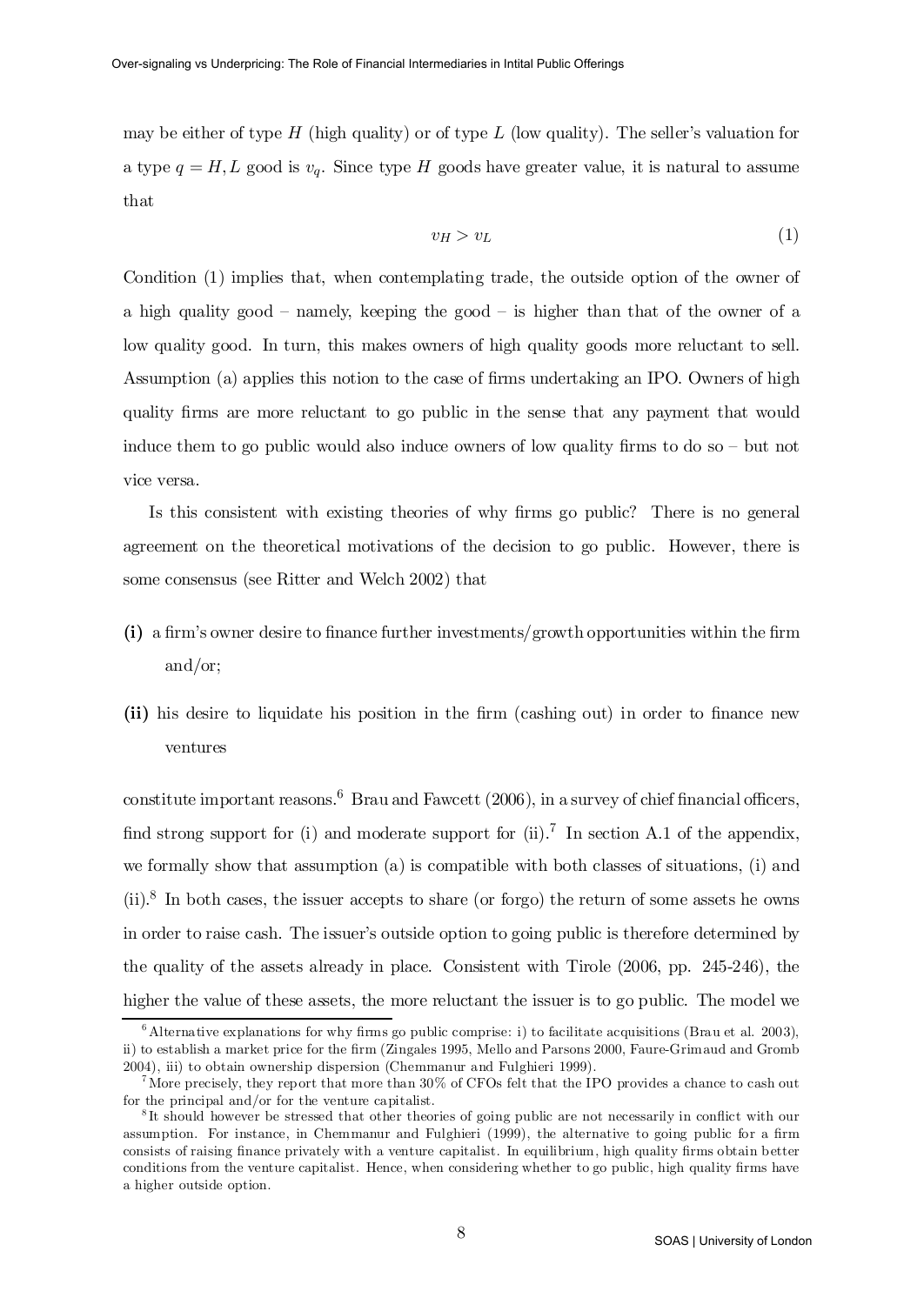may be either of type $H$ (high quality) or of type $L$ (low quality). The seller's valuation for a type $q = H, L$ good is $v_q$. Since type $H$ goods have greater value, it is natural to assume that

$$v_H > v_L \tag{1}$$

Condition (1) implies that, when contemplating trade, the outside option of the owner of a high quality good – namely, keeping the good – is higher than that of the owner of a low quality good. In turn, this makes owners of high quality goods more reluctant to sell. Assumption (a) applies this notion to the case of firms undertaking an IPO. Owners of high quality firms are more reluctant to go public in the sense that any payment that would induce them to go public would also induce owners of low quality firms to do so – but not vice versa.

Is this consistent with existing theories of why firms go public? There is no general agreement on the theoretical motivations of the decision to go public. However, there is some consensus (see Ritter and Welch 2002) that

**(i)** a firm's owner desire to finance further investments/growth opportunities within the firm and/or;

**(ii)** his desire to liquidate his position in the firm (cashing out) in order to finance new ventures

constitute important reasons.[6] Brau and Fawcett (2006), in a survey of chief financial officers, find strong support for (i) and moderate support for (ii).[7] In section A.1 of the appendix, we formally show that assumption (a) is compatible with both classes of situations, (i) and (ii).[8] In both cases, the issuer accepts to share (or forgo) the return of some assets he owns in order to raise cash. The issuer's outside option to going public is therefore determined by the quality of the assets already in place. Consistent with Tirole (2006, pp. 245-246), the higher the value of these assets, the more reluctant the issuer is to go public. The model we

[6] Alternative explanations for why firms go public comprise: i) to facilitate acquisitions (Brau et al. 2003), ii) to establish a market price for the firm (Zingales 1995, Mello and Parsons 2000, Faure-Grimaud and Gromb 2004), iii) to obtain ownership dispersion (Chemmanur and Fulghieri 1999).

[7] More precisely, they report that more than 30% of CFOs felt that the IPO provides a chance to cash out for the principal and/or for the venture capitalist.

[8] It should however be stressed that other theories of going public are not necessarily in conflict with our assumption. For instance, in Chemmanur and Fulghieri (1999), the alternative to going public for a firm consists of raising finance privately with a venture capitalist. In equilibrium, high quality firms obtain better conditions from the venture capitalist. Hence, when considering whether to go public, high quality firms have a higher outside option.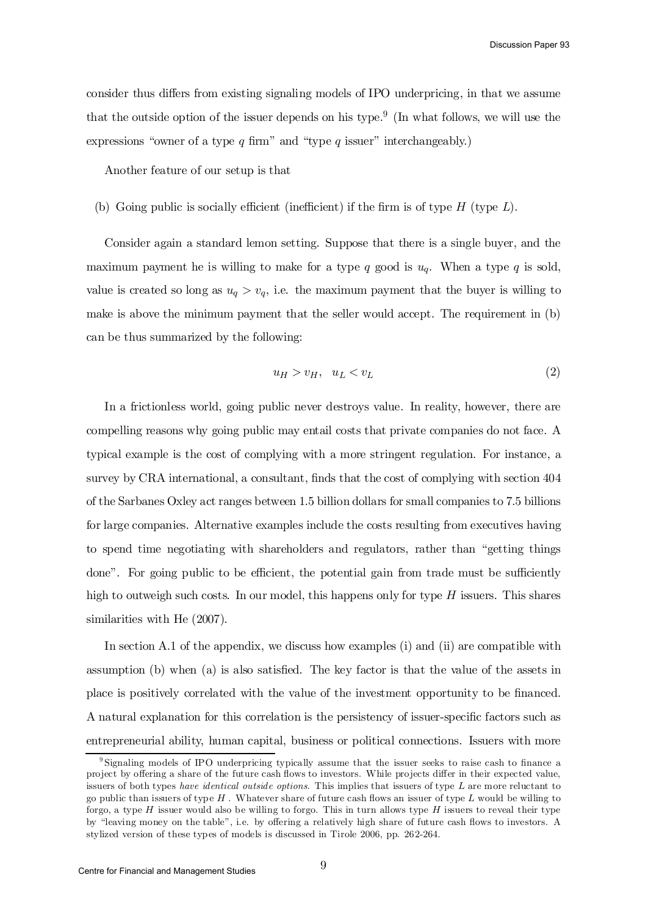consider thus differs from existing signaling models of IPO underpricing, in that we assume that the outside option of the issuer depends on his type.[9] (In what follows, we will use the expressions "owner of a type $q$ firm" and "type $q$ issuer" interchangeably.)

Another feature of our setup is that

(b) Going public is socially efficient (inefficient) if the firm is of type $H$ (type $L$).

Consider again a standard lemon setting. Suppose that there is a single buyer, and the maximum payment he is willing to make for a type $q$ good is $u_q$. When a type $q$ is sold, value is created so long as $u_q > v_q$, i.e. the maximum payment that the buyer is willing to make is above the minimum payment that the seller would accept. The requirement in (b) can be thus summarized by the following:

$$u_H > v_H, \quad u_L < v_L \tag{2}$$

In a frictionless world, going public never destroys value. In reality, however, there are compelling reasons why going public may entail costs that private companies do not face. A typical example is the cost of complying with a more stringent regulation. For instance, a survey by CRA international, a consultant, finds that the cost of complying with section 404 of the Sarbanes Oxley act ranges between 1.5 billion dollars for small companies to 7.5 billions for large companies. Alternative examples include the costs resulting from executives having to spend time negotiating with shareholders and regulators, rather than "getting things done". For going public to be efficient, the potential gain from trade must be sufficiently high to outweigh such costs. In our model, this happens only for type $H$ issuers. This shares similarities with He (2007).

In section A.1 of the appendix, we discuss how examples (i) and (ii) are compatible with assumption (b) when (a) is also satisfied. The key factor is that the value of the assets in place is positively correlated with the value of the investment opportunity to be financed. A natural explanation for this correlation is the persistency of issuer-specific factors such as entrepreneurial ability, human capital, business or political connections. Issuers with more

---

[9] Signaling models of IPO underpricing typically assume that the issuer seeks to raise cash to finance a project by offering a share of the future cash flows to investors. While projects differ in their expected value, issuers of both types *have identical outside options*. This implies that issuers of type $L$ are more reluctant to go public than issuers of type $H$. Whatever share of future cash flows an issuer of type $L$ would be willing to forgo, a type $H$ issuer would also be willing to forgo. This in turn allows type $H$ issuers to reveal their type by "leaving money on the table", i.e. by offering a relatively high share of future cash flows to investors. A stylized version of these types of models is discussed in Tirole 2006, pp. 262-264.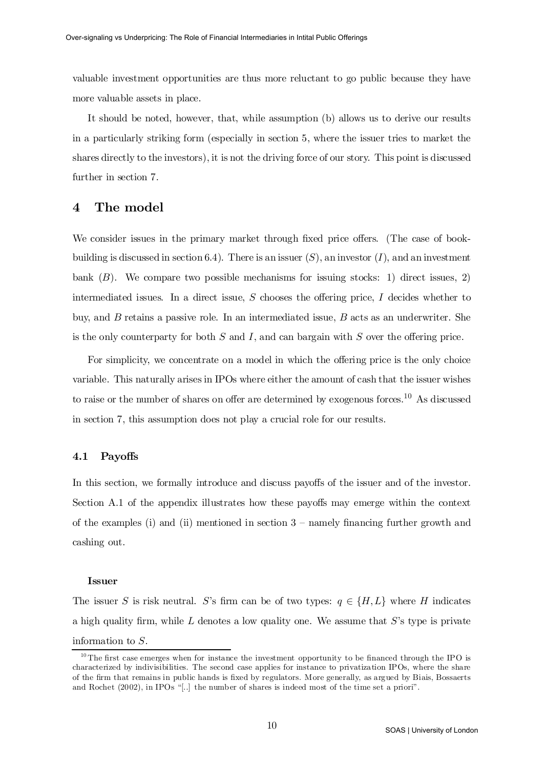valuable investment opportunities are thus more reluctant to go public because they have more valuable assets in place.

It should be noted, however, that, while assumption (b) allows us to derive our results in a particularly striking form (especially in section 5, where the issuer tries to market the shares directly to the investors), it is not the driving force of our story. This point is discussed further in section 7.

# 4 The model

We consider issues in the primary market through fixed price offers. (The case of book-building is discussed in section 6.4). There is an issuer ($S$), an investor ($I$), and an investment bank ($B$). We compare two possible mechanisms for issuing stocks: 1) direct issues, 2) intermediated issues. In a direct issue, $S$ chooses the offering price, $I$ decides whether to buy, and $B$ retains a passive role. In an intermediated issue, $B$ acts as an underwriter. She is the only counterparty for both $S$ and $I$, and can bargain with $S$ over the offering price.

For simplicity, we concentrate on a model in which the offering price is the only choice variable. This naturally arises in IPOs where either the amount of cash that the issuer wishes to raise or the number of shares on offer are determined by exogenous forces.[10] As discussed in section 7, this assumption does not play a crucial role for our results.

## 4.1 Payoffs

In this section, we formally introduce and discuss payoffs of the issuer and of the investor. Section A.1 of the appendix illustrates how these payoffs may emerge within the context of the examples (i) and (ii) mentioned in section 3 – namely financing further growth and cashing out.

**Issuer**

The issuer $S$ is risk neutral. $S$'s firm can be of two types: $q \in \{H, L\}$ where $H$ indicates a high quality firm, while $L$ denotes a low quality one. We assume that $S$'s type is private information to $S$.

[10] The first case emerges when for instance the investment opportunity to be financed through the IPO is characterized by indivisibilities. The second case applies for instance to privatization IPOs, where the share of the firm that remains in public hands is fixed by regulators. More generally, as argued by Biais, Bossaerts and Rochet (2002), in IPOs "[..] the number of shares is indeed most of the time set a priori".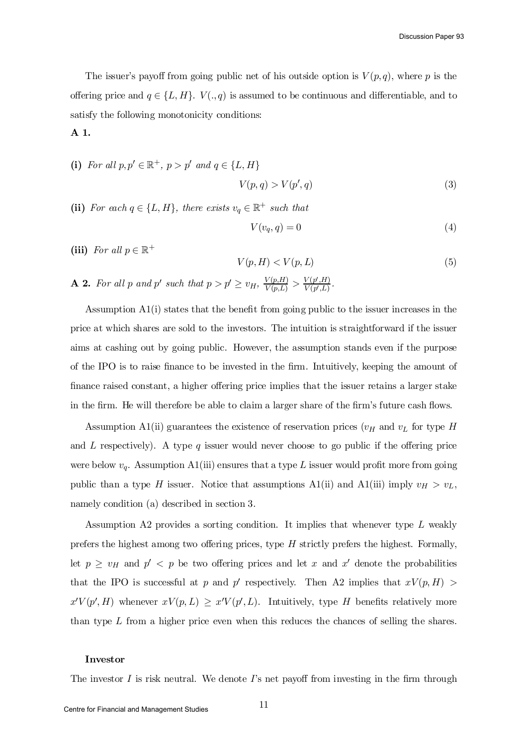The issuer's payoff from going public net of his outside option is $V(p, q)$, where $p$ is the offering price and $q \in \{L, H\}$. $V(., q)$ is assumed to be continuous and differentiable, and to satisfy the following monotonicity conditions:

**A 1.**

**(i)** *For all* $p, p' \in \mathbb{R}^+$, $p > p'$ *and* $q \in \{L, H\}$

$$V(p, q) > V(p', q) \tag{3}$$

**(ii)** *For each* $q \in \{L, H\}$, *there exists* $v_q \in \mathbb{R}^+$ *such that*

$$V(v_q, q) = 0 \tag{4}$$

**(iii)** *For all* $p \in \mathbb{R}^+$

$$V(p, H) < V(p, L) \tag{5}$$

**A 2.** *For all* $p$ *and* $p'$ *such that* $p > p' \geq v_H$, $\frac{V(p,H)}{V(p,L)} > \frac{V(p',H)}{V(p',L)}$.

Assumption A1(i) states that the benefit from going public to the issuer increases in the price at which shares are sold to the investors. The intuition is straightforward if the issuer aims at cashing out by going public. However, the assumption stands even if the purpose of the IPO is to raise finance to be invested in the firm. Intuitively, keeping the amount of finance raised constant, a higher offering price implies that the issuer retains a larger stake in the firm. He will therefore be able to claim a larger share of the firm's future cash flows.

Assumption A1(ii) guarantees the existence of reservation prices ($v_H$ and $v_L$ for type $H$ and $L$ respectively). A type $q$ issuer would never choose to go public if the offering price were below $v_q$. Assumption A1(iii) ensures that a type $L$ issuer would profit more from going public than a type $H$ issuer. Notice that assumptions A1(ii) and A1(iii) imply $v_H > v_L$, namely condition (a) described in section 3.

Assumption A2 provides a sorting condition. It implies that whenever type $L$ weakly prefers the highest among two offering prices, type $H$ strictly prefers the highest. Formally, let $p \geq v_H$ and $p' < p$ be two offering prices and let $x$ and $x'$ denote the probabilities that the IPO is successful at $p$ and $p'$ respectively. Then A2 implies that $xV(p, H) > x'V(p', H)$ whenever $xV(p, L) \geq x'V(p', L)$. Intuitively, type $H$ benefits relatively more than type $L$ from a higher price even when this reduces the chances of selling the shares.

**Investor**

The investor $I$ is risk neutral. We denote $I$'s net payoff from investing in the firm through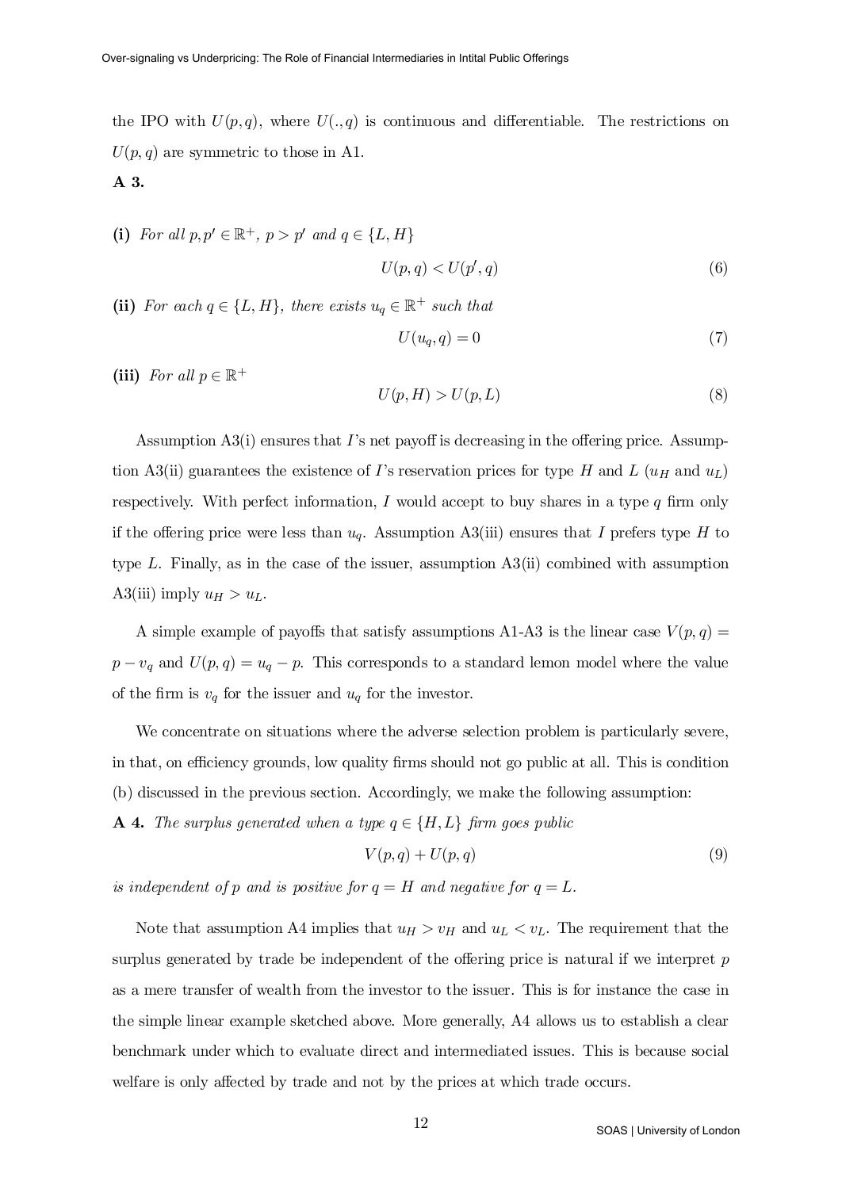the IPO with $U(p, q)$, where $U(., q)$ is continuous and differentiable. The restrictions on $U(p, q)$ are symmetric to those in A1.

**A 3.**

**(i)** *For all* $p, p' \in \mathbb{R}^+$, $p > p'$ *and* $q \in \{L, H\}$

$$U(p, q) < U(p', q) \tag{6}$$

**(ii)** *For each* $q \in \{L, H\}$, *there exists* $u_q \in \mathbb{R}^+$ *such that*

$$U(u_q, q) = 0 \tag{7}$$

**(iii)** *For all* $p \in \mathbb{R}^+$

$$U(p, H) > U(p, L) \tag{8}$$

Assumption A3(i) ensures that $I$'s net payoff is decreasing in the offering price. Assumption A3(ii) guarantees the existence of $I$'s reservation prices for type $H$ and $L$ ($u_H$ and $u_L$) respectively. With perfect information, $I$ would accept to buy shares in a type $q$ firm only if the offering price were less than $u_q$. Assumption A3(iii) ensures that $I$ prefers type $H$ to type $L$. Finally, as in the case of the issuer, assumption A3(ii) combined with assumption A3(iii) imply $u_H > u_L$.

A simple example of payoffs that satisfy assumptions A1-A3 is the linear case $V(p, q) = p - v_q$ and $U(p, q) = u_q - p$. This corresponds to a standard lemon model where the value of the firm is $v_q$ for the issuer and $u_q$ for the investor.

We concentrate on situations where the adverse selection problem is particularly severe, in that, on efficiency grounds, low quality firms should not go public at all. This is condition (b) discussed in the previous section. Accordingly, we make the following assumption:

**A 4.** *The surplus generated when a type* $q \in \{H, L\}$ *firm goes public*

$$V(p, q) + U(p, q) \tag{9}$$

*is independent of* $p$ *and is positive for* $q = H$ *and negative for* $q = L$.

Note that assumption A4 implies that $u_H > v_H$ and $u_L < v_L$. The requirement that the surplus generated by trade be independent of the offering price is natural if we interpret $p$ as a mere transfer of wealth from the investor to the issuer. This is for instance the case in the simple linear example sketched above. More generally, A4 allows us to establish a clear benchmark under which to evaluate direct and intermediated issues. This is because social welfare is only affected by trade and not by the prices at which trade occurs.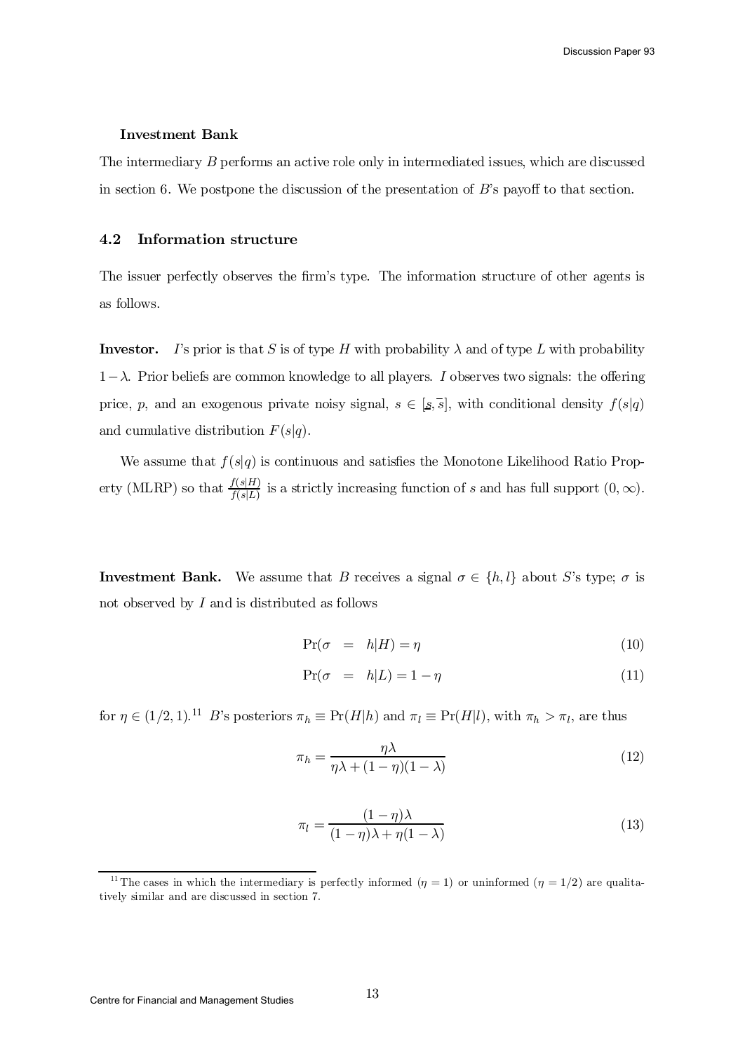**Investment Bank**

The intermediary $B$ performs an active role only in intermediated issues, which are discussed in section 6. We postpone the discussion of the presentation of $B$'s payoff to that section.

### 4.2 Information structure

The issuer perfectly observes the firm's type. The information structure of other agents is as follows.

**Investor.** $I$'s prior is that $S$ is of type $H$ with probability $\lambda$ and of type $L$ with probability $1-\lambda$. Prior beliefs are common knowledge to all players. $I$ observes two signals: the offering price, $p$, and an exogenous private noisy signal, $s \in [\underline{s}, \overline{s}]$, with conditional density $f(s|q)$ and cumulative distribution $F(s|q)$.

We assume that $f(s|q)$ is continuous and satisfies the Monotone Likelihood Ratio Property (MLRP) so that $\frac{f(s|H)}{f(s|L)}$ is a strictly increasing function of $s$ and has full support $(0, \infty)$.

**Investment Bank.** We assume that $B$ receives a signal $\sigma \in \{h, l\}$ about $S$'s type; $\sigma$ is not observed by $I$ and is distributed as follows

$$\Pr(\sigma = h|H) = \eta \tag{10}$$

$$\Pr(\sigma = h|L) = 1 - \eta \tag{11}$$

for $\eta \in (1/2, 1)$.[11] $B$'s posteriors $\pi_h \equiv \Pr(H|h)$ and $\pi_l \equiv \Pr(H|l)$, with $\pi_h > \pi_l$, are thus

$$\pi_h = \frac{\eta\lambda}{\eta\lambda + (1-\eta)(1-\lambda)} \tag{12}$$

$$\pi_l = \frac{(1-\eta)\lambda}{(1-\eta)\lambda + \eta(1-\lambda)} \tag{13}$$

[11] The cases in which the intermediary is perfectly informed ($\eta = 1$) or uninformed ($\eta = 1/2$) are qualitatively similar and are discussed in section 7.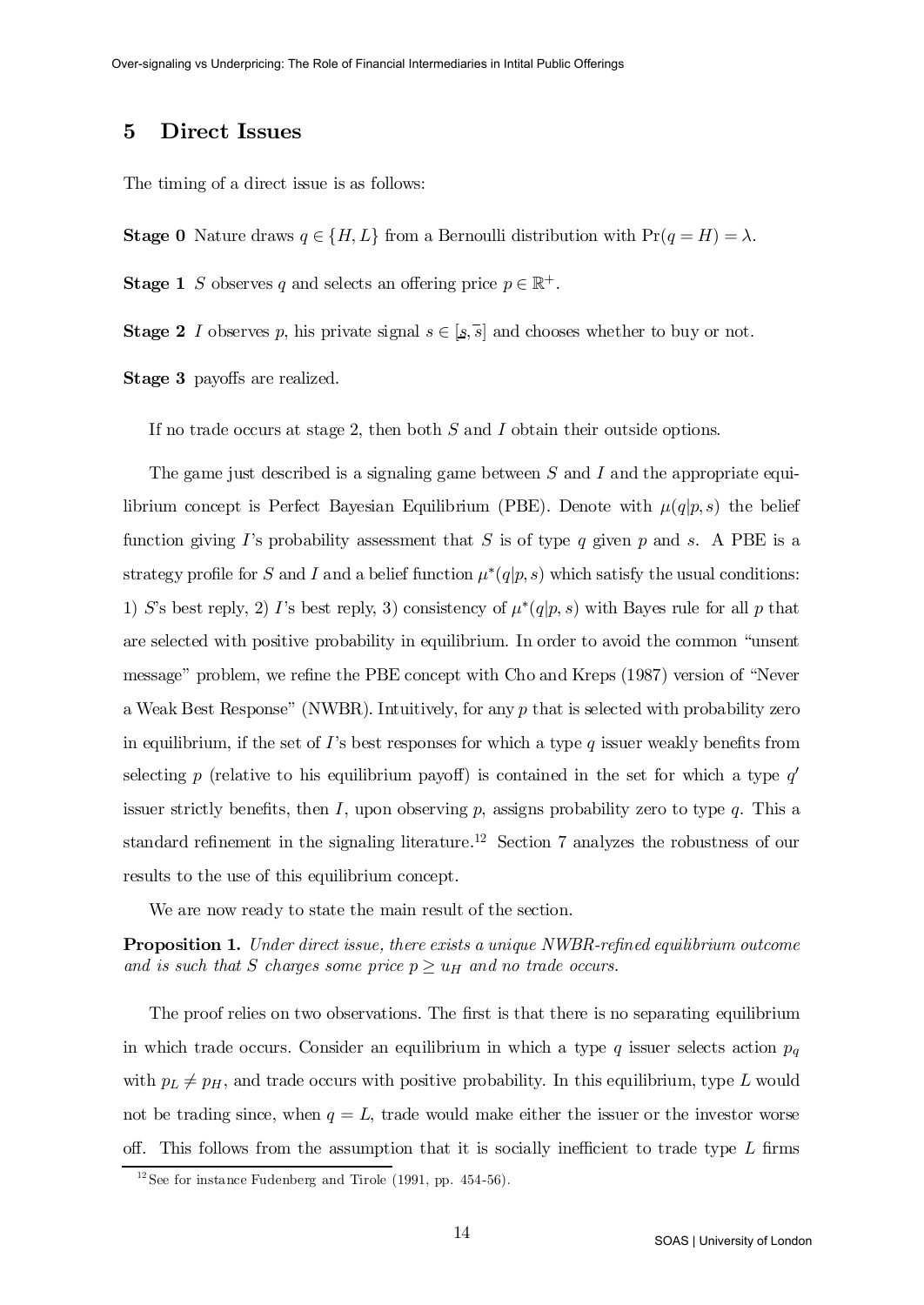## 5 Direct Issues

The timing of a direct issue is as follows:

**Stage 0** Nature draws $q \in \{H, L\}$ from a Bernoulli distribution with $\Pr(q = H) = \lambda$.

**Stage 1** $S$ observes $q$ and selects an offering price $p \in \mathbb{R}^+$.

**Stage 2** $I$ observes $p$, his private signal $s \in [\underline{s}, \overline{s}]$ and chooses whether to buy or not.

**Stage 3** payoffs are realized.

If no trade occurs at stage 2, then both $S$ and $I$ obtain their outside options.

The game just described is a signaling game between $S$ and $I$ and the appropriate equilibrium concept is Perfect Bayesian Equilibrium (PBE). Denote with $\mu(q|p, s)$ the belief function giving $I$'s probability assessment that $S$ is of type $q$ given $p$ and $s$. A PBE is a strategy profile for $S$ and $I$ and a belief function $\mu^*(q|p, s)$ which satisfy the usual conditions: 1) $S$'s best reply, 2) $I$'s best reply, 3) consistency of $\mu^*(q|p, s)$ with Bayes rule for all $p$ that are selected with positive probability in equilibrium. In order to avoid the common "unsent message" problem, we refine the PBE concept with Cho and Kreps (1987) version of "Never a Weak Best Response" (NWBR). Intuitively, for any $p$ that is selected with probability zero in equilibrium, if the set of $I$'s best responses for which a type $q$ issuer weakly benefits from selecting $p$ (relative to his equilibrium payoff) is contained in the set for which a type $q'$ issuer strictly benefits, then $I$, upon observing $p$, assigns probability zero to type $q$. This a standard refinement in the signaling literature.[12] Section 7 analyzes the robustness of our results to the use of this equilibrium concept.

We are now ready to state the main result of the section.

**Proposition 1.** *Under direct issue, there exists a unique NWBR-refined equilibrium outcome and is such that S charges some price $p \geq u_H$ and no trade occurs.*

The proof relies on two observations. The first is that there is no separating equilibrium in which trade occurs. Consider an equilibrium in which a type $q$ issuer selects action $p_q$ with $p_L \neq p_H$, and trade occurs with positive probability. In this equilibrium, type $L$ would not be trading since, when $q = L$, trade would make either the issuer or the investor worse off. This follows from the assumption that it is socially inefficient to trade type $L$ firms

[12] See for instance Fudenberg and Tirole (1991, pp. 454-56).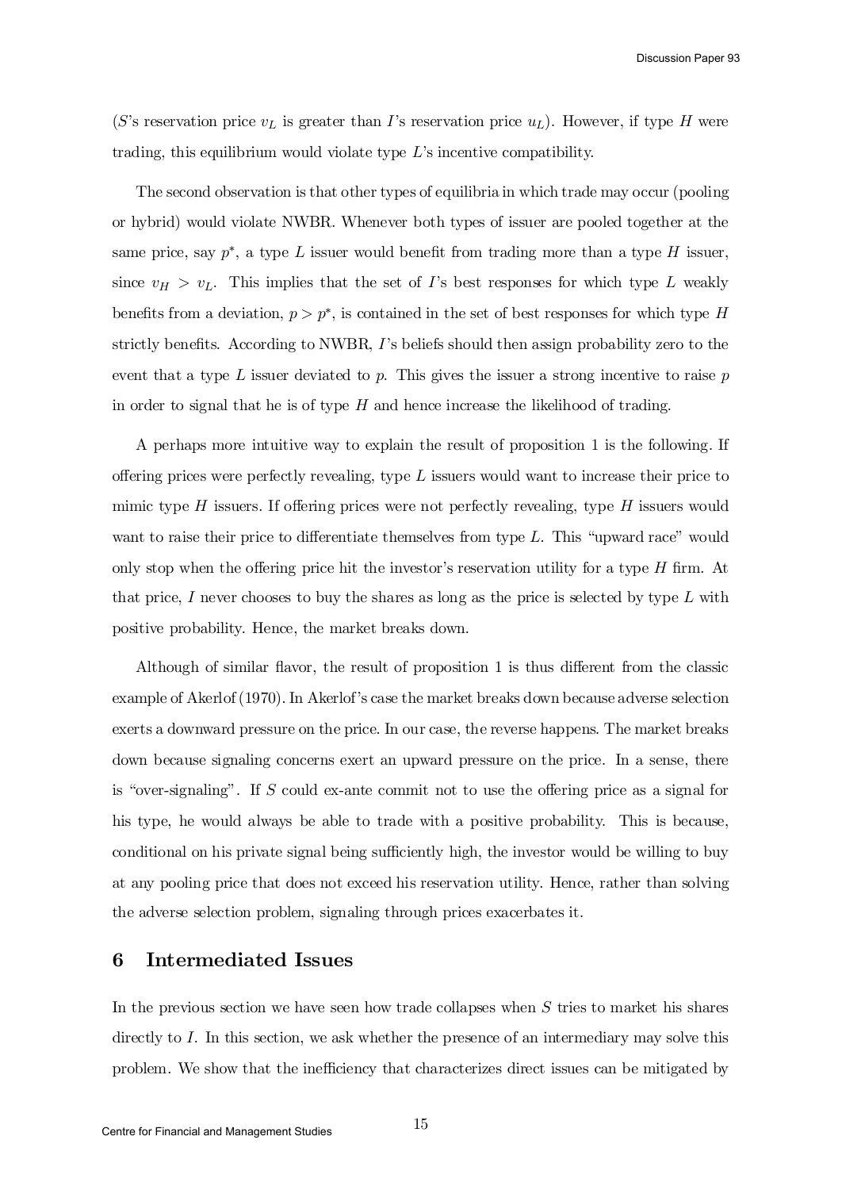($S$'s reservation price $v_L$ is greater than $I$'s reservation price $u_L$). However, if type $H$ were trading, this equilibrium would violate type $L$'s incentive compatibility.

The second observation is that other types of equilibria in which trade may occur (pooling or hybrid) would violate NWBR. Whenever both types of issuer are pooled together at the same price, say $p^*$, a type $L$ issuer would benefit from trading more than a type $H$ issuer, since $v_H > v_L$. This implies that the set of $I$'s best responses for which type $L$ weakly benefits from a deviation, $p > p^*$, is contained in the set of best responses for which type $H$ strictly benefits. According to NWBR, $I$'s beliefs should then assign probability zero to the event that a type $L$ issuer deviated to $p$. This gives the issuer a strong incentive to raise $p$ in order to signal that he is of type $H$ and hence increase the likelihood of trading.

A perhaps more intuitive way to explain the result of proposition 1 is the following. If offering prices were perfectly revealing, type $L$ issuers would want to increase their price to mimic type $H$ issuers. If offering prices were not perfectly revealing, type $H$ issuers would want to raise their price to differentiate themselves from type $L$. This "upward race" would only stop when the offering price hit the investor's reservation utility for a type $H$ firm. At that price, $I$ never chooses to buy the shares as long as the price is selected by type $L$ with positive probability. Hence, the market breaks down.

Although of similar flavor, the result of proposition 1 is thus different from the classic example of Akerlof (1970). In Akerlof's case the market breaks down because adverse selection exerts a downward pressure on the price. In our case, the reverse happens. The market breaks down because signaling concerns exert an upward pressure on the price. In a sense, there is "over-signaling". If $S$ could ex-ante commit not to use the offering price as a signal for his type, he would always be able to trade with a positive probability. This is because, conditional on his private signal being sufficiently high, the investor would be willing to buy at any pooling price that does not exceed his reservation utility. Hence, rather than solving the adverse selection problem, signaling through prices exacerbates it.

## 6 Intermediated Issues

In the previous section we have seen how trade collapses when $S$ tries to market his shares directly to $I$. In this section, we ask whether the presence of an intermediary may solve this problem. We show that the inefficiency that characterizes direct issues can be mitigated by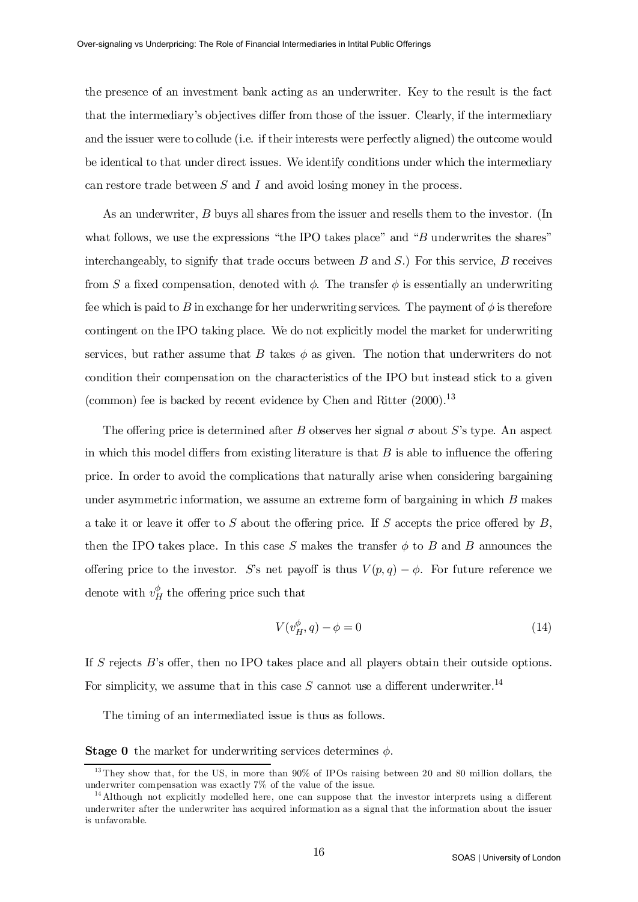the presence of an investment bank acting as an underwriter. Key to the result is the fact that the intermediary's objectives differ from those of the issuer. Clearly, if the intermediary and the issuer were to collude (i.e. if their interests were perfectly aligned) the outcome would be identical to that under direct issues. We identify conditions under which the intermediary can restore trade between $S$ and $I$ and avoid losing money in the process.

As an underwriter, $B$ buys all shares from the issuer and resells them to the investor. (In what follows, we use the expressions "the IPO takes place" and "$B$ underwrites the shares" interchangeably, to signify that trade occurs between $B$ and $S$.) For this service, $B$ receives from $S$ a fixed compensation, denoted with $\phi$. The transfer $\phi$ is essentially an underwriting fee which is paid to $B$ in exchange for her underwriting services. The payment of $\phi$ is therefore contingent on the IPO taking place. We do not explicitly model the market for underwriting services, but rather assume that $B$ takes $\phi$ as given. The notion that underwriters do not condition their compensation on the characteristics of the IPO but instead stick to a given (common) fee is backed by recent evidence by Chen and Ritter (2000).[13]

The offering price is determined after $B$ observes her signal $\sigma$ about $S$'s type. An aspect in which this model differs from existing literature is that $B$ is able to influence the offering price. In order to avoid the complications that naturally arise when considering bargaining under asymmetric information, we assume an extreme form of bargaining in which $B$ makes a take it or leave it offer to $S$ about the offering price. If $S$ accepts the price offered by $B$, then the IPO takes place. In this case $S$ makes the transfer $\phi$ to $B$ and $B$ announces the offering price to the investor. $S$'s net payoff is thus $V(p, q) - \phi$. For future reference we denote with $v_H^{\phi}$ the offering price such that

$$V(v_H^{\phi}, q) - \phi = 0 \tag{14}$$

If $S$ rejects $B$'s offer, then no IPO takes place and all players obtain their outside options. For simplicity, we assume that in this case $S$ cannot use a different underwriter.[14]

The timing of an intermediated issue is thus as follows.

**Stage 0** the market for underwriting services determines $\phi$.

[13] They show that, for the US, in more than 90% of IPOs raising between 20 and 80 million dollars, the underwriter compensation was exactly 7% of the value of the issue.

[14] Although not explicitly modelled here, one can suppose that the investor interprets using a different underwriter after the underwriter has acquired information as a signal that the information about the issuer is unfavorable.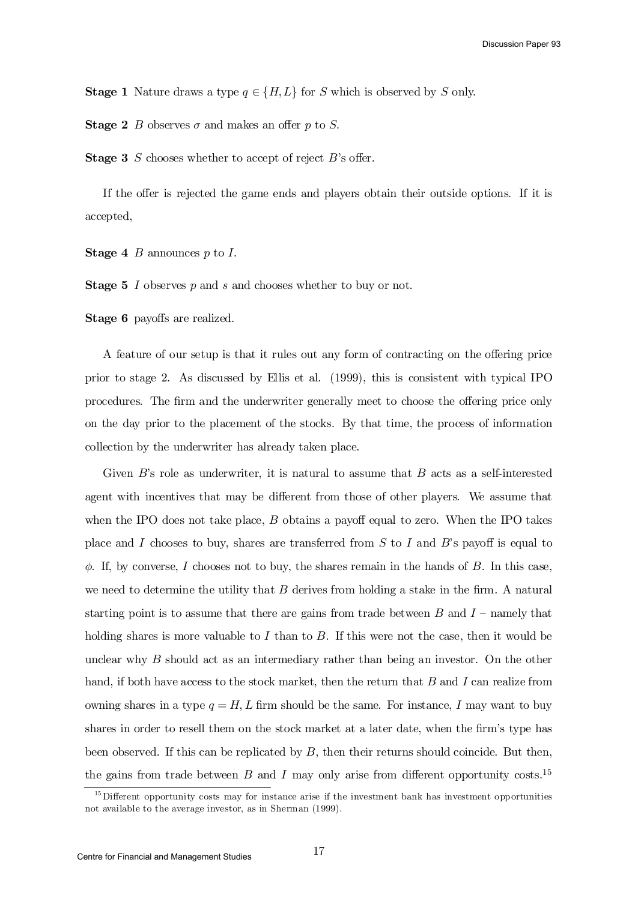**Stage 1** Nature draws a type $q \in \{H, L\}$ for $S$ which is observed by $S$ only.

**Stage 2** $B$ observes $\sigma$ and makes an offer $p$ to $S$.

**Stage 3** $S$ chooses whether to accept of reject $B$'s offer.

If the offer is rejected the game ends and players obtain their outside options. If it is accepted,

**Stage 4** $B$ announces $p$ to $I$.

**Stage 5** $I$ observes $p$ and $s$ and chooses whether to buy or not.

**Stage 6** payoffs are realized.

A feature of our setup is that it rules out any form of contracting on the offering price prior to stage 2. As discussed by Ellis et al. (1999), this is consistent with typical IPO procedures. The firm and the underwriter generally meet to choose the offering price only on the day prior to the placement of the stocks. By that time, the process of information collection by the underwriter has already taken place.

Given $B$'s role as underwriter, it is natural to assume that $B$ acts as a self-interested agent with incentives that may be different from those of other players. We assume that when the IPO does not take place, $B$ obtains a payoff equal to zero. When the IPO takes place and $I$ chooses to buy, shares are transferred from $S$ to $I$ and $B$'s payoff is equal to $\phi$. If, by converse, $I$ chooses not to buy, the shares remain in the hands of $B$. In this case, we need to determine the utility that $B$ derives from holding a stake in the firm. A natural starting point is to assume that there are gains from trade between $B$ and $I$ – namely that holding shares is more valuable to $I$ than to $B$. If this were not the case, then it would be unclear why $B$ should act as an intermediary rather than being an investor. On the other hand, if both have access to the stock market, then the return that $B$ and $I$ can realize from owning shares in a type $q = H, L$ firm should be the same. For instance, $I$ may want to buy shares in order to resell them on the stock market at a later date, when the firm's type has been observed. If this can be replicated by $B$, then their returns should coincide. But then, the gains from trade between $B$ and $I$ may only arise from different opportunity costs.[15]

[15] Different opportunity costs may for instance arise if the investment bank has investment opportunities not available to the average investor, as in Sherman (1999).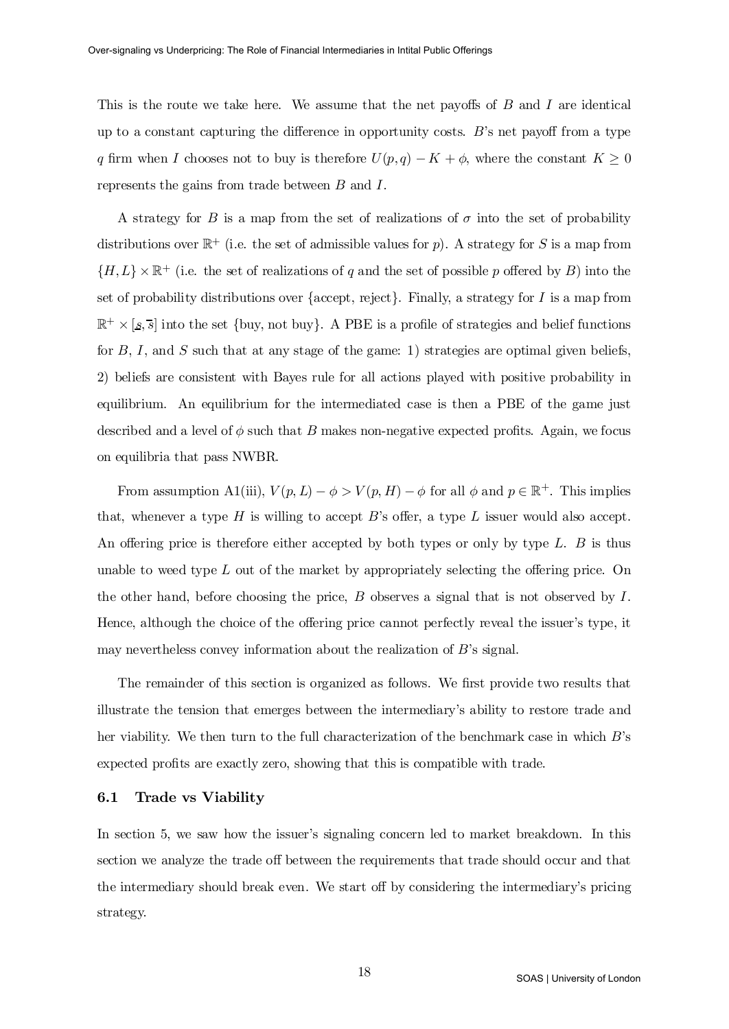This is the route we take here. We assume that the net payoffs of $B$ and $I$ are identical up to a constant capturing the difference in opportunity costs. $B$'s net payoff from a type $q$ firm when $I$ chooses not to buy is therefore $U(p,q) - K + \phi$, where the constant $K \geq 0$ represents the gains from trade between $B$ and $I$.

A strategy for $B$ is a map from the set of realizations of $\sigma$ into the set of probability distributions over $\mathbb{R}^+$ (i.e. the set of admissible values for $p$). A strategy for $S$ is a map from $\{H, L\} \times \mathbb{R}^+$ (i.e. the set of realizations of $q$ and the set of possible $p$ offered by $B$) into the set of probability distributions over {accept, reject}. Finally, a strategy for $I$ is a map from $\mathbb{R}^+ \times [\underline{s}, \overline{s}]$ into the set {buy, not buy}. A PBE is a profile of strategies and belief functions for $B$, $I$, and $S$ such that at any stage of the game: 1) strategies are optimal given beliefs, 2) beliefs are consistent with Bayes rule for all actions played with positive probability in equilibrium. An equilibrium for the intermediated case is then a PBE of the game just described and a level of $\phi$ such that $B$ makes non-negative expected profits. Again, we focus on equilibria that pass NWBR.

From assumption A1(iii), $V(p, L) - \phi > V(p, H) - \phi$ for all $\phi$ and $p \in \mathbb{R}^+$. This implies that, whenever a type $H$ is willing to accept $B$'s offer, a type $L$ issuer would also accept. An offering price is therefore either accepted by both types or only by type $L$. $B$ is thus unable to weed type $L$ out of the market by appropriately selecting the offering price. On the other hand, before choosing the price, $B$ observes a signal that is not observed by $I$. Hence, although the choice of the offering price cannot perfectly reveal the issuer's type, it may nevertheless convey information about the realization of $B$'s signal.

The remainder of this section is organized as follows. We first provide two results that illustrate the tension that emerges between the intermediary's ability to restore trade and her viability. We then turn to the full characterization of the benchmark case in which $B$'s expected profits are exactly zero, showing that this is compatible with trade.

### 6.1 Trade vs Viability

In section 5, we saw how the issuer's signaling concern led to market breakdown. In this section we analyze the trade off between the requirements that trade should occur and that the intermediary should break even. We start off by considering the intermediary's pricing strategy.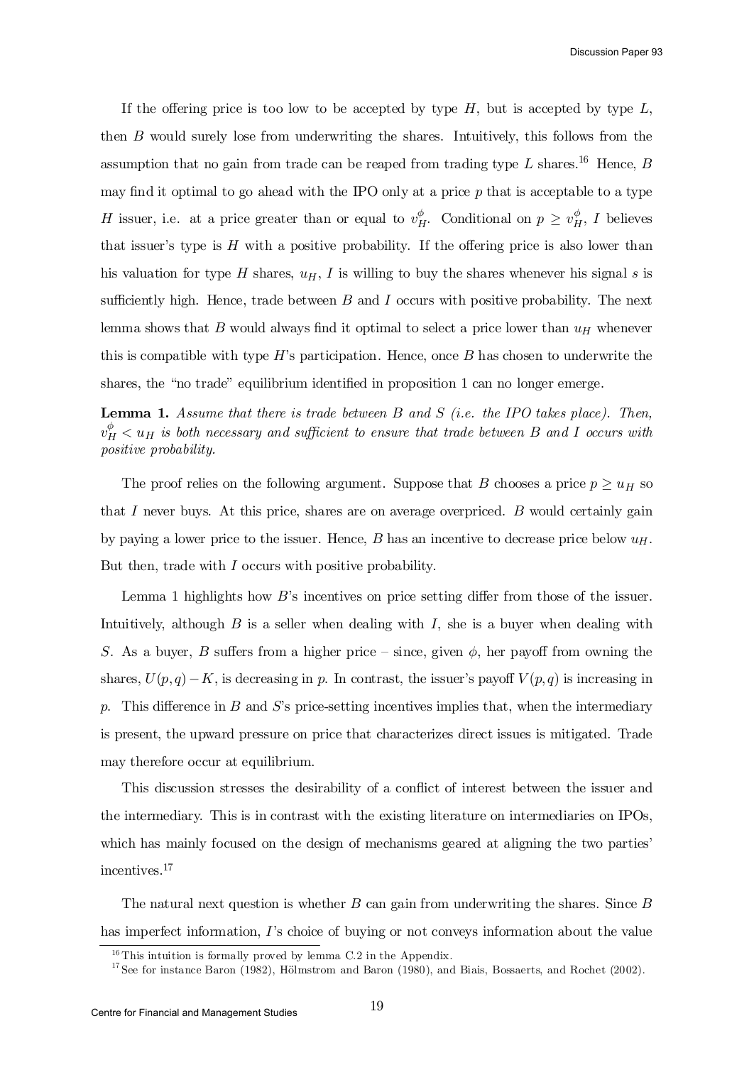If the offering price is too low to be accepted by type $H$, but is accepted by type $L$, then $B$ would surely lose from underwriting the shares. Intuitively, this follows from the assumption that no gain from trade can be reaped from trading type $L$ shares.[16] Hence, $B$ may find it optimal to go ahead with the IPO only at a price $p$ that is acceptable to a type $H$ issuer, i.e. at a price greater than or equal to $v_H^\phi$. Conditional on $p \geq v_H^\phi$, $I$ believes that issuer's type is $H$ with a positive probability. If the offering price is also lower than his valuation for type $H$ shares, $u_H$, $I$ is willing to buy the shares whenever his signal $s$ is sufficiently high. Hence, trade between $B$ and $I$ occurs with positive probability. The next lemma shows that $B$ would always find it optimal to select a price lower than $u_H$ whenever this is compatible with type $H$'s participation. Hence, once $B$ has chosen to underwrite the shares, the "no trade" equilibrium identified in proposition 1 can no longer emerge.

**Lemma 1.** *Assume that there is trade between $B$ and $S$ (i.e. the IPO takes place). Then, $v_H^\phi < u_H$ is both necessary and sufficient to ensure that trade between $B$ and $I$ occurs with positive probability.*

The proof relies on the following argument. Suppose that $B$ chooses a price $p \geq u_H$ so that $I$ never buys. At this price, shares are on average overpriced. $B$ would certainly gain by paying a lower price to the issuer. Hence, $B$ has an incentive to decrease price below $u_H$. But then, trade with $I$ occurs with positive probability.

Lemma 1 highlights how $B$'s incentives on price setting differ from those of the issuer. Intuitively, although $B$ is a seller when dealing with $I$, she is a buyer when dealing with $S$. As a buyer, $B$ suffers from a higher price – since, given $\phi$, her payoff from owning the shares, $U(p,q) - K$, is decreasing in $p$. In contrast, the issuer's payoff $V(p,q)$ is increasing in $p$. This difference in $B$ and $S$'s price-setting incentives implies that, when the intermediary is present, the upward pressure on price that characterizes direct issues is mitigated. Trade may therefore occur at equilibrium.

This discussion stresses the desirability of a conflict of interest between the issuer and the intermediary. This is in contrast with the existing literature on intermediaries on IPOs, which has mainly focused on the design of mechanisms geared at aligning the two parties' incentives.[17]

The natural next question is whether $B$ can gain from underwriting the shares. Since $B$ has imperfect information, $I$'s choice of buying or not conveys information about the value

[16] This intuition is formally proved by lemma C.2 in the Appendix.

[17] See for instance Baron (1982), Hölmstrom and Baron (1980), and Biais, Bossaerts, and Rochet (2002).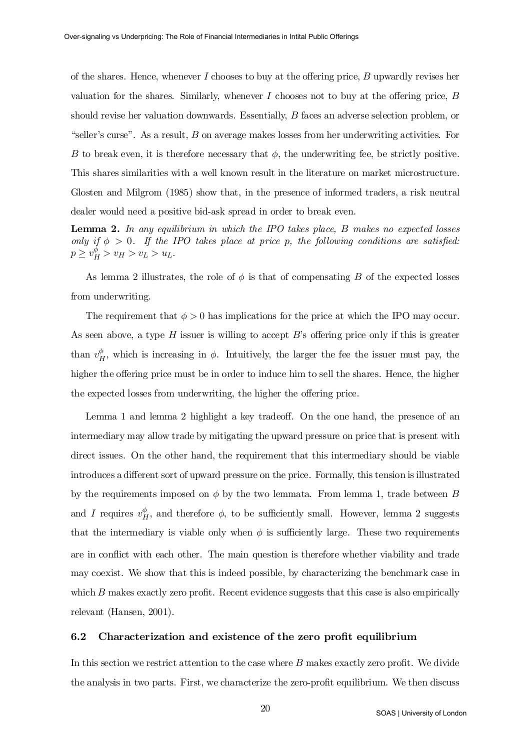of the shares. Hence, whenever $I$ chooses to buy at the offering price, $B$ upwardly revises her valuation for the shares. Similarly, whenever $I$ chooses not to buy at the offering price, $B$ should revise her valuation downwards. Essentially, $B$ faces an adverse selection problem, or "seller's curse". As a result, $B$ on average makes losses from her underwriting activities. For $B$ to break even, it is therefore necessary that $\phi$, the underwriting fee, be strictly positive. This shares similarities with a well known result in the literature on market microstructure. Glosten and Milgrom (1985) show that, in the presence of informed traders, a risk neutral dealer would need a positive bid-ask spread in order to break even.

**Lemma 2.** *In any equilibrium in which the IPO takes place, $B$ makes no expected losses only if $\phi > 0$. If the IPO takes place at price $p$, the following conditions are satisfied: $p \geq v_H^{\phi} > v_H > v_L > u_L$.*

As lemma 2 illustrates, the role of $\phi$ is that of compensating $B$ of the expected losses from underwriting.

The requirement that $\phi > 0$ has implications for the price at which the IPO may occur. As seen above, a type $H$ issuer is willing to accept $B$'s offering price only if this is greater than $v_H^{\phi}$, which is increasing in $\phi$. Intuitively, the larger the fee the issuer must pay, the higher the offering price must be in order to induce him to sell the shares. Hence, the higher the expected losses from underwriting, the higher the offering price.

Lemma 1 and lemma 2 highlight a key tradeoff. On the one hand, the presence of an intermediary may allow trade by mitigating the upward pressure on price that is present with direct issues. On the other hand, the requirement that this intermediary should be viable introduces a different sort of upward pressure on the price. Formally, this tension is illustrated by the requirements imposed on $\phi$ by the two lemmata. From lemma 1, trade between $B$ and $I$ requires $v_H^{\phi}$, and therefore $\phi$, to be sufficiently small. However, lemma 2 suggests that the intermediary is viable only when $\phi$ is sufficiently large. These two requirements are in conflict with each other. The main question is therefore whether viability and trade may coexist. We show that this is indeed possible, by characterizing the benchmark case in which $B$ makes exactly zero profit. Recent evidence suggests that this case is also empirically relevant (Hansen, 2001).

### 6.2 Characterization and existence of the zero profit equilibrium

In this section we restrict attention to the case where $B$ makes exactly zero profit. We divide the analysis in two parts. First, we characterize the zero-profit equilibrium. We then discuss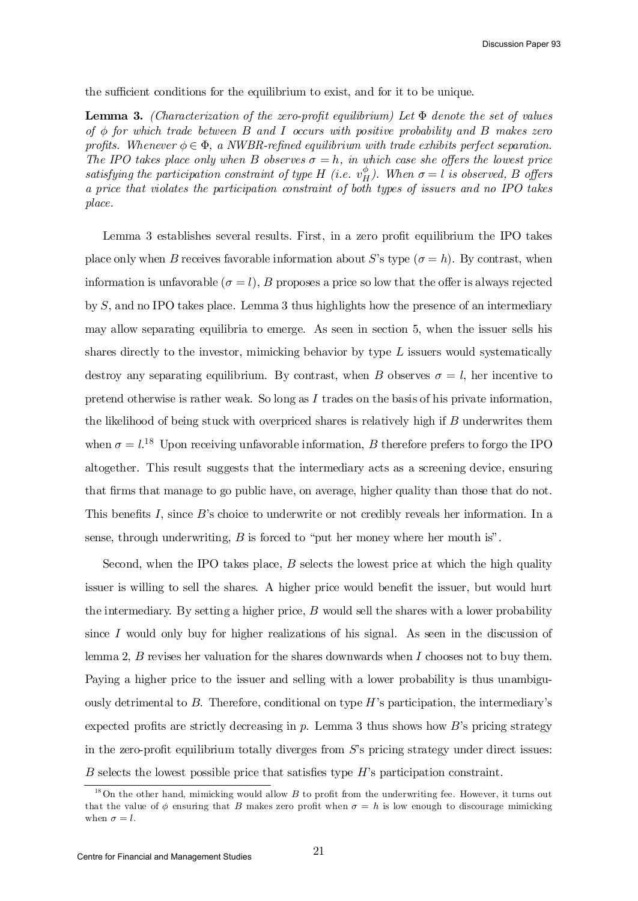the sufficient conditions for the equilibrium to exist, and for it to be unique.

**Lemma 3.** *(Characterization of the zero-profit equilibrium) Let $\Phi$ denote the set of values of $\phi$ for which trade between $B$ and $I$ occurs with positive probability and $B$ makes zero profits. Whenever $\phi \in \Phi$, a NWBR-refined equilibrium with trade exhibits perfect separation. The IPO takes place only when $B$ observes $\sigma = h$, in which case she offers the lowest price satisfying the participation constraint of type $H$ (i.e. $v_H^{\phi}$). When $\sigma = l$ is observed, $B$ offers a price that violates the participation constraint of both types of issuers and no IPO takes place.*

Lemma 3 establishes several results. First, in a zero profit equilibrium the IPO takes place only when $B$ receives favorable information about $S$'s type ($\sigma = h$). By contrast, when information is unfavorable ($\sigma = l$), $B$ proposes a price so low that the offer is always rejected by $S$, and no IPO takes place. Lemma 3 thus highlights how the presence of an intermediary may allow separating equilibria to emerge. As seen in section 5, when the issuer sells his shares directly to the investor, mimicking behavior by type $L$ issuers would systematically destroy any separating equilibrium. By contrast, when $B$ observes $\sigma = l$, her incentive to pretend otherwise is rather weak. So long as $I$ trades on the basis of his private information, the likelihood of being stuck with overpriced shares is relatively high if $B$ underwrites them when $\sigma = l$.[18] Upon receiving unfavorable information, $B$ therefore prefers to forgo the IPO altogether. This result suggests that the intermediary acts as a screening device, ensuring that firms that manage to go public have, on average, higher quality than those that do not. This benefits $I$, since $B$'s choice to underwrite or not credibly reveals her information. In a sense, through underwriting, $B$ is forced to "put her money where her mouth is".

Second, when the IPO takes place, $B$ selects the lowest price at which the high quality issuer is willing to sell the shares. A higher price would benefit the issuer, but would hurt the intermediary. By setting a higher price, $B$ would sell the shares with a lower probability since $I$ would only buy for higher realizations of his signal. As seen in the discussion of lemma 2, $B$ revises her valuation for the shares downwards when $I$ chooses not to buy them. Paying a higher price to the issuer and selling with a lower probability is thus unambiguously detrimental to $B$. Therefore, conditional on type $H$'s participation, the intermediary's expected profits are strictly decreasing in $p$. Lemma 3 thus shows how $B$'s pricing strategy in the zero-profit equilibrium totally diverges from $S$'s pricing strategy under direct issues: $B$ selects the lowest possible price that satisfies type $H$'s participation constraint.

[18] On the other hand, mimicking would allow $B$ to profit from the underwriting fee. However, it turns out that the value of $\phi$ ensuring that $B$ makes zero profit when $\sigma = h$ is low enough to discourage mimicking when $\sigma = l$.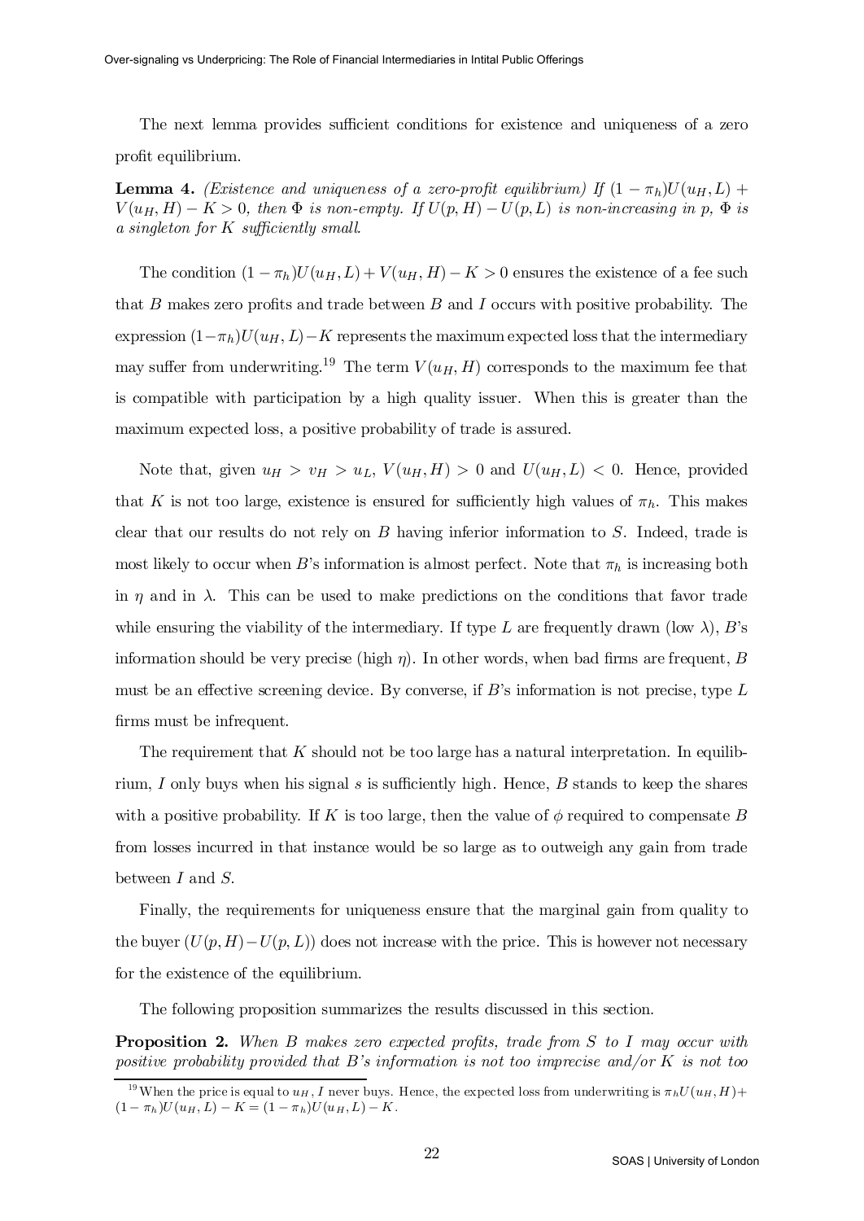The next lemma provides sufficient conditions for existence and uniqueness of a zero profit equilibrium.

**Lemma 4.** *(Existence and uniqueness of a zero-profit equilibrium) If $(1-\pi_h)U(u_H,L)+V(u_H,H)-K>0$, then $\Phi$ is non-empty. If $U(p,H)-U(p,L)$ is non-increasing in $p$, $\Phi$ is a singleton for $K$ sufficiently small.*

The condition $(1-\pi_h)U(u_H,L)+V(u_H,H)-K>0$ ensures the existence of a fee such that $B$ makes zero profits and trade between $B$ and $I$ occurs with positive probability. The expression $(1-\pi_h)U(u_H,L)-K$ represents the maximum expected loss that the intermediary may suffer from underwriting.[19] The term $V(u_H,H)$ corresponds to the maximum fee that is compatible with participation by a high quality issuer. When this is greater than the maximum expected loss, a positive probability of trade is assured.

Note that, given $u_H > v_H > u_L$, $V(u_H,H)>0$ and $U(u_H,L)<0$. Hence, provided that $K$ is not too large, existence is ensured for sufficiently high values of $\pi_h$. This makes clear that our results do not rely on $B$ having inferior information to $S$. Indeed, trade is most likely to occur when $B$'s information is almost perfect. Note that $\pi_h$ is increasing both in $\eta$ and in $\lambda$. This can be used to make predictions on the conditions that favor trade while ensuring the viability of the intermediary. If type $L$ are frequently drawn (low $\lambda$), $B$'s information should be very precise (high $\eta$). In other words, when bad firms are frequent, $B$ must be an effective screening device. By converse, if $B$'s information is not precise, type $L$ firms must be infrequent.

The requirement that $K$ should not be too large has a natural interpretation. In equilibrium, $I$ only buys when his signal $s$ is sufficiently high. Hence, $B$ stands to keep the shares with a positive probability. If $K$ is too large, then the value of $\phi$ required to compensate $B$ from losses incurred in that instance would be so large as to outweigh any gain from trade between $I$ and $S$.

Finally, the requirements for uniqueness ensure that the marginal gain from quality to the buyer ($U(p,H)-U(p,L)$) does not increase with the price. This is however not necessary for the existence of the equilibrium.

The following proposition summarizes the results discussed in this section.

**Proposition 2.** *When $B$ makes zero expected profits, trade from $S$ to $I$ may occur with positive probability provided that $B$'s information is not too imprecise and/or $K$ is not too*

[19] When the price is equal to $u_H$, $I$ never buys. Hence, the expected loss from underwriting is $\pi_h U(u_H,H)+(1-\pi_h)U(u_H,L)-K=(1-\pi_h)U(u_H,L)-K$.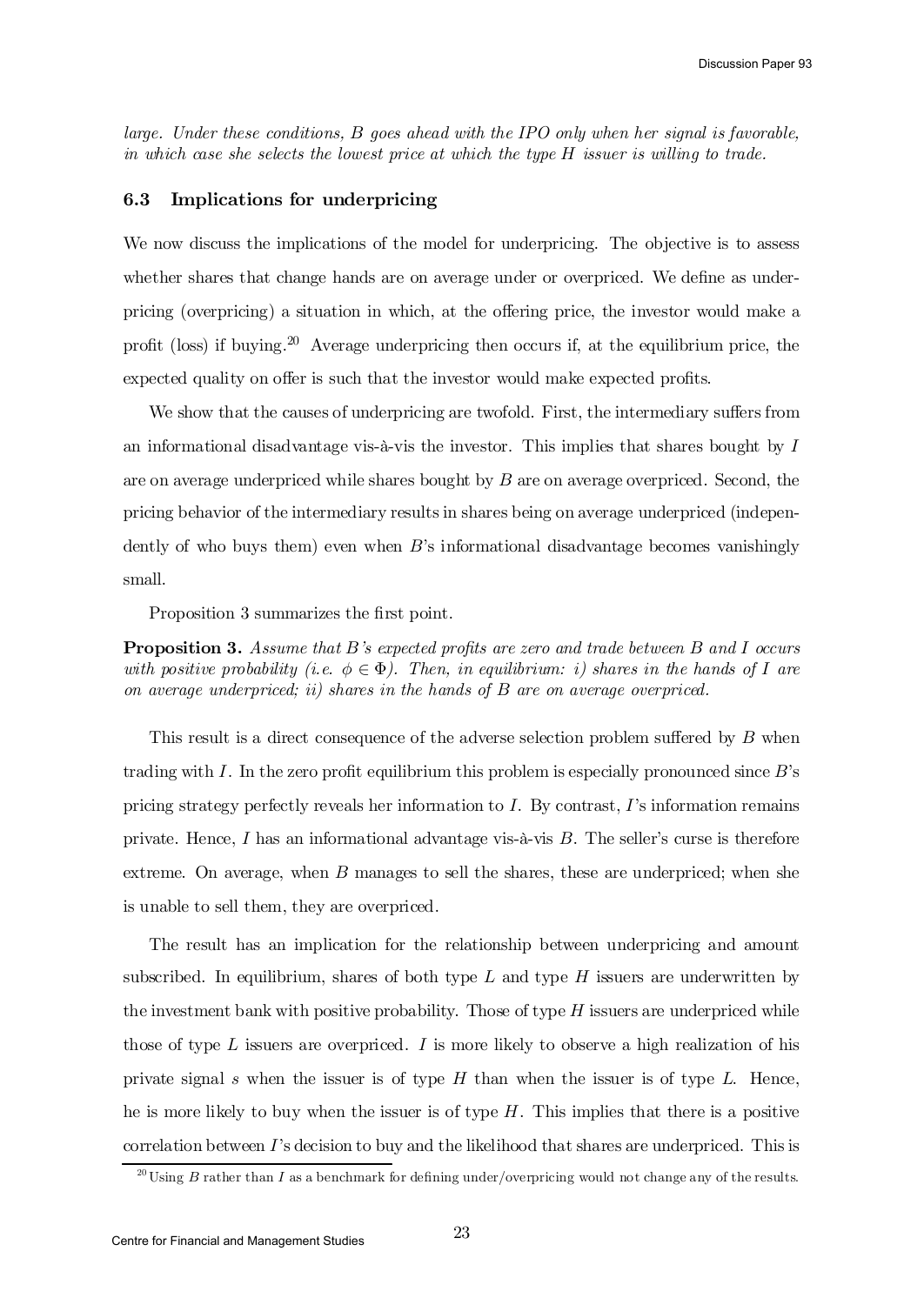*large. Under these conditions, $B$ goes ahead with the IPO only when her signal is favorable, in which case she selects the lowest price at which the type $H$ issuer is willing to trade.*

### 6.3 Implications for underpricing

We now discuss the implications of the model for underpricing. The objective is to assess whether shares that change hands are on average under or overpriced. We define as underpricing (overpricing) a situation in which, at the offering price, the investor would make a profit (loss) if buying.[20] Average underpricing then occurs if, at the equilibrium price, the expected quality on offer is such that the investor would make expected profits.

We show that the causes of underpricing are twofold. First, the intermediary suffers from an informational disadvantage vis-à-vis the investor. This implies that shares bought by $I$ are on average underpriced while shares bought by $B$ are on average overpriced. Second, the pricing behavior of the intermediary results in shares being on average underpriced (independently of who buys them) even when $B$'s informational disadvantage becomes vanishingly small.

Proposition 3 summarizes the first point.

**Proposition 3.** *Assume that $B$'s expected profits are zero and trade between $B$ and $I$ occurs with positive probability (i.e. $\phi \in \Phi$). Then, in equilibrium: i) shares in the hands of $I$ are on average underpriced; ii) shares in the hands of $B$ are on average overpriced.*

This result is a direct consequence of the adverse selection problem suffered by $B$ when trading with $I$. In the zero profit equilibrium this problem is especially pronounced since $B$'s pricing strategy perfectly reveals her information to $I$. By contrast, $I$'s information remains private. Hence, $I$ has an informational advantage vis-à-vis $B$. The seller's curse is therefore extreme. On average, when $B$ manages to sell the shares, these are underpriced; when she is unable to sell them, they are overpriced.

The result has an implication for the relationship between underpricing and amount subscribed. In equilibrium, shares of both type $L$ and type $H$ issuers are underwritten by the investment bank with positive probability. Those of type $H$ issuers are underpriced while those of type $L$ issuers are overpriced. $I$ is more likely to observe a high realization of his private signal $s$ when the issuer is of type $H$ than when the issuer is of type $L$. Hence, he is more likely to buy when the issuer is of type $H$. This implies that there is a positive correlation between $I$'s decision to buy and the likelihood that shares are underpriced. This is

[20] Using $B$ rather than $I$ as a benchmark for defining under/overpricing would not change any of the results.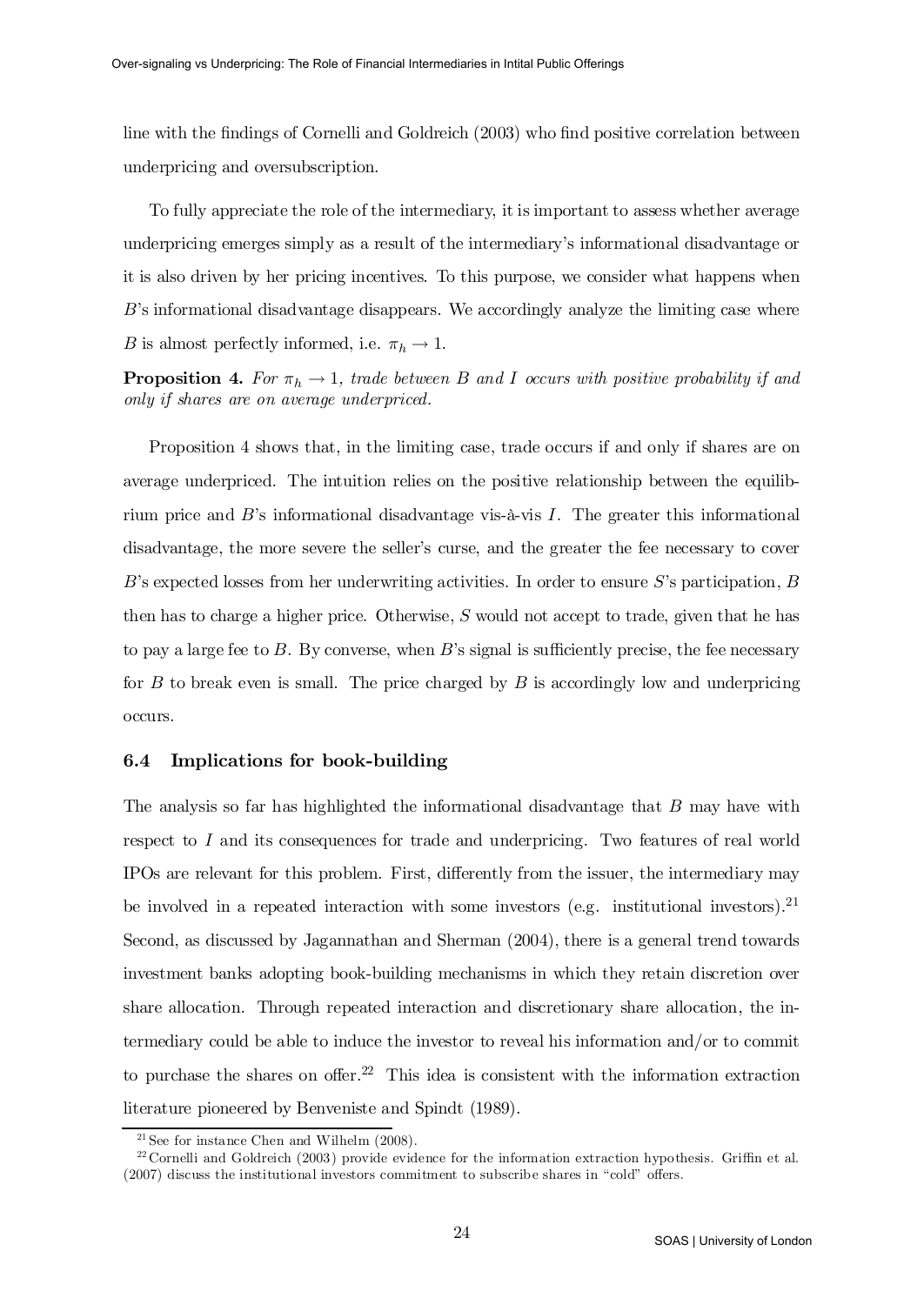line with the findings of Cornelli and Goldreich (2003) who find positive correlation between underpricing and oversubscription.

To fully appreciate the role of the intermediary, it is important to assess whether average underpricing emerges simply as a result of the intermediary's informational disadvantage or it is also driven by her pricing incentives. To this purpose, we consider what happens when $B$'s informational disadvantage disappears. We accordingly analyze the limiting case where $B$ is almost perfectly informed, i.e. $\pi_h \to 1$.

**Proposition 4.** *For $\pi_h \to 1$, trade between $B$ and $I$ occurs with positive probability if and only if shares are on average underpriced.*

Proposition 4 shows that, in the limiting case, trade occurs if and only if shares are on average underpriced. The intuition relies on the positive relationship between the equilibrium price and $B$'s informational disadvantage vis-à-vis $I$. The greater this informational disadvantage, the more severe the seller's curse, and the greater the fee necessary to cover $B$'s expected losses from her underwriting activities. In order to ensure $S$'s participation, $B$ then has to charge a higher price. Otherwise, $S$ would not accept to trade, given that he has to pay a large fee to $B$. By converse, when $B$'s signal is sufficiently precise, the fee necessary for $B$ to break even is small. The price charged by $B$ is accordingly low and underpricing occurs.

### 6.4 Implications for book-building

The analysis so far has highlighted the informational disadvantage that $B$ may have with respect to $I$ and its consequences for trade and underpricing. Two features of real world IPOs are relevant for this problem. First, differently from the issuer, the intermediary may be involved in a repeated interaction with some investors (e.g. institutional investors).[21] Second, as discussed by Jagannathan and Sherman (2004), there is a general trend towards investment banks adopting book-building mechanisms in which they retain discretion over share allocation. Through repeated interaction and discretionary share allocation, the intermediary could be able to induce the investor to reveal his information and/or to commit to purchase the shares on offer.[22] This idea is consistent with the information extraction literature pioneered by Benveniste and Spindt (1989).

[21] See for instance Chen and Wilhelm (2008).

[22] Cornelli and Goldreich (2003) provide evidence for the information extraction hypothesis. Griffin et al. (2007) discuss the institutional investors commitment to subscribe shares in "cold" offers.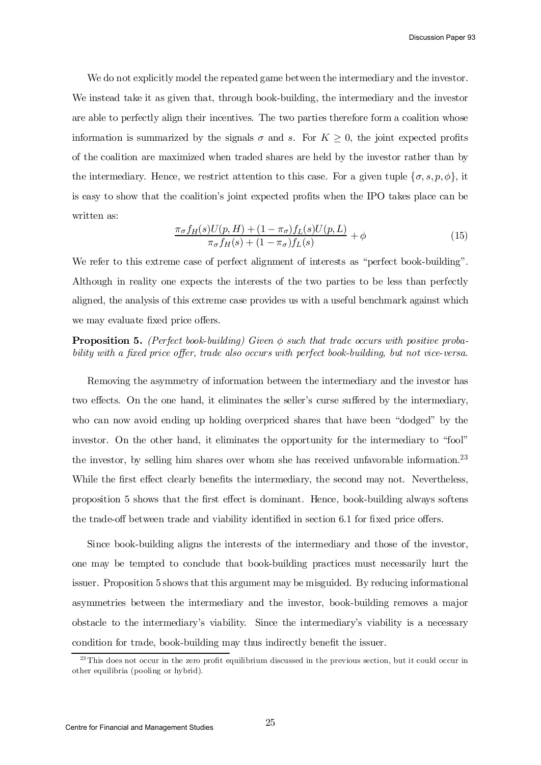We do not explicitly model the repeated game between the intermediary and the investor. We instead take it as given that, through book-building, the intermediary and the investor are able to perfectly align their incentives. The two parties therefore form a coalition whose information is summarized by the signals $\sigma$ and $s$. For $K \geq 0$, the joint expected profits of the coalition are maximized when traded shares are held by the investor rather than by the intermediary. Hence, we restrict attention to this case. For a given tuple $\{\sigma, s, p, \phi\}$, it is easy to show that the coalition's joint expected profits when the IPO takes place can be written as:

$$\frac{\pi_\sigma f_H(s) U(p, H) + (1 - \pi_\sigma) f_L(s) U(p, L)}{\pi_\sigma f_H(s) + (1 - \pi_\sigma) f_L(s)} + \phi \tag{15}$$

We refer to this extreme case of perfect alignment of interests as "perfect book-building". Although in reality one expects the interests of the two parties to be less than perfectly aligned, the analysis of this extreme case provides us with a useful benchmark against which we may evaluate fixed price offers.

**Proposition 5.** *(Perfect book-building) Given $\phi$ such that trade occurs with positive probability with a fixed price offer, trade also occurs with perfect book-building, but not vice-versa.*

Removing the asymmetry of information between the intermediary and the investor has two effects. On the one hand, it eliminates the seller's curse suffered by the intermediary, who can now avoid ending up holding overpriced shares that have been "dodged" by the investor. On the other hand, it eliminates the opportunity for the intermediary to "fool" the investor, by selling him shares over whom she has received unfavorable information.[23] While the first effect clearly benefits the intermediary, the second may not. Nevertheless, proposition 5 shows that the first effect is dominant. Hence, book-building always softens the trade-off between trade and viability identified in section 6.1 for fixed price offers.

Since book-building aligns the interests of the intermediary and those of the investor, one may be tempted to conclude that book-building practices must necessarily hurt the issuer. Proposition 5 shows that this argument may be misguided. By reducing informational asymmetries between the intermediary and the investor, book-building removes a major obstacle to the intermediary's viability. Since the intermediary's viability is a necessary condition for trade, book-building may thus indirectly benefit the issuer.

[23] This does not occur in the zero profit equilibrium discussed in the previous section, but it could occur in other equilibria (pooling or hybrid).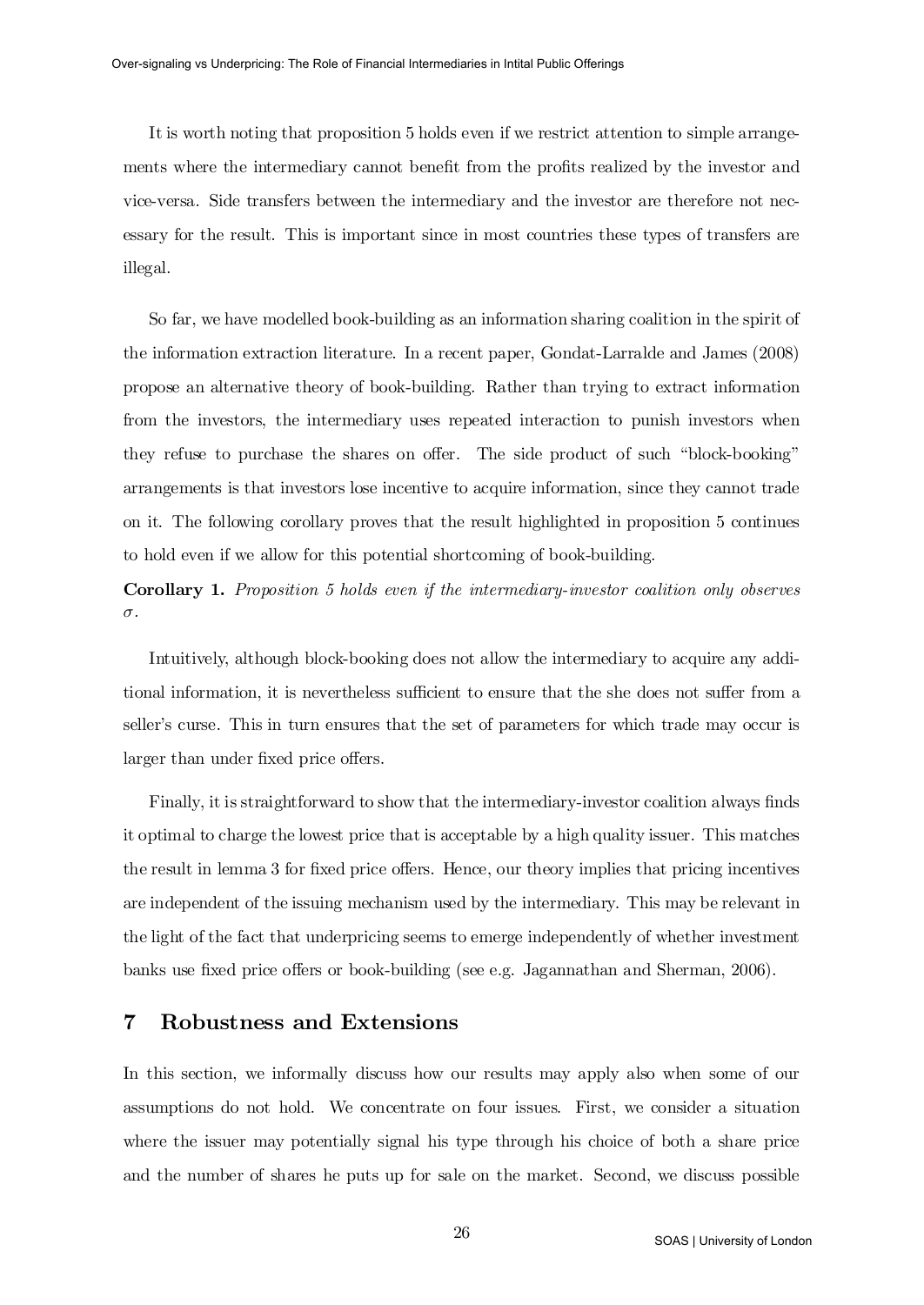It is worth noting that proposition 5 holds even if we restrict attention to simple arrangements where the intermediary cannot benefit from the profits realized by the investor and vice-versa. Side transfers between the intermediary and the investor are therefore not necessary for the result. This is important since in most countries these types of transfers are illegal.

So far, we have modelled book-building as an information sharing coalition in the spirit of the information extraction literature. In a recent paper, Gondat-Larralde and James (2008) propose an alternative theory of book-building. Rather than trying to extract information from the investors, the intermediary uses repeated interaction to punish investors when they refuse to purchase the shares on offer. The side product of such "block-booking" arrangements is that investors lose incentive to acquire information, since they cannot trade on it. The following corollary proves that the result highlighted in proposition 5 continues to hold even if we allow for this potential shortcoming of book-building.

**Corollary 1.** *Proposition 5 holds even if the intermediary-investor coalition only observes* $\sigma$*.*

Intuitively, although block-booking does not allow the intermediary to acquire any additional information, it is nevertheless sufficient to ensure that the she does not suffer from a seller's curse. This in turn ensures that the set of parameters for which trade may occur is larger than under fixed price offers.

Finally, it is straightforward to show that the intermediary-investor coalition always finds it optimal to charge the lowest price that is acceptable by a high quality issuer. This matches the result in lemma 3 for fixed price offers. Hence, our theory implies that pricing incentives are independent of the issuing mechanism used by the intermediary. This may be relevant in the light of the fact that underpricing seems to emerge independently of whether investment banks use fixed price offers or book-building (see e.g. Jagannathan and Sherman, 2006).

## 7 Robustness and Extensions

In this section, we informally discuss how our results may apply also when some of our assumptions do not hold. We concentrate on four issues. First, we consider a situation where the issuer may potentially signal his type through his choice of both a share price and the number of shares he puts up for sale on the market. Second, we discuss possible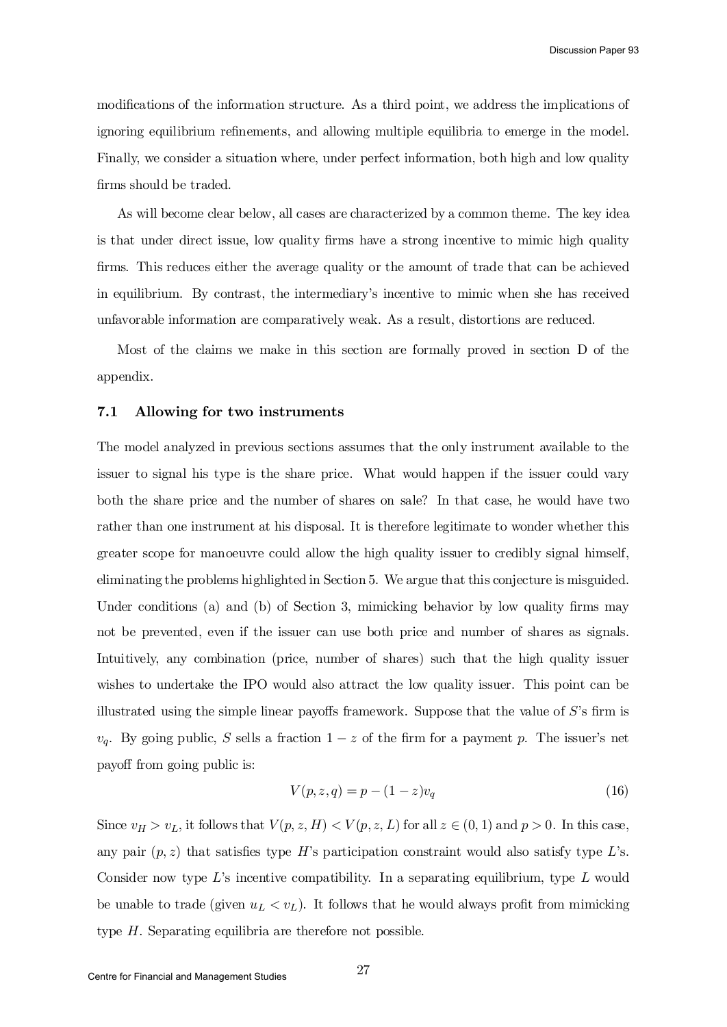modifications of the information structure. As a third point, we address the implications of ignoring equilibrium refinements, and allowing multiple equilibria to emerge in the model. Finally, we consider a situation where, under perfect information, both high and low quality firms should be traded.

As will become clear below, all cases are characterized by a common theme. The key idea is that under direct issue, low quality firms have a strong incentive to mimic high quality firms. This reduces either the average quality or the amount of trade that can be achieved in equilibrium. By contrast, the intermediary's incentive to mimic when she has received unfavorable information are comparatively weak. As a result, distortions are reduced.

Most of the claims we make in this section are formally proved in section D of the appendix.

### 7.1 Allowing for two instruments

The model analyzed in previous sections assumes that the only instrument available to the issuer to signal his type is the share price. What would happen if the issuer could vary both the share price and the number of shares on sale? In that case, he would have two rather than one instrument at his disposal. It is therefore legitimate to wonder whether this greater scope for manoeuvre could allow the high quality issuer to credibly signal himself, eliminating the problems highlighted in Section 5. We argue that this conjecture is misguided. Under conditions (a) and (b) of Section 3, mimicking behavior by low quality firms may not be prevented, even if the issuer can use both price and number of shares as signals. Intuitively, any combination (price, number of shares) such that the high quality issuer wishes to undertake the IPO would also attract the low quality issuer. This point can be illustrated using the simple linear payoffs framework. Suppose that the value of $S$'s firm is $v_q$. By going public, $S$ sells a fraction $1 - z$ of the firm for a payment $p$. The issuer's net payoff from going public is:

$$V(p, z, q) = p - (1 - z)v_q \tag{16}$$

Since $v_H > v_L$, it follows that $V(p, z, H) < V(p, z, L)$ for all $z \in (0, 1)$ and $p > 0$. In this case, any pair $(p, z)$ that satisfies type $H$'s participation constraint would also satisfy type $L$'s. Consider now type $L$'s incentive compatibility. In a separating equilibrium, type $L$ would be unable to trade (given $u_L < v_L$). It follows that he would always profit from mimicking type $H$. Separating equilibria are therefore not possible.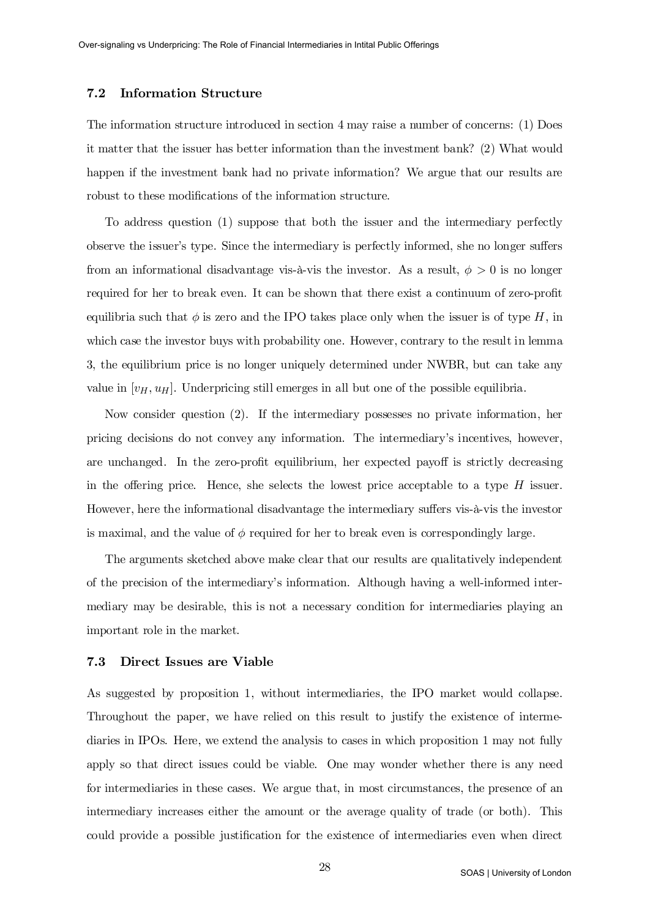### 7.2 Information Structure

The information structure introduced in section 4 may raise a number of concerns: (1) Does it matter that the issuer has better information than the investment bank? (2) What would happen if the investment bank had no private information? We argue that our results are robust to these modifications of the information structure.

To address question (1) suppose that both the issuer and the intermediary perfectly observe the issuer's type. Since the intermediary is perfectly informed, she no longer suffers from an informational disadvantage vis-à-vis the investor. As a result, $\phi > 0$ is no longer required for her to break even. It can be shown that there exist a continuum of zero-profit equilibria such that $\phi$ is zero and the IPO takes place only when the issuer is of type $H$, in which case the investor buys with probability one. However, contrary to the result in lemma 3, the equilibrium price is no longer uniquely determined under NWBR, but can take any value in $[v_H, u_H]$. Underpricing still emerges in all but one of the possible equilibria.

Now consider question (2). If the intermediary possesses no private information, her pricing decisions do not convey any information. The intermediary's incentives, however, are unchanged. In the zero-profit equilibrium, her expected payoff is strictly decreasing in the offering price. Hence, she selects the lowest price acceptable to a type $H$ issuer. However, here the informational disadvantage the intermediary suffers vis-à-vis the investor is maximal, and the value of $\phi$ required for her to break even is correspondingly large.

The arguments sketched above make clear that our results are qualitatively independent of the precision of the intermediary's information. Although having a well-informed intermediary may be desirable, this is not a necessary condition for intermediaries playing an important role in the market.

### 7.3 Direct Issues are Viable

As suggested by proposition 1, without intermediaries, the IPO market would collapse. Throughout the paper, we have relied on this result to justify the existence of intermediaries in IPOs. Here, we extend the analysis to cases in which proposition 1 may not fully apply so that direct issues could be viable. One may wonder whether there is any need for intermediaries in these cases. We argue that, in most circumstances, the presence of an intermediary increases either the amount or the average quality of trade (or both). This could provide a possible justification for the existence of intermediaries even when direct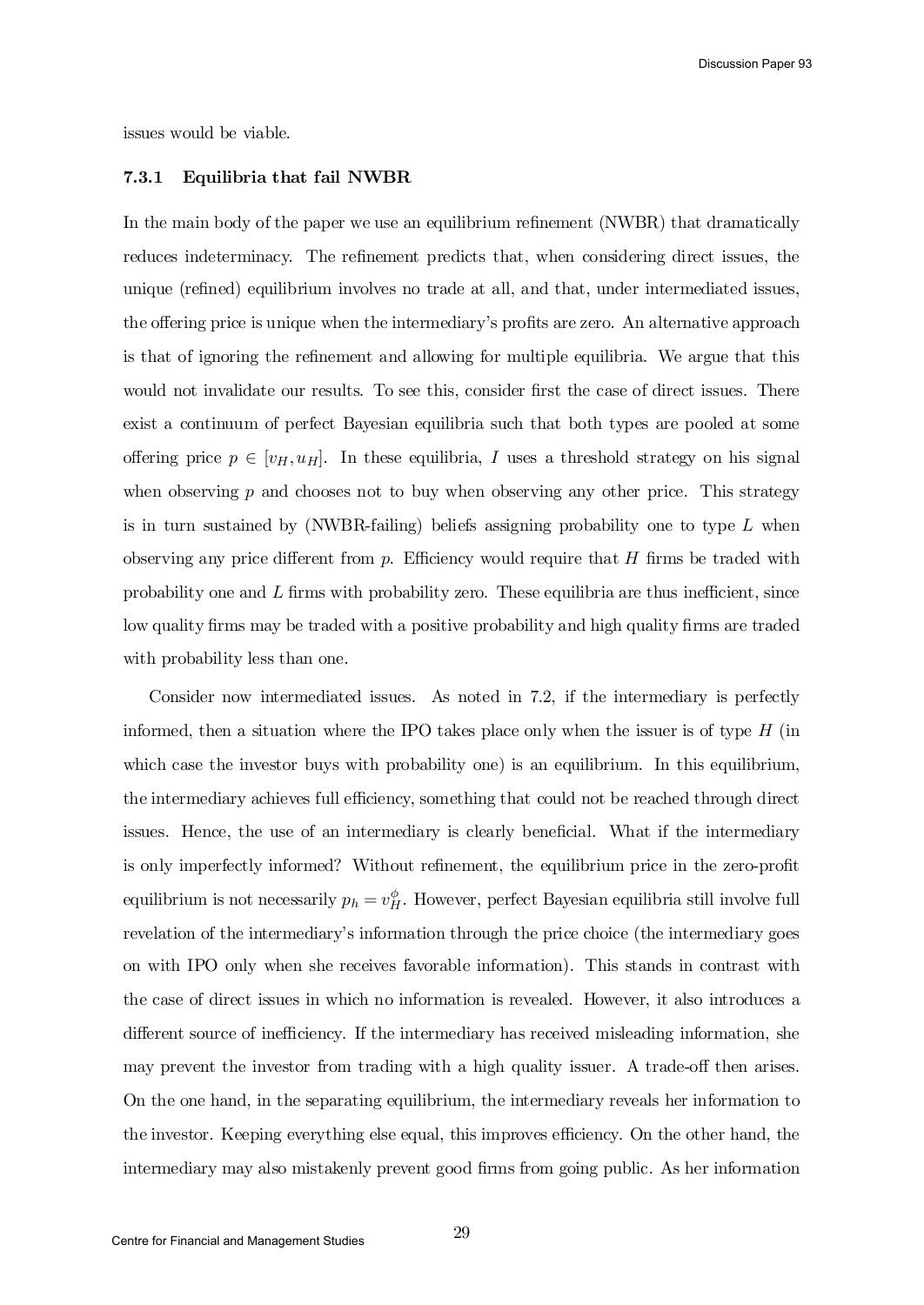issues would be viable.

### 7.3.1 Equilibria that fail NWBR

In the main body of the paper we use an equilibrium refinement (NWBR) that dramatically reduces indeterminacy. The refinement predicts that, when considering direct issues, the unique (refined) equilibrium involves no trade at all, and that, under intermediated issues, the offering price is unique when the intermediary's profits are zero. An alternative approach is that of ignoring the refinement and allowing for multiple equilibria. We argue that this would not invalidate our results. To see this, consider first the case of direct issues. There exist a continuum of perfect Bayesian equilibria such that both types are pooled at some offering price $p \in [v_H, u_H]$. In these equilibria, $I$ uses a threshold strategy on his signal when observing $p$ and chooses not to buy when observing any other price. This strategy is in turn sustained by (NWBR-failing) beliefs assigning probability one to type $L$ when observing any price different from $p$. Efficiency would require that $H$ firms be traded with probability one and $L$ firms with probability zero. These equilibria are thus inefficient, since low quality firms may be traded with a positive probability and high quality firms are traded with probability less than one.

Consider now intermediated issues. As noted in 7.2, if the intermediary is perfectly informed, then a situation where the IPO takes place only when the issuer is of type $H$ (in which case the investor buys with probability one) is an equilibrium. In this equilibrium, the intermediary achieves full efficiency, something that could not be reached through direct issues. Hence, the use of an intermediary is clearly beneficial. What if the intermediary is only imperfectly informed? Without refinement, the equilibrium price in the zero-profit equilibrium is not necessarily $p_h = v_H^{\phi}$. However, perfect Bayesian equilibria still involve full revelation of the intermediary's information through the price choice (the intermediary goes on with IPO only when she receives favorable information). This stands in contrast with the case of direct issues in which no information is revealed. However, it also introduces a different source of inefficiency. If the intermediary has received misleading information, she may prevent the investor from trading with a high quality issuer. A trade-off then arises. On the one hand, in the separating equilibrium, the intermediary reveals her information to the investor. Keeping everything else equal, this improves efficiency. On the other hand, the intermediary may also mistakenly prevent good firms from going public. As her information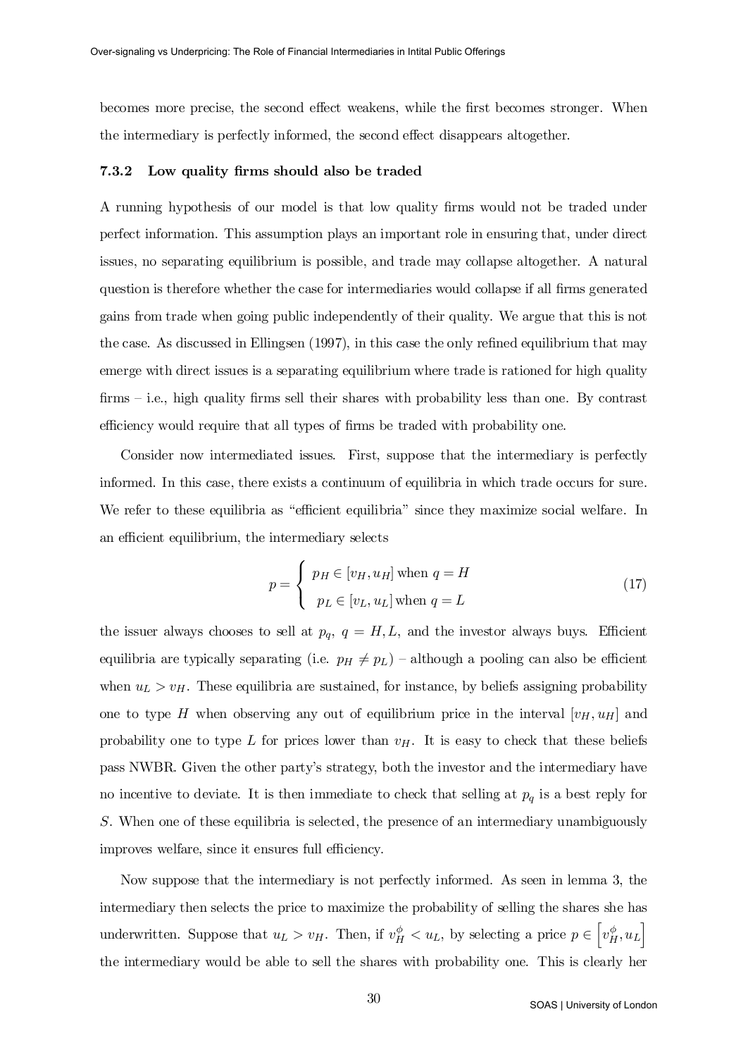becomes more precise, the second effect weakens, while the first becomes stronger. When the intermediary is perfectly informed, the second effect disappears altogether.

### 7.3.2 Low quality firms should also be traded

A running hypothesis of our model is that low quality firms would not be traded under perfect information. This assumption plays an important role in ensuring that, under direct issues, no separating equilibrium is possible, and trade may collapse altogether. A natural question is therefore whether the case for intermediaries would collapse if all firms generated gains from trade when going public independently of their quality. We argue that this is not the case. As discussed in Ellingsen (1997), in this case the only refined equilibrium that may emerge with direct issues is a separating equilibrium where trade is rationed for high quality firms – i.e., high quality firms sell their shares with probability less than one. By contrast efficiency would require that all types of firms be traded with probability one.

Consider now intermediated issues. First, suppose that the intermediary is perfectly informed. In this case, there exists a continuum of equilibria in which trade occurs for sure. We refer to these equilibria as "efficient equilibria" since they maximize social welfare. In an efficient equilibrium, the intermediary selects

$$p = \begin{cases} p_H \in [v_H, u_H] \text{ when } q = H \\ p_L \in [v_L, u_L] \text{ when } q = L \end{cases} \tag{17}$$

the issuer always chooses to sell at $p_q$, $q = H, L$, and the investor always buys. Efficient equilibria are typically separating (i.e. $p_H \neq p_L$) – although a pooling can also be efficient when $u_L > v_H$. These equilibria are sustained, for instance, by beliefs assigning probability one to type $H$ when observing any out of equilibrium price in the interval $[v_H, u_H]$ and probability one to type $L$ for prices lower than $v_H$. It is easy to check that these beliefs pass NWBR. Given the other party's strategy, both the investor and the intermediary have no incentive to deviate. It is then immediate to check that selling at $p_q$ is a best reply for $S$. When one of these equilibria is selected, the presence of an intermediary unambiguously improves welfare, since it ensures full efficiency.

Now suppose that the intermediary is not perfectly informed. As seen in lemma 3, the intermediary then selects the price to maximize the probability of selling the shares she has underwritten. Suppose that $u_L > v_H$. Then, if $v_H^{\phi} < u_L$, by selecting a price $p \in \left[v_H^{\phi}, u_L\right]$ the intermediary would be able to sell the shares with probability one. This is clearly her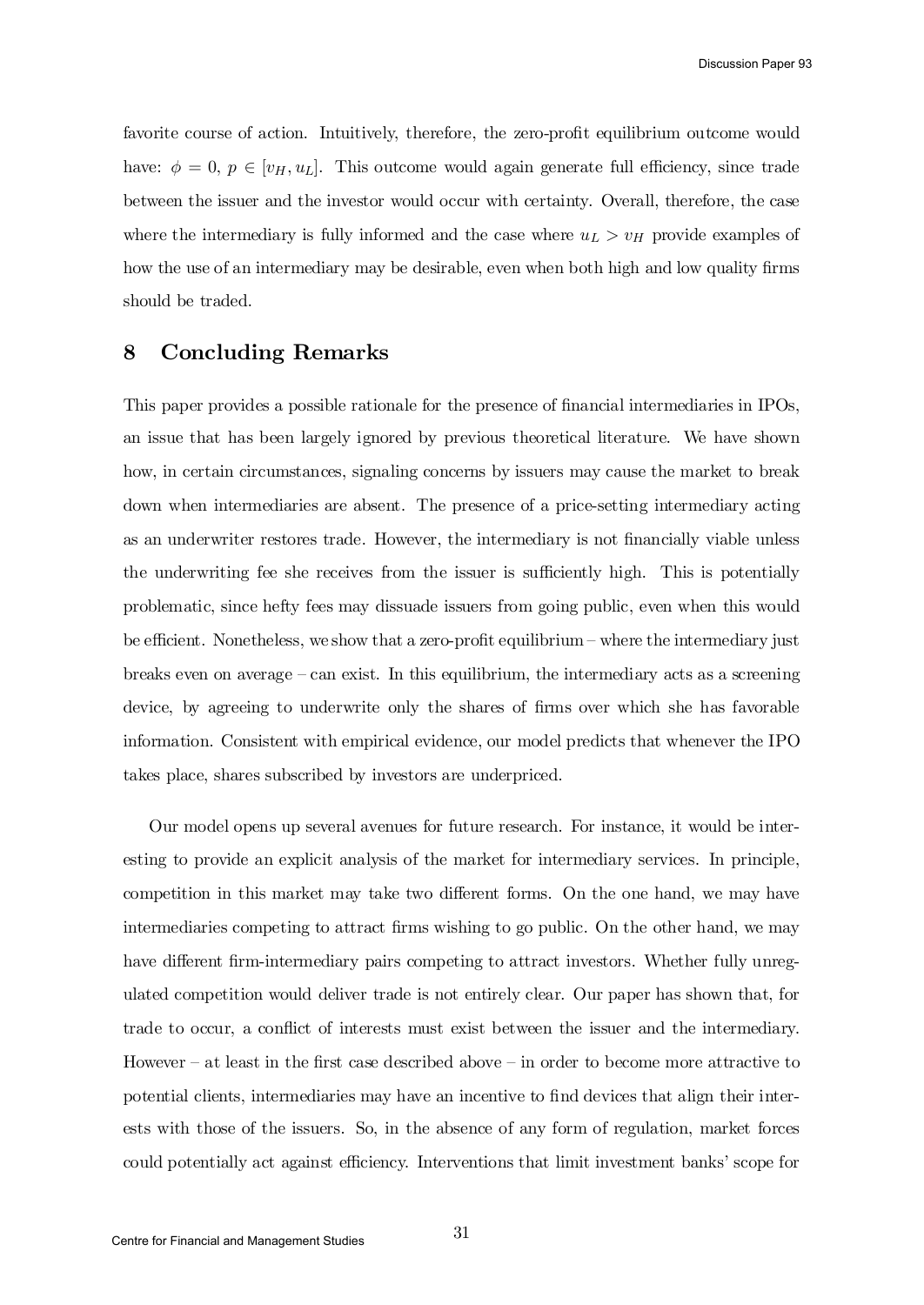favorite course of action. Intuitively, therefore, the zero-profit equilibrium outcome would have: $\phi = 0$, $p \in [v_H, u_L]$. This outcome would again generate full efficiency, since trade between the issuer and the investor would occur with certainty. Overall, therefore, the case where the intermediary is fully informed and the case where $u_L > v_H$ provide examples of how the use of an intermediary may be desirable, even when both high and low quality firms should be traded.

## 8 Concluding Remarks

This paper provides a possible rationale for the presence of financial intermediaries in IPOs, an issue that has been largely ignored by previous theoretical literature. We have shown how, in certain circumstances, signaling concerns by issuers may cause the market to break down when intermediaries are absent. The presence of a price-setting intermediary acting as an underwriter restores trade. However, the intermediary is not financially viable unless the underwriting fee she receives from the issuer is sufficiently high. This is potentially problematic, since hefty fees may dissuade issuers from going public, even when this would be efficient. Nonetheless, we show that a zero-profit equilibrium – where the intermediary just breaks even on average – can exist. In this equilibrium, the intermediary acts as a screening device, by agreeing to underwrite only the shares of firms over which she has favorable information. Consistent with empirical evidence, our model predicts that whenever the IPO takes place, shares subscribed by investors are underpriced.

Our model opens up several avenues for future research. For instance, it would be interesting to provide an explicit analysis of the market for intermediary services. In principle, competition in this market may take two different forms. On the one hand, we may have intermediaries competing to attract firms wishing to go public. On the other hand, we may have different firm-intermediary pairs competing to attract investors. Whether fully unregulated competition would deliver trade is not entirely clear. Our paper has shown that, for trade to occur, a conflict of interests must exist between the issuer and the intermediary. However – at least in the first case described above – in order to become more attractive to potential clients, intermediaries may have an incentive to find devices that align their interests with those of the issuers. So, in the absence of any form of regulation, market forces could potentially act against efficiency. Interventions that limit investment banks' scope for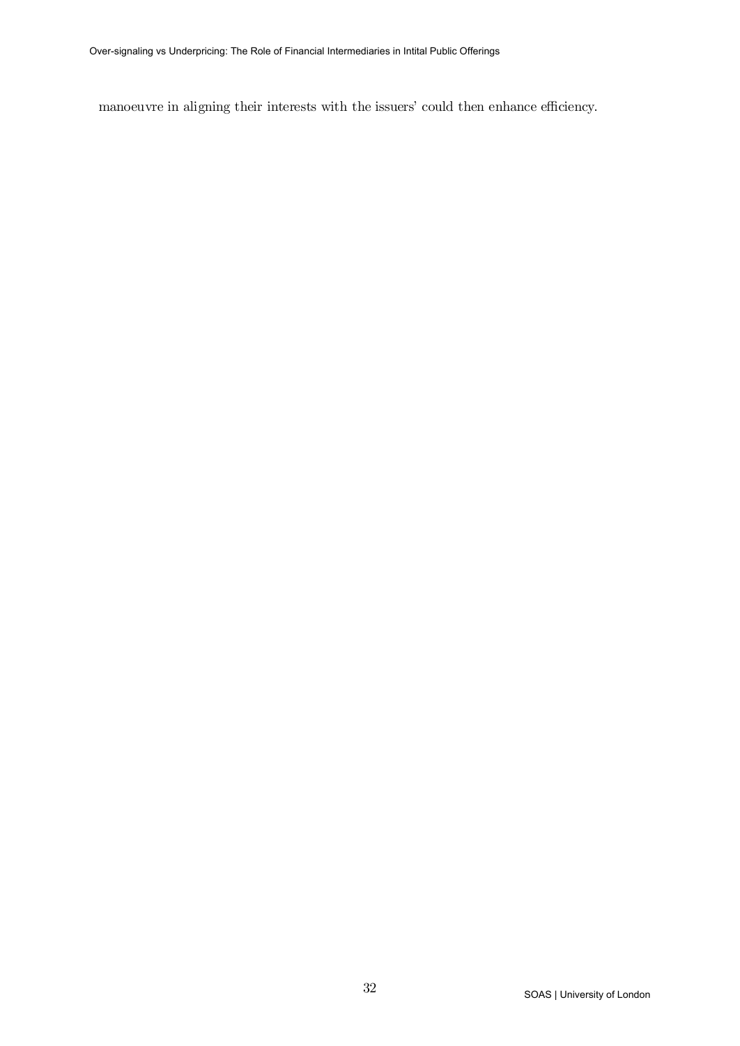manoeuvre in aligning their interests with the issuers' could then enhance efficiency.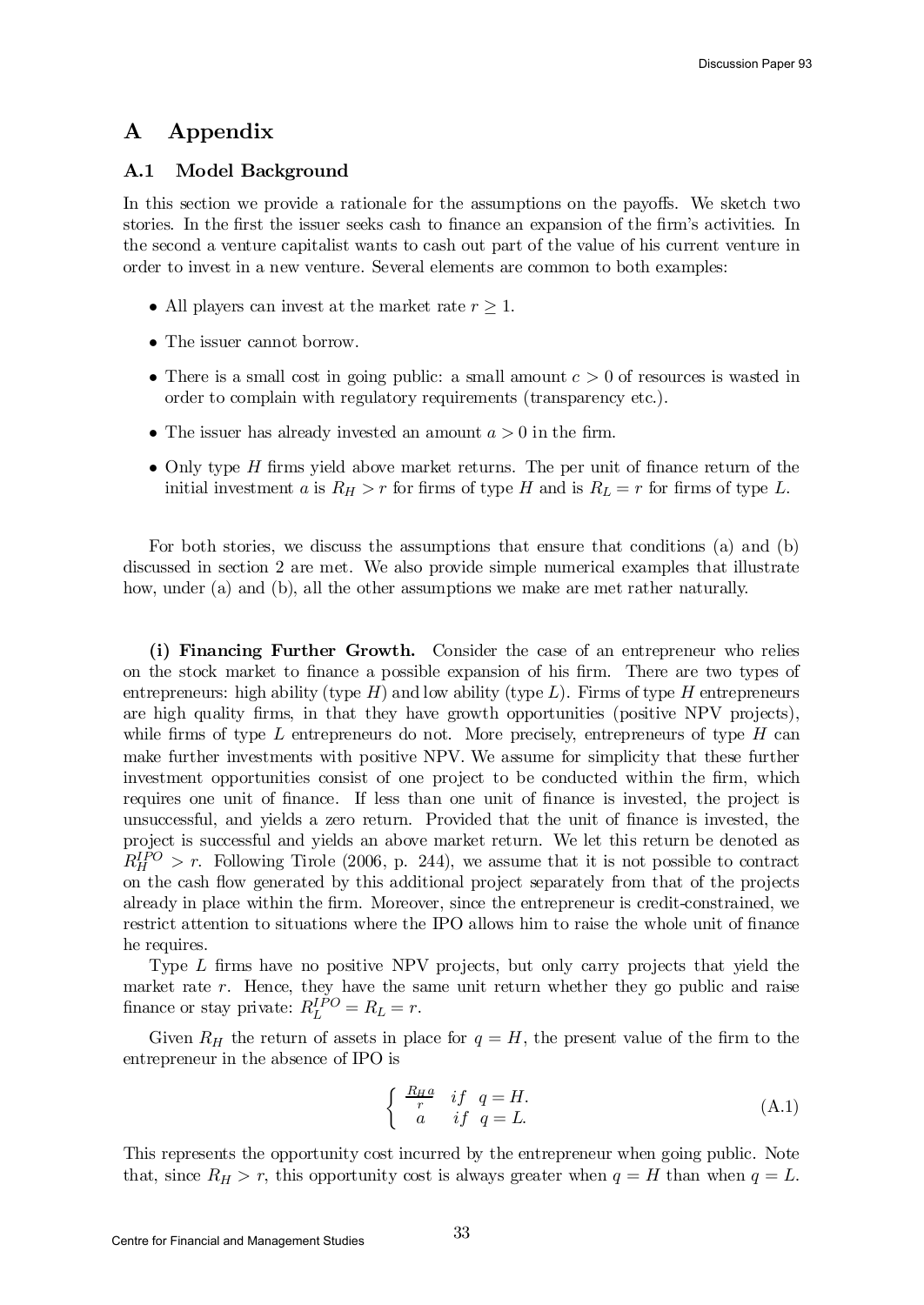# A Appendix

## A.1 Model Background

In this section we provide a rationale for the assumptions on the payoffs. We sketch two stories. In the first the issuer seeks cash to finance an expansion of the firm's activities. In the second a venture capitalist wants to cash out part of the value of his current venture in order to invest in a new venture. Several elements are common to both examples:

- All players can invest at the market rate $r \geq 1$.
- The issuer cannot borrow.
- There is a small cost in going public: a small amount $c > 0$ of resources is wasted in order to complain with regulatory requirements (transparency etc.).
- The issuer has already invested an amount $a > 0$ in the firm.
- Only type $H$ firms yield above market returns. The per unit of finance return of the initial investment $a$ is $R_H > r$ for firms of type $H$ and is $R_L = r$ for firms of type $L$.

For both stories, we discuss the assumptions that ensure that conditions (a) and (b) discussed in section 2 are met. We also provide simple numerical examples that illustrate how, under (a) and (b), all the other assumptions we make are met rather naturally.

**(i) Financing Further Growth.** Consider the case of an entrepreneur who relies on the stock market to finance a possible expansion of his firm. There are two types of entrepreneurs: high ability (type $H$) and low ability (type $L$). Firms of type $H$ entrepreneurs are high quality firms, in that they have growth opportunities (positive NPV projects), while firms of type $L$ entrepreneurs do not. More precisely, entrepreneurs of type $H$ can make further investments with positive NPV. We assume for simplicity that these further investment opportunities consist of one project to be conducted within the firm, which requires one unit of finance. If less than one unit of finance is invested, the project is unsuccessful, and yields a zero return. Provided that the unit of finance is invested, the project is successful and yields an above market return. We let this return be denoted as $R_H^{IPO} > r$. Following Tirole (2006, p. 244), we assume that it is not possible to contract on the cash flow generated by this additional project separately from that of the projects already in place within the firm. Moreover, since the entrepreneur is credit-constrained, we restrict attention to situations where the IPO allows him to raise the whole unit of finance he requires.

Type $L$ firms have no positive NPV projects, but only carry projects that yield the market rate $r$. Hence, they have the same unit return whether they go public and raise finance or stay private: $R_L^{IPO} = R_L = r$.

Given $R_H$ the return of assets in place for $q = H$, the present value of the firm to the entrepreneur in the absence of IPO is

$$\begin{cases} \frac{R_H a}{r} & if \quad q = H. \\ a & if \quad q = L. \end{cases} \tag{A.1}$$

This represents the opportunity cost incurred by the entrepreneur when going public. Note that, since $R_H > r$, this opportunity cost is always greater when $q = H$ than when $q = L$.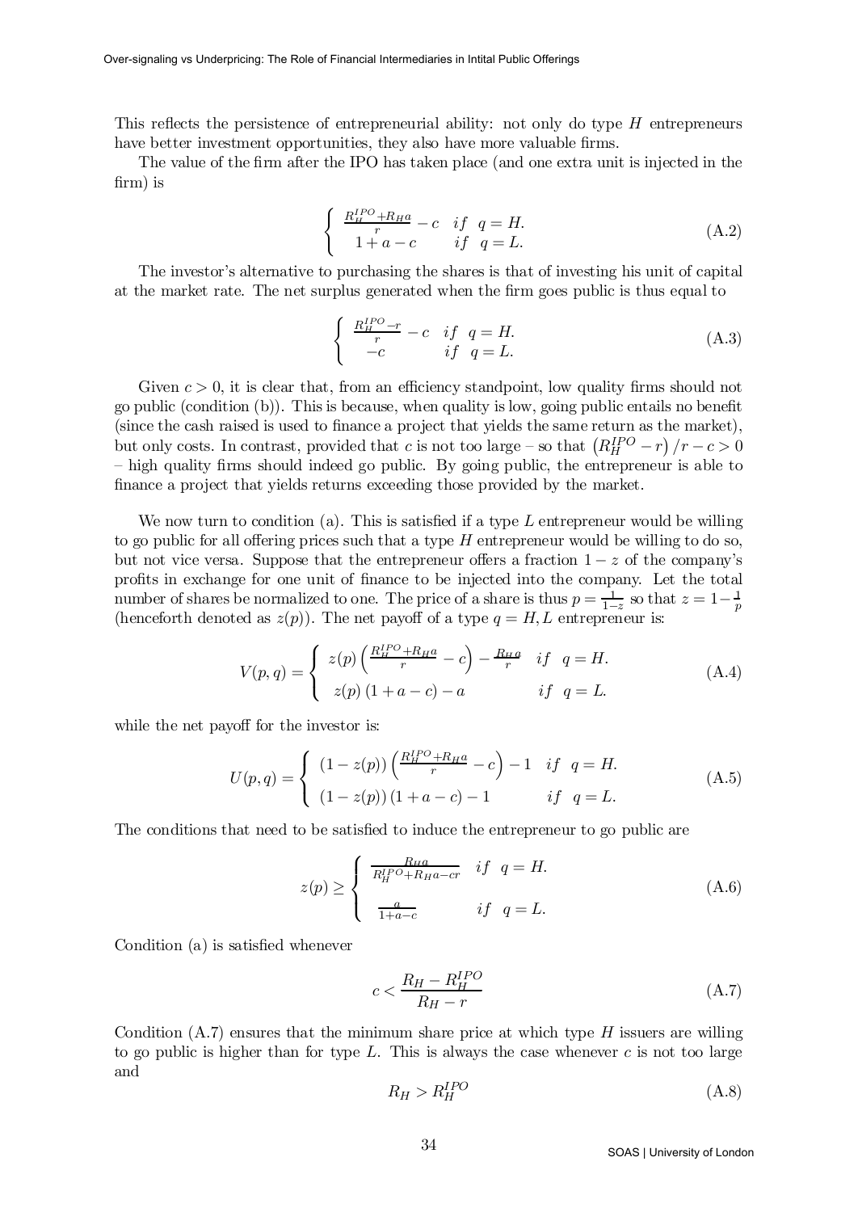This reflects the persistence of entrepreneurial ability: not only do type $H$ entrepreneurs have better investment opportunities, they also have more valuable firms.

The value of the firm after the IPO has taken place (and one extra unit is injected in the firm) is

$$\begin{cases} \frac{R_H^{IPO}+R_H a}{r} - c & if \;\; q = H. \\ 1 + a - c & if \;\; q = L. \end{cases} \tag{A.2}$$

The investor's alternative to purchasing the shares is that of investing his unit of capital at the market rate. The net surplus generated when the firm goes public is thus equal to

$$\begin{cases} \frac{R_H^{IPO}-r}{r} - c & if \;\; q = H. \\ -c & if \;\; q = L. \end{cases} \tag{A.3}$$

Given $c > 0$, it is clear that, from an efficiency standpoint, low quality firms should not go public (condition (b)). This is because, when quality is low, going public entails no benefit (since the cash raised is used to finance a project that yields the same return as the market), but only costs. In contrast, provided that $c$ is not too large – so that $\left(R_H^{IPO} - r\right)/r - c > 0$ – high quality firms should indeed go public. By going public, the entrepreneur is able to finance a project that yields returns exceeding those provided by the market.

We now turn to condition (a). This is satisfied if a type $L$ entrepreneur would be willing to go public for all offering prices such that a type $H$ entrepreneur would be willing to do so, but not vice versa. Suppose that the entrepreneur offers a fraction $1-z$ of the company's profits in exchange for one unit of finance to be injected into the company. Let the total number of shares be normalized to one. The price of a share is thus $p = \frac{1}{1-z}$ so that $z = 1 - \frac{1}{p}$ (henceforth denoted as $z(p)$). The net payoff of a type $q = H, L$ entrepreneur is:

$$V(p,q) = \begin{cases} z(p)\left(\frac{R_H^{IPO}+R_H a}{r} - c\right) - \frac{R_H a}{r} & if \;\; q = H. \\ z(p)\left(1 + a - c\right) - a & if \;\; q = L. \end{cases} \tag{A.4}$$

while the net payoff for the investor is:

$$U(p,q) = \begin{cases} (1 - z(p))\left(\frac{R_H^{IPO}+R_H a}{r} - c\right) - 1 & if \;\; q = H. \\ (1 - z(p))\left(1 + a - c\right) - 1 & if \;\; q = L. \end{cases} \tag{A.5}$$

The conditions that need to be satisfied to induce the entrepreneur to go public are

$$z(p) \geq \begin{cases} \frac{R_H a}{R_H^{IPO}+R_H a - cr} & if \;\; q = H. \\ \frac{a}{1+a-c} & if \;\; q = L. \end{cases} \tag{A.6}$$

Condition (a) is satisfied whenever

$$c < \frac{R_H - R_H^{IPO}}{R_H - r} \tag{A.7}$$

Condition (A.7) ensures that the minimum share price at which type $H$ issuers are willing to go public is higher than for type $L$. This is always the case whenever $c$ is not too large and

$$R_H > R_H^{IPO} \tag{A.8}$$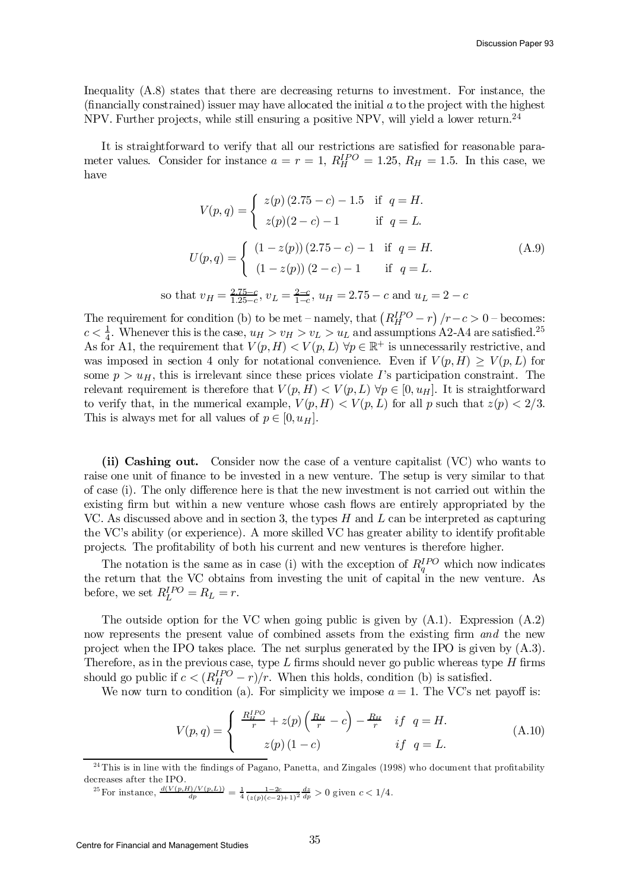Inequality (A.8) states that there are decreasing returns to investment. For instance, the (financially constrained) issuer may have allocated the initial $a$ to the project with the highest NPV. Further projects, while still ensuring a positive NPV, will yield a lower return.[24]

It is straightforward to verify that all our restrictions are satisfied for reasonable parameter values. Consider for instance $a = r = 1$, $R_H^{IPO} = 1.25$, $R_H = 1.5$. In this case, we have

$$V(p,q) = \begin{cases} z(p)(2.75 - c) - 1.5 & \text{if } q = H. \\ z(p)(2 - c) - 1 & \text{if } q = L. \end{cases}$$

$$U(p,q) = \begin{cases} (1 - z(p))(2.75 - c) - 1 & \text{if } q = H. \\ (1 - z(p))(2 - c) - 1 & \text{if } q = L. \end{cases} \tag{A.9}$$

$$\text{so that } v_H = \frac{2.75 - c}{1.25 - c},\ v_L = \frac{2 - c}{1 - c},\ u_H = 2.75 - c \text{ and } u_L = 2 - c$$

The requirement for condition (b) to be met – namely, that $\left(R_H^{IPO} - r\right)/r - c > 0$ – becomes: $c < \frac{1}{4}$. Whenever this is the case, $u_H > v_H > v_L > u_L$ and assumptions A2-A4 are satisfied.[25] As for A1, the requirement that $V(p,H) < V(p,L)\ \forall p \in \mathbb{R}^+$ is unnecessarily restrictive, and was imposed in section 4 only for notational convenience. Even if $V(p,H) \geq V(p,L)$ for some $p > u_H$, this is irrelevant since these prices violate $I$'s participation constraint. The relevant requirement is therefore that $V(p,H) < V(p,L)\ \forall p \in [0, u_H]$. It is straightforward to verify that, in the numerical example, $V(p,H) < V(p,L)$ for all $p$ such that $z(p) < 2/3$. This is always met for all values of $p \in [0, u_H]$.

**(ii) Cashing out.** Consider now the case of a venture capitalist (VC) who wants to raise one unit of finance to be invested in a new venture. The setup is very similar to that of case (i). The only difference here is that the new investment is not carried out within the existing firm but within a new venture whose cash flows are entirely appropriated by the VC. As discussed above and in section 3, the types $H$ and $L$ can be interpreted as capturing the VC's ability (or experience). A more skilled VC has greater ability to identify profitable projects. The profitability of both his current and new ventures is therefore higher.

The notation is the same as in case (i) with the exception of $R_q^{IPO}$ which now indicates the return that the VC obtains from investing the unit of capital in the new venture. As before, we set $R_L^{IPO} = R_L = r$.

The outside option for the VC when going public is given by (A.1). Expression (A.2) now represents the present value of combined assets from the existing firm *and* the new project when the IPO takes place. The net surplus generated by the IPO is given by (A.3). Therefore, as in the previous case, type $L$ firms should never go public whereas type $H$ firms should go public if $c < (R_H^{IPO} - r)/r$. When this holds, condition (b) is satisfied.

We now turn to condition (a). For simplicity we impose $a = 1$. The VC's net payoff is:

$$V(p,q) = \begin{cases} \frac{R_H^{IPO}}{r} + z(p)\left(\frac{R_H}{r} - c\right) - \frac{R_H}{r} & if \ \ q = H. \\ z(p)(1 - c) & if \ \ q = L. \end{cases} \tag{A.10}$$

---

[24] This is in line with the findings of Pagano, Panetta, and Zingales (1998) who document that profitability decreases after the IPO.

[25] For instance, $\frac{d(V(p,H)/V(p,L))}{dp} = \frac{1}{4}\frac{1-2c}{(z(p)(c-2)+1)^2}\frac{dz}{dp} > 0$ given $c < 1/4$.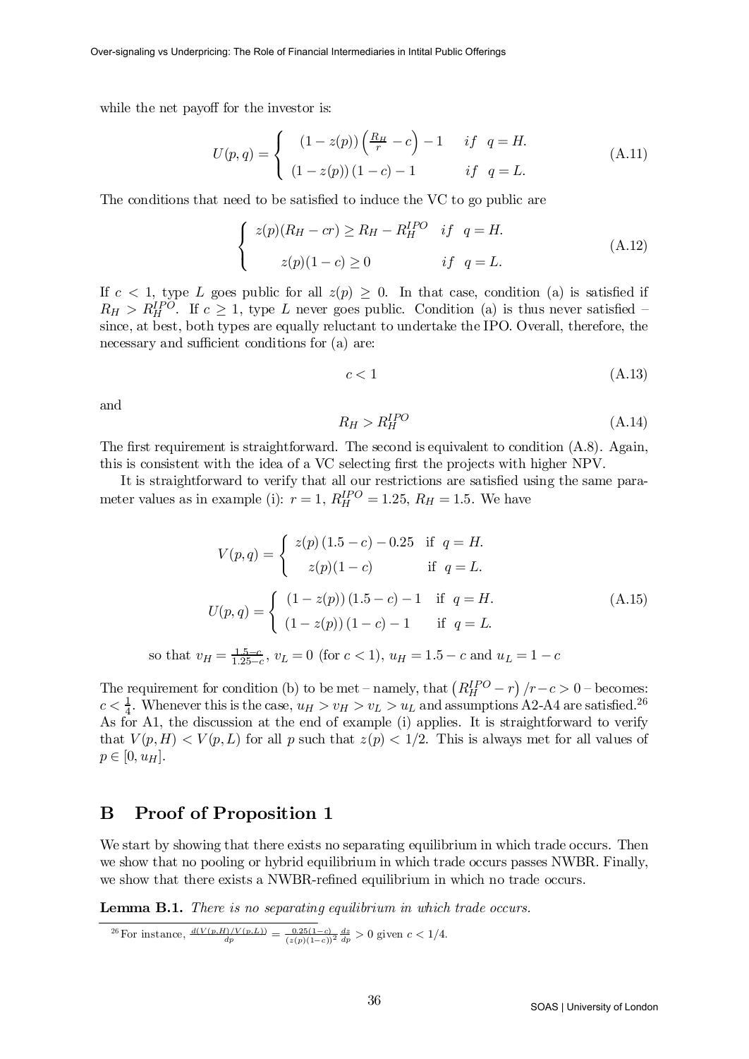while the net payoff for the investor is:

$$U(p,q) = \begin{cases} (1-z(p))\left(\frac{R_H}{r} - c\right) - 1 & if \quad q = H. \\ (1-z(p))(1-c) - 1 & if \quad q = L. \end{cases} \tag{A.11}$$

The conditions that need to be satisfied to induce the VC to go public are

$$\begin{cases} z(p)(R_H - cr) \geq R_H - R_H^{IPO} & if \quad q = H. \\ z(p)(1-c) \geq 0 & if \quad q = L. \end{cases} \tag{A.12}$$

If $c < 1$, type $L$ goes public for all $z(p) \geq 0$. In that case, condition (a) is satisfied if $R_H > R_H^{IPO}$. If $c \geq 1$, type $L$ never goes public. Condition (a) is thus never satisfied – since, at best, both types are equally reluctant to undertake the IPO. Overall, therefore, the necessary and sufficient conditions for (a) are:

$$c < 1 \tag{A.13}$$

and

$$R_H > R_H^{IPO} \tag{A.14}$$

The first requirement is straightforward. The second is equivalent to condition (A.8). Again, this is consistent with the idea of a VC selecting first the projects with higher NPV.

It is straightforward to verify that all our restrictions are satisfied using the same parameter values as in example (i): $r = 1$, $R_H^{IPO} = 1.25$, $R_H = 1.5$. We have

$$V(p,q) = \begin{cases} z(p)(1.5-c) - 0.25 & \text{if} \quad q = H. \\ z(p)(1-c) & \text{if} \quad q = L. \end{cases}$$

$$U(p,q) = \begin{cases} (1-z(p))(1.5-c) - 1 & \text{if} \quad q = H. \\ (1-z(p))(1-c) - 1 & \text{if} \quad q = L. \end{cases} \tag{A.15}$$

so that $v_H = \frac{1.5-c}{1.25-c}$, $v_L = 0$ (for $c < 1$), $u_H = 1.5 - c$ and $u_L = 1 - c$

The requirement for condition (b) to be met – namely, that $\left(R_H^{IPO} - r\right)/r - c > 0$ – becomes: $c < \frac{1}{4}$. Whenever this is the case, $u_H > v_H > v_L > u_L$ and assumptions A2-A4 are satisfied.[26] As for A1, the discussion at the end of example (i) applies. It is straightforward to verify that $V(p,H) < V(p,L)$ for all $p$ such that $z(p) < 1/2$. This is always met for all values of $p \in [0, u_H]$.

## B Proof of Proposition 1

We start by showing that there exists no separating equilibrium in which trade occurs. Then we show that no pooling or hybrid equilibrium in which trade occurs passes NWBR. Finally, we show that there exists a NWBR-refined equilibrium in which no trade occurs.

**Lemma B.1.** *There is no separating equilibrium in which trade occurs.*

[26] For instance, $\frac{d(V(p,H)/V(p,L))}{dp} = \frac{0.25(1-c)}{(z(p)(1-c))^2}\frac{dz}{dp} > 0$ given $c < 1/4$.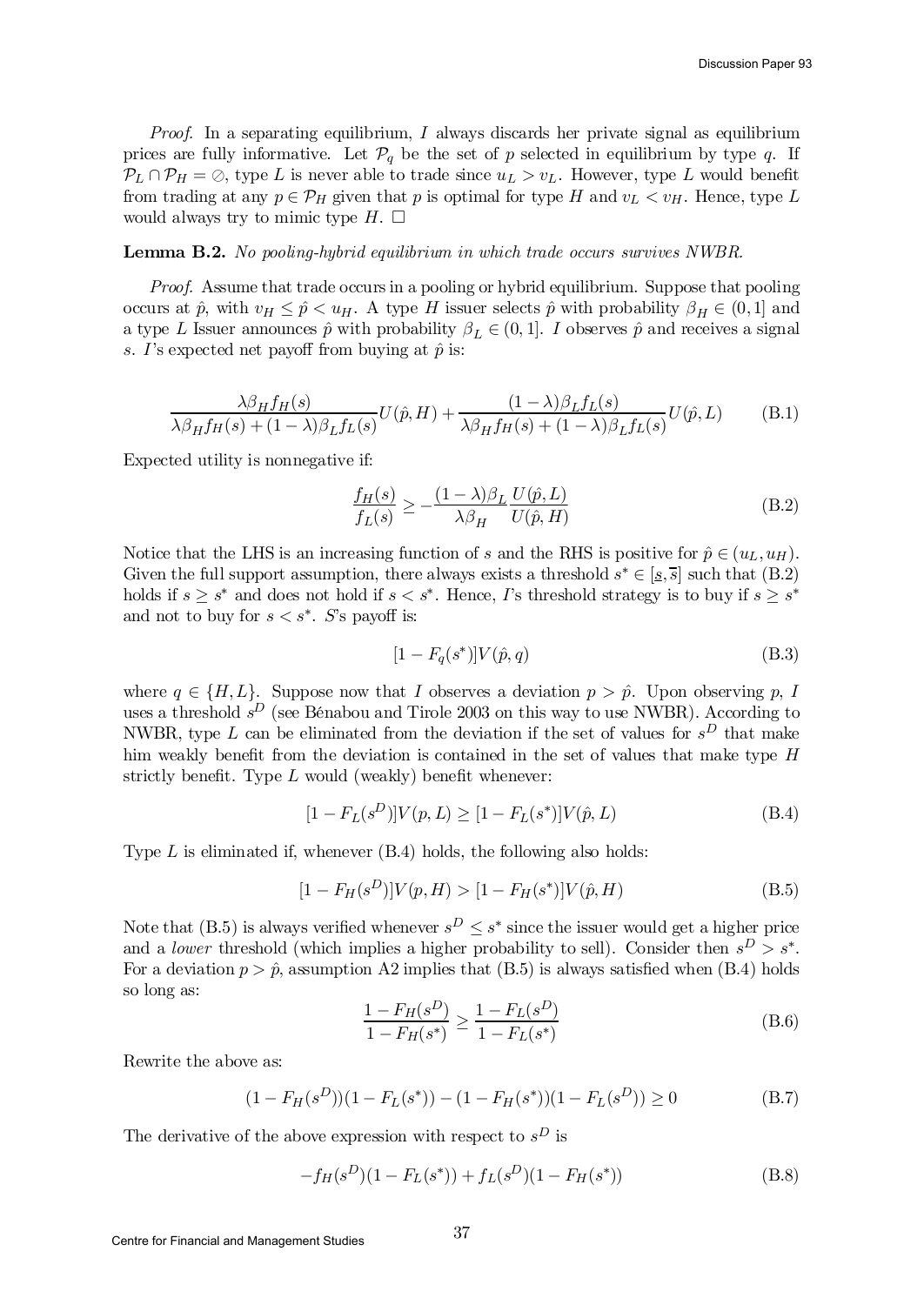*Proof.* In a separating equilibrium, $I$ always discards her private signal as equilibrium prices are fully informative. Let $\mathcal{P}_q$ be the set of $p$ selected in equilibrium by type $q$. If $\mathcal{P}_L \cap \mathcal{P}_H = \oslash$, type $L$ is never able to trade since $u_L > v_L$. However, type $L$ would benefit from trading at any $p \in \mathcal{P}_H$ given that $p$ is optimal for type $H$ and $v_L < v_H$. Hence, type $L$ would always try to mimic type $H$. □

**Lemma B.2.** *No pooling-hybrid equilibrium in which trade occurs survives NWBR.*

*Proof.* Assume that trade occurs in a pooling or hybrid equilibrium. Suppose that pooling occurs at $\hat{p}$, with $v_H \leq \hat{p} < u_H$. A type $H$ issuer selects $\hat{p}$ with probability $\beta_H \in (0, 1]$ and a type $L$ Issuer announces $\hat{p}$ with probability $\beta_L \in (0, 1]$. $I$ observes $\hat{p}$ and receives a signal $s$. $I$'s expected net payoff from buying at $\hat{p}$ is:

$$\frac{\lambda \beta_H f_H(s)}{\lambda \beta_H f_H(s) + (1-\lambda)\beta_L f_L(s)} U(\hat{p}, H) + \frac{(1-\lambda)\beta_L f_L(s)}{\lambda \beta_H f_H(s) + (1-\lambda)\beta_L f_L(s)} U(\hat{p}, L) \tag{B.1}$$

Expected utility is nonnegative if:

$$\frac{f_H(s)}{f_L(s)} \geq -\frac{(1-\lambda)\beta_L}{\lambda \beta_H} \frac{U(\hat{p}, L)}{U(\hat{p}, H)} \tag{B.2}$$

Notice that the LHS is an increasing function of $s$ and the RHS is positive for $\hat{p} \in (u_L, u_H)$. Given the full support assumption, there always exists a threshold $s^* \in [\underline{s}, \overline{s}]$ such that (B.2) holds if $s \geq s^*$ and does not hold if $s < s^*$. Hence, $I$'s threshold strategy is to buy if $s \geq s^*$ and not to buy for $s < s^*$. $S$'s payoff is:

$$[1 - F_q(s^*)] V(\hat{p}, q) \tag{B.3}$$

where $q \in \{H, L\}$. Suppose now that $I$ observes a deviation $p > \hat{p}$. Upon observing $p$, $I$ uses a threshold $s^D$ (see Bénabou and Tirole 2003 on this way to use NWBR). According to NWBR, type $L$ can be eliminated from the deviation if the set of values for $s^D$ that make him weakly benefit from the deviation is contained in the set of values that make type $H$ strictly benefit. Type $L$ would (weakly) benefit whenever:

$$[1 - F_L(s^D)] V(p, L) \geq [1 - F_L(s^*)] V(\hat{p}, L) \tag{B.4}$$

Type $L$ is eliminated if, whenever (B.4) holds, the following also holds:

$$[1 - F_H(s^D)] V(p, H) > [1 - F_H(s^*)] V(\hat{p}, H) \tag{B.5}$$

Note that (B.5) is always verified whenever $s^D \leq s^*$ since the issuer would get a higher price and a *lower* threshold (which implies a higher probability to sell). Consider then $s^D > s^*$. For a deviation $p > \hat{p}$, assumption A2 implies that (B.5) is always satisfied when (B.4) holds so long as:

$$\frac{1 - F_H(s^D)}{1 - F_H(s^*)} \geq \frac{1 - F_L(s^D)}{1 - F_L(s^*)} \tag{B.6}$$

Rewrite the above as:

$$(1 - F_H(s^D))(1 - F_L(s^*)) - (1 - F_H(s^*))(1 - F_L(s^D)) \geq 0 \tag{B.7}$$

The derivative of the above expression with respect to $s^D$ is

$$-f_H(s^D)(1 - F_L(s^*)) + f_L(s^D)(1 - F_H(s^*)) \tag{B.8}$$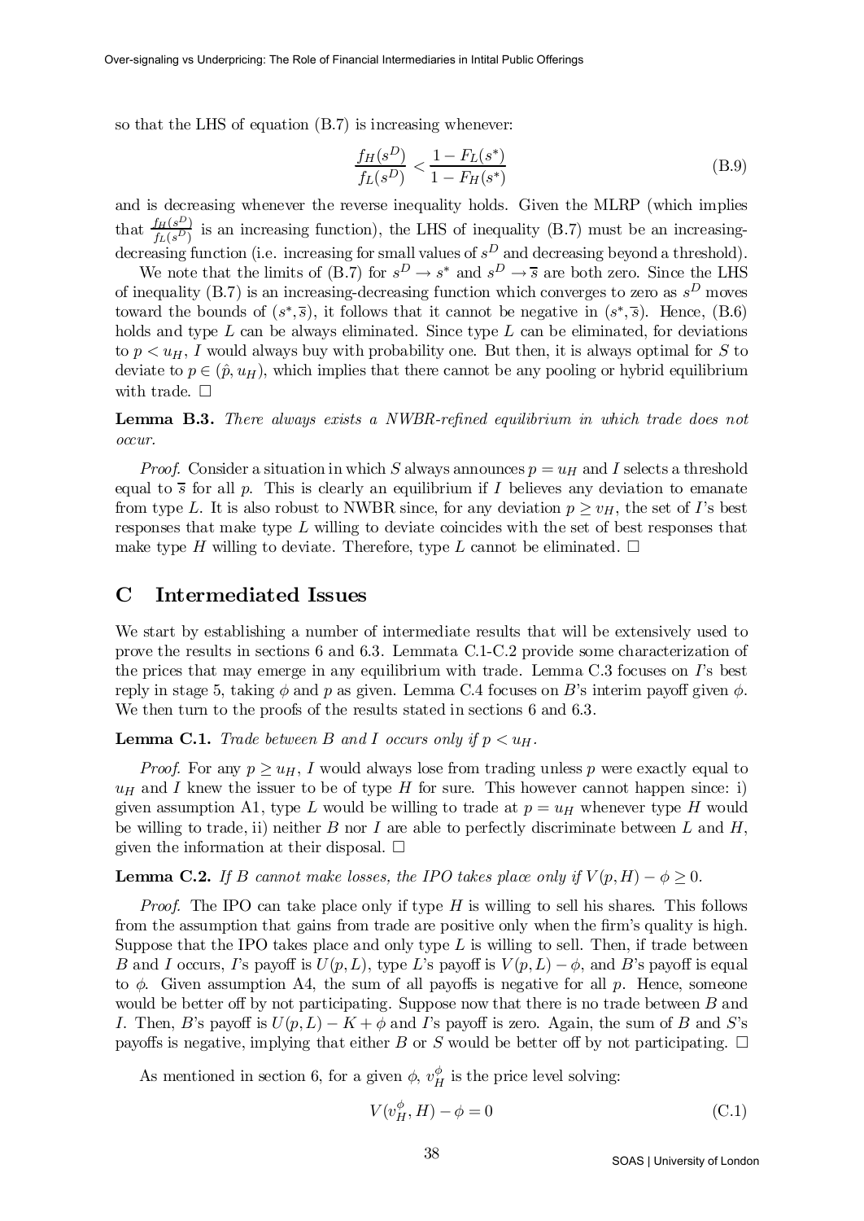so that the LHS of equation (B.7) is increasing whenever:

$$\frac{f_H(s^D)}{f_L(s^D)} < \frac{1 - F_L(s^*)}{1 - F_H(s^*)} \tag{B.9}$$

and is decreasing whenever the reverse inequality holds. Given the MLRP (which implies that $\frac{f_H(s^D)}{f_L(s^D)}$ is an increasing function), the LHS of inequality (B.7) must be an increasing-decreasing function (i.e. increasing for small values of $s^D$ and decreasing beyond a threshold).

We note that the limits of (B.7) for $s^D \to s^*$ and $s^D \to \overline{s}$ are both zero. Since the LHS of inequality (B.7) is an increasing-decreasing function which converges to zero as $s^D$ moves toward the bounds of $(s^*, \overline{s})$, it follows that it cannot be negative in $(s^*, \overline{s})$. Hence, (B.6) holds and type $L$ can be always eliminated. Since type $L$ can be eliminated, for deviations to $p < u_H$, $I$ would always buy with probability one. But then, it is always optimal for $S$ to deviate to $p \in (\hat{p}, u_H)$, which implies that there cannot be any pooling or hybrid equilibrium with trade. $\square$

**Lemma B.3.** *There always exists a NWBR-refined equilibrium in which trade does not occur.*

*Proof.* Consider a situation in which $S$ always announces $p = u_H$ and $I$ selects a threshold equal to $\overline{s}$ for all $p$. This is clearly an equilibrium if $I$ believes any deviation to emanate from type $L$. It is also robust to NWBR since, for any deviation $p \geq v_H$, the set of $I$'s best responses that make type $L$ willing to deviate coincides with the set of best responses that make type $H$ willing to deviate. Therefore, type $L$ cannot be eliminated. $\square$

# C Intermediated Issues

We start by establishing a number of intermediate results that will be extensively used to prove the results in sections 6 and 6.3. Lemmata C.1-C.2 provide some characterization of the prices that may emerge in any equilibrium with trade. Lemma C.3 focuses on $I$'s best reply in stage 5, taking $\phi$ and $p$ as given. Lemma C.4 focuses on $B$'s interim payoff given $\phi$. We then turn to the proofs of the results stated in sections 6 and 6.3.

**Lemma C.1.** *Trade between $B$ and $I$ occurs only if $p < u_H$.*

*Proof.* For any $p \geq u_H$, $I$ would always lose from trading unless $p$ were exactly equal to $u_H$ and $I$ knew the issuer to be of type $H$ for sure. This however cannot happen since: i) given assumption A1, type $L$ would be willing to trade at $p = u_H$ whenever type $H$ would be willing to trade, ii) neither $B$ nor $I$ are able to perfectly discriminate between $L$ and $H$, given the information at their disposal. $\square$

**Lemma C.2.** *If $B$ cannot make losses, the IPO takes place only if $V(p, H) - \phi \geq 0$.*

*Proof.* The IPO can take place only if type $H$ is willing to sell his shares. This follows from the assumption that gains from trade are positive only when the firm's quality is high. Suppose that the IPO takes place and only type $L$ is willing to sell. Then, if trade between $B$ and $I$ occurs, $I$'s payoff is $U(p, L)$, type $L$'s payoff is $V(p, L) - \phi$, and $B$'s payoff is equal to $\phi$. Given assumption A4, the sum of all payoffs is negative for all $p$. Hence, someone would be better off by not participating. Suppose now that there is no trade between $B$ and $I$. Then, $B$'s payoff is $U(p, L) - K + \phi$ and $I$'s payoff is zero. Again, the sum of $B$ and $S$'s payoffs is negative, implying that either $B$ or $S$ would be better off by not participating. $\square$

As mentioned in section 6, for a given $\phi$, $v_H^\phi$ is the price level solving:

$$V(v_H^\phi, H) - \phi = 0 \tag{C.1}$$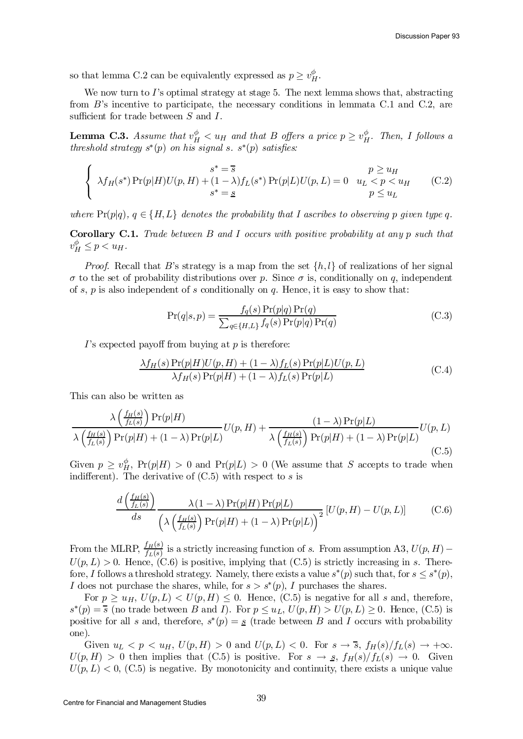so that lemma C.2 can be equivalently expressed as $p \geq v_H^\phi$.

We now turn to $I$'s optimal strategy at stage 5. The next lemma shows that, abstracting from $B$'s incentive to participate, the necessary conditions in lemmata C.1 and C.2, are sufficient for trade between $S$ and $I$.

**Lemma C.3.** *Assume that $v_H^\phi < u_H$ and that $B$ offers a price $p \geq v_H^\phi$. Then, $I$ follows a threshold strategy $s^*(p)$ on his signal $s$. $s^*(p)$ satisfies:*

$$\begin{cases} s^* = \overline{s} & p \geq u_H \\ \lambda f_H(s^*) \Pr(p|H) U(p,H) + (1-\lambda) f_L(s^*) \Pr(p|L) U(p,L) = 0 & u_L < p < u_H \\ s^* = \underline{s} & p \leq u_L \end{cases} \tag{C.2}$$

*where $\Pr(p|q)$, $q \in \{H, L\}$ denotes the probability that $I$ ascribes to observing $p$ given type $q$.*

**Corollary C.1.** *Trade between $B$ and $I$ occurs with positive probability at any $p$ such that $v_H^\phi \leq p < u_H$.*

*Proof.* Recall that $B$'s strategy is a map from the set $\{h, l\}$ of realizations of her signal $\sigma$ to the set of probability distributions over $p$. Since $\sigma$ is, conditionally on $q$, independent of $s$, $p$ is also independent of $s$ conditionally on $q$. Hence, it is easy to show that:

$$\Pr(q|s,p) = \frac{f_q(s) \Pr(p|q) \Pr(q)}{\sum_{q \in \{H,L\}} f_q(s) \Pr(p|q) \Pr(q)} \tag{C.3}$$

$I$'s expected payoff from buying at $p$ is therefore:

$$\frac{\lambda f_H(s) \Pr(p|H) U(p,H) + (1-\lambda) f_L(s) \Pr(p|L) U(p,L)}{\lambda f_H(s) \Pr(p|H) + (1-\lambda) f_L(s) \Pr(p|L)} \tag{C.4}$$

This can also be written as

$$\frac{\lambda \left(\frac{f_H(s)}{f_L(s)}\right) \Pr(p|H)}{\lambda \left(\frac{f_H(s)}{f_L(s)}\right) \Pr(p|H) + (1-\lambda) \Pr(p|L)} U(p,H) + \frac{(1-\lambda) \Pr(p|L)}{\lambda \left(\frac{f_H(s)}{f_L(s)}\right) \Pr(p|H) + (1-\lambda) \Pr(p|L)} U(p,L) \tag{C.5}$$

Given $p \geq v_H^\phi$, $\Pr(p|H) > 0$ and $\Pr(p|L) > 0$ (We assume that $S$ accepts to trade when indifferent). The derivative of (C.5) with respect to $s$ is

$$\frac{d\left(\frac{f_H(s)}{f_L(s)}\right)}{ds} \frac{\lambda(1-\lambda) \Pr(p|H) \Pr(p|L)}{\left(\lambda \left(\frac{f_H(s)}{f_L(s)}\right) \Pr(p|H) + (1-\lambda) \Pr(p|L)\right)^2} \left[U(p,H) - U(p,L)\right] \tag{C.6}$$

From the MLRP, $\frac{f_H(s)}{f_L(s)}$ is a strictly increasing function of $s$. From assumption A3, $U(p,H) - U(p,L) > 0$. Hence, (C.6) is positive, implying that (C.5) is strictly increasing in $s$. Therefore, $I$ follows a threshold strategy. Namely, there exists a value $s^*(p)$ such that, for $s \leq s^*(p)$, $I$ does not purchase the shares, while, for $s > s^*(p)$, $I$ purchases the shares.

For $p \geq u_H$, $U(p,L) < U(p,H) \leq 0$. Hence, (C.5) is negative for all $s$ and, therefore, $s^*(p) = \overline{s}$ (no trade between $B$ and $I$). For $p \leq u_L$, $U(p,H) > U(p,L) \geq 0$. Hence, (C.5) is positive for all $s$ and, therefore, $s^*(p) = \underline{s}$ (trade between $B$ and $I$ occurs with probability one).

Given $u_L < p < u_H$, $U(p,H) > 0$ and $U(p,L) < 0$. For $s \to \overline{s}$, $f_H(s)/f_L(s) \to +\infty$. $U(p,H) > 0$ then implies that (C.5) is positive. For $s \to \underline{s}$, $f_H(s)/f_L(s) \to 0$. Given $U(p,L) < 0$, (C.5) is negative. By monotonicity and continuity, there exists a unique value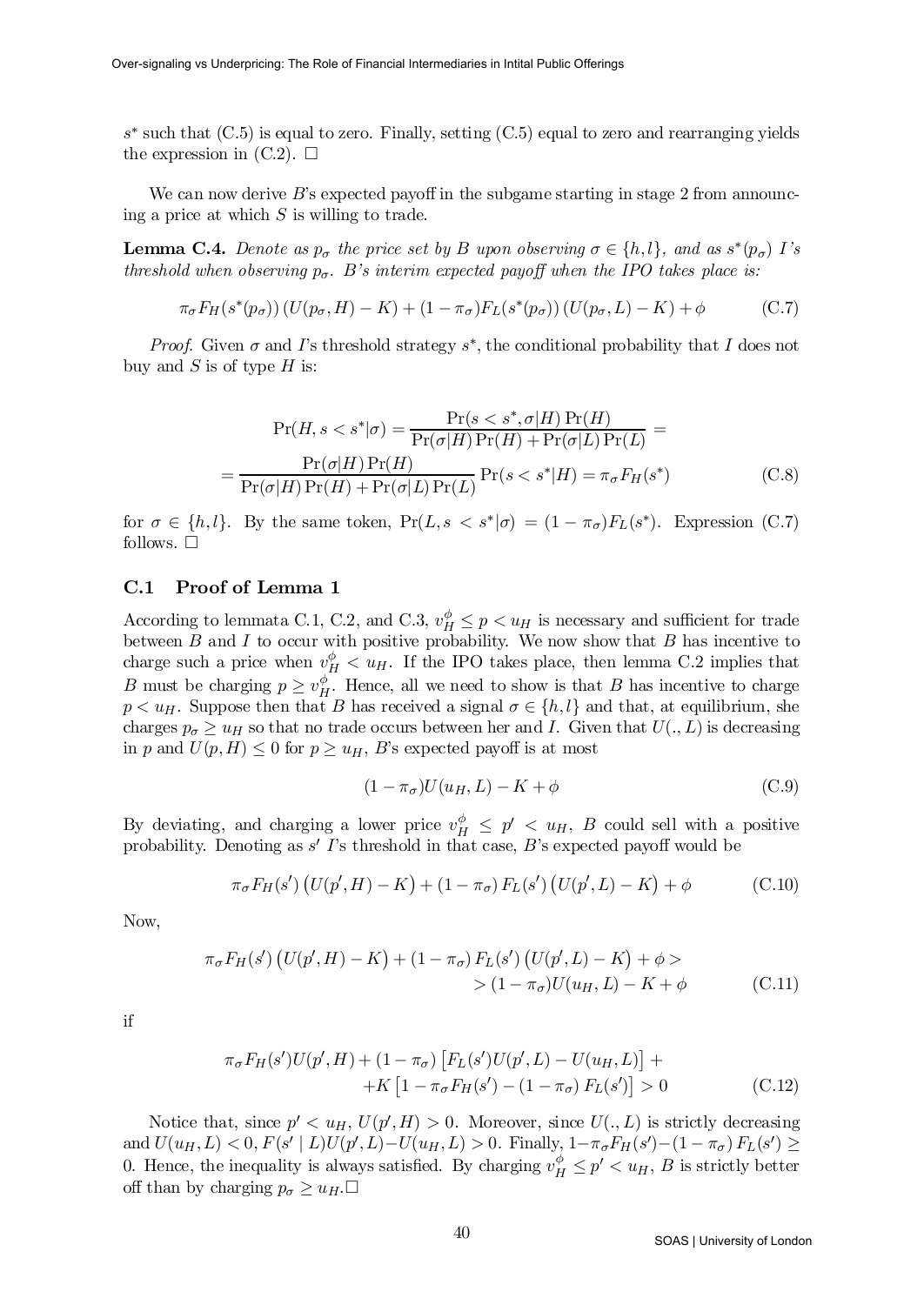$s^*$ such that (C.5) is equal to zero. Finally, setting (C.5) equal to zero and rearranging yields the expression in (C.2). □

We can now derive $B$'s expected payoff in the subgame starting in stage 2 from announcing a price at which $S$ is willing to trade.

**Lemma C.4.** *Denote as $p_\sigma$ the price set by B upon observing $\sigma \in \{h, l\}$, and as $s^*(p_\sigma)$ I's threshold when observing $p_\sigma$. B's interim expected payoff when the IPO takes place is:*

$$\pi_\sigma F_H(s^*(p_\sigma)) \left(U(p_\sigma, H) - K\right) + (1 - \pi_\sigma) F_L(s^*(p_\sigma)) \left(U(p_\sigma, L) - K\right) + \phi \tag{C.7}$$

*Proof.* Given $\sigma$ and $I$'s threshold strategy $s^*$, the conditional probability that $I$ does not buy and $S$ is of type $H$ is:

$$\Pr(H, s < s^*|\sigma) = \frac{\Pr(s < s^*, \sigma|H)\Pr(H)}{\Pr(\sigma|H)\Pr(H) + \Pr(\sigma|L)\Pr(L)} =$$
$$= \frac{\Pr(\sigma|H)\Pr(H)}{\Pr(\sigma|H)\Pr(H) + \Pr(\sigma|L)\Pr(L)} \Pr(s < s^*|H) = \pi_\sigma F_H(s^*) \tag{C.8}$$

for $\sigma \in \{h, l\}$. By the same token, $\Pr(L, s < s^*|\sigma) = (1 - \pi_\sigma)F_L(s^*)$. Expression (C.7) follows. □

### C.1 Proof of Lemma 1

According to lemmata C.1, C.2, and C.3, $v_H^\phi \leq p < u_H$ is necessary and sufficient for trade between $B$ and $I$ to occur with positive probability. We now show that $B$ has incentive to charge such a price when $v_H^\phi < u_H$. If the IPO takes place, then lemma C.2 implies that $B$ must be charging $p \geq v_H^\phi$. Hence, all we need to show is that $B$ has incentive to charge $p < u_H$. Suppose then that $B$ has received a signal $\sigma \in \{h, l\}$ and that, at equilibrium, she charges $p_\sigma \geq u_H$ so that no trade occurs between her and $I$. Given that $U(., L)$ is decreasing in $p$ and $U(p, H) \leq 0$ for $p \geq u_H$, $B$'s expected payoff is at most

$$(1 - \pi_\sigma)U(u_H, L) - K + \phi \tag{C.9}$$

By deviating, and charging a lower price $v_H^\phi \leq p' < u_H$, $B$ could sell with a positive probability. Denoting as $s'$ $I$'s threshold in that case, $B$'s expected payoff would be

$$\pi_\sigma F_H(s') \left(U(p', H) - K\right) + (1 - \pi_\sigma) F_L(s') \left(U(p', L) - K\right) + \phi \tag{C.10}$$

Now,

$$\begin{aligned} \pi_\sigma F_H(s') \left(U(p', H) - K\right) + (1 - \pi_\sigma) F_L(s') \left(U(p', L) - K\right) + \phi > \\ > (1 - \pi_\sigma)U(u_H, L) - K + \phi \end{aligned} \tag{C.11}$$

if

$$\begin{aligned} \pi_\sigma F_H(s')U(p', H) + (1 - \pi_\sigma) \left[F_L(s')U(p', L) - U(u_H, L)\right] + \\ + K \left[1 - \pi_\sigma F_H(s') - (1 - \pi_\sigma) F_L(s')\right] > 0 \end{aligned} \tag{C.12}$$

Notice that, since $p' < u_H$, $U(p', H) > 0$. Moreover, since $U(., L)$ is strictly decreasing and $U(u_H, L) < 0$, $F(s' \mid L)U(p', L) - U(u_H, L) > 0$. Finally, $1 - \pi_\sigma F_H(s') - (1 - \pi_\sigma) F_L(s') \geq 0$. Hence, the inequality is always satisfied. By charging $v_H^\phi \leq p' < u_H$, $B$ is strictly better off than by charging $p_\sigma \geq u_H$. □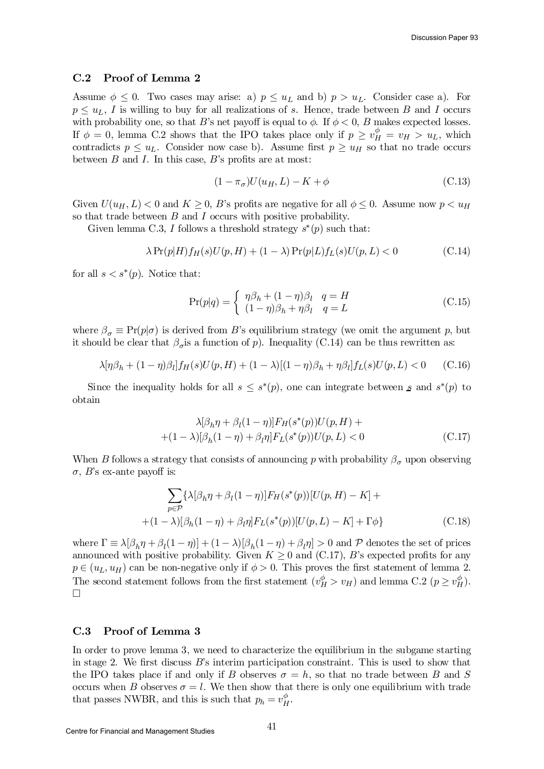### C.2 Proof of Lemma 2

Assume $\phi \leq 0$. Two cases may arise: a) $p \leq u_L$ and b) $p > u_L$. Consider case a). For $p \leq u_L$, $I$ is willing to buy for all realizations of $s$. Hence, trade between $B$ and $I$ occurs with probability one, so that $B$'s net payoff is equal to $\phi$. If $\phi < 0$, $B$ makes expected losses. If $\phi = 0$, lemma C.2 shows that the IPO takes place only if $p \geq v_H^{\phi} = v_H > u_L$, which contradicts $p \leq u_L$. Consider now case b). Assume first $p \geq u_H$ so that no trade occurs between $B$ and $I$. In this case, $B$'s profits are at most:

$$(1 - \pi_\sigma)U(u_H, L) - K + \phi \tag{C.13}$$

Given $U(u_H, L) < 0$ and $K \geq 0$, $B$'s profits are negative for all $\phi \leq 0$. Assume now $p < u_H$ so that trade between $B$ and $I$ occurs with positive probability.

Given lemma C.3, $I$ follows a threshold strategy $s^*(p)$ such that:

$$\lambda \Pr(p|H) f_H(s) U(p, H) + (1 - \lambda) \Pr(p|L) f_L(s) U(p, L) < 0 \tag{C.14}$$

for all $s < s^*(p)$. Notice that:

$$\Pr(p|q) = \begin{cases} \eta\beta_h + (1-\eta)\beta_l & q = H \\ (1-\eta)\beta_h + \eta\beta_l & q = L \end{cases} \tag{C.15}$$

where $\beta_\sigma \equiv \Pr(p|\sigma)$ is derived from $B$'s equilibrium strategy (we omit the argument $p$, but it should be clear that $\beta_\sigma$is a function of $p$). Inequality (C.14) can be thus rewritten as:

$$\lambda[\eta\beta_h + (1-\eta)\beta_l] f_H(s) U(p, H) + (1 - \lambda)[(1-\eta)\beta_h + \eta\beta_l] f_L(s) U(p, L) < 0 \tag{C.16}$$

Since the inequality holds for all $s \leq s^*(p)$, one can integrate between $\underline{s}$ and $s^*(p)$ to obtain

$$\begin{aligned} &\lambda[\beta_h\eta + \beta_l(1-\eta)] F_H(s^*(p)) U(p, H) + \\ &+(1-\lambda)[\beta_h(1-\eta) + \beta_l\eta] F_L(s^*(p)) U(p, L) < 0 \end{aligned} \tag{C.17}$$

When $B$ follows a strategy that consists of announcing $p$ with probability $\beta_\sigma$ upon observing $\sigma$, $B$'s ex-ante payoff is:

$$\begin{aligned} &\sum_{p \in \mathcal{P}} \{\lambda[\beta_h\eta + \beta_l(1-\eta)] F_H(s^*(p))[U(p, H) - K] + \\ &+(1-\lambda)[\beta_h(1-\eta) + \beta_l\eta] F_L(s^*(p))[U(p, L) - K] + \Gamma\phi\} \end{aligned} \tag{C.18}$$

where $\Gamma \equiv \lambda[\beta_h\eta + \beta_l(1-\eta)] + (1-\lambda)[\beta_h(1-\eta) + \beta_l\eta] > 0$ and $\mathcal{P}$ denotes the set of prices announced with positive probability. Given $K \geq 0$ and (C.17), $B$'s expected profits for any $p \in (u_L, u_H)$ can be non-negative only if $\phi > 0$. This proves the first statement of lemma 2. The second statement follows from the first statement ($v_H^{\phi} > v_H$) and lemma C.2 ($p \geq v_H^{\phi}$). □

### C.3 Proof of Lemma 3

In order to prove lemma 3, we need to characterize the equilibrium in the subgame starting in stage 2. We first discuss $B$'s interim participation constraint. This is used to show that the IPO takes place if and only if $B$ observes $\sigma = h$, so that no trade between $B$ and $S$ occurs when $B$ observes $\sigma = l$. We then show that there is only one equilibrium with trade that passes NWBR, and this is such that $p_h = v_H^{\phi}$.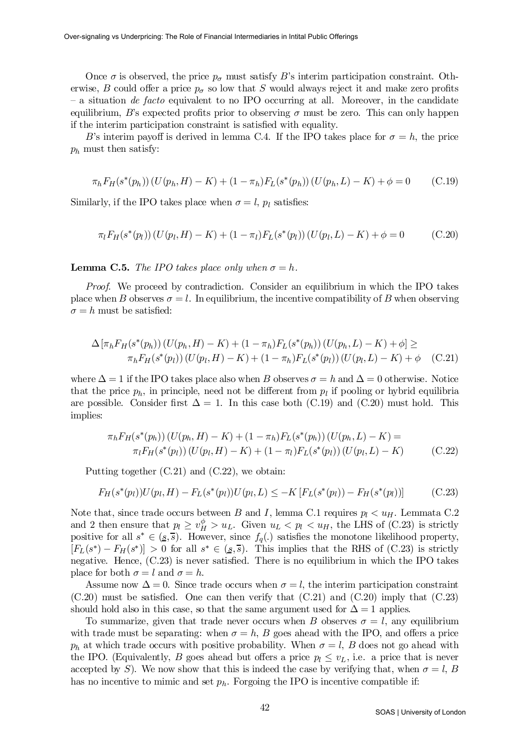Once $\sigma$ is observed, the price $p_\sigma$ must satisfy $B$'s interim participation constraint. Otherwise, $B$ could offer a price $p_\sigma$ so low that $S$ would always reject it and make zero profits – a situation *de facto* equivalent to no IPO occurring at all. Moreover, in the candidate equilibrium, $B$'s expected profits prior to observing $\sigma$ must be zero. This can only happen if the interim participation constraint is satisfied with equality.

$B$'s interim payoff is derived in lemma C.4. If the IPO takes place for $\sigma = h$, the price $p_h$ must then satisfy:

$$\pi_h F_H(s^*(p_h))\left(U(p_h, H) - K\right) + (1 - \pi_h) F_L(s^*(p_h))\left(U(p_h, L) - K\right) + \phi = 0 \tag{C.19}$$

Similarly, if the IPO takes place when $\sigma = l$, $p_l$ satisfies:

$$\pi_l F_H(s^*(p_l))\left(U(p_l, H) - K\right) + (1 - \pi_l) F_L(s^*(p_l))\left(U(p_l, L) - K\right) + \phi = 0 \tag{C.20}$$

**Lemma C.5.** *The IPO takes place only when $\sigma = h$.*

*Proof.* We proceed by contradiction. Consider an equilibrium in which the IPO takes place when $B$ observes $\sigma = l$. In equilibrium, the incentive compatibility of $B$ when observing $\sigma = h$ must be satisfied:

$$\begin{aligned}\Delta\left[\pi_h F_H(s^*(p_h))\left(U(p_h, H) - K\right) + (1 - \pi_h) F_L(s^*(p_h))\left(U(p_h, L) - K\right) + \phi\right] \geq \\ \pi_h F_H(s^*(p_l))\left(U(p_l, H) - K\right) + (1 - \pi_h) F_L(s^*(p_l))\left(U(p_l, L) - K\right) + \phi\end{aligned} \tag{C.21}$$

where $\Delta = 1$ if the IPO takes place also when $B$ observes $\sigma = h$ and $\Delta = 0$ otherwise. Notice that the price $p_h$, in principle, need not be different from $p_l$ if pooling or hybrid equilibria are possible. Consider first $\Delta = 1$. In this case both (C.19) and (C.20) must hold. This implies:

$$\begin{aligned}\pi_h F_H(s^*(p_h))\left(U(p_h, H) - K\right) + (1 - \pi_h) F_L(s^*(p_h))\left(U(p_h, L) - K\right) = \\ \pi_l F_H(s^*(p_l))\left(U(p_l, H) - K\right) + (1 - \pi_l) F_L(s^*(p_l))\left(U(p_l, L) - K\right)\end{aligned} \tag{C.22}$$

Putting together (C.21) and (C.22), we obtain:

$$F_H(s^*(p_l))U(p_l, H) - F_L(s^*(p_l))U(p_l, L) \leq -K\left[F_L(s^*(p_l)) - F_H(s^*(p_l))\right] \tag{C.23}$$

Note that, since trade occurs between $B$ and $I$, lemma C.1 requires $p_l < u_H$. Lemmata C.2 and 2 then ensure that $p_l \geq v_H^\phi > u_L$. Given $u_L < p_l < u_H$, the LHS of (C.23) is strictly positive for all $s^* \in (\underline{s}, \overline{s})$. However, since $f_q(.)$ satisfies the monotone likelihood property, $[F_L(s^*) - F_H(s^*)] > 0$ for all $s^* \in (\underline{s}, \overline{s})$. This implies that the RHS of (C.23) is strictly negative. Hence, (C.23) is never satisfied. There is no equilibrium in which the IPO takes place for both $\sigma = l$ and $\sigma = h$.

Assume now $\Delta = 0$. Since trade occurs when $\sigma = l$, the interim participation constraint (C.20) must be satisfied. One can then verify that (C.21) and (C.20) imply that (C.23) should hold also in this case, so that the same argument used for $\Delta = 1$ applies.

To summarize, given that trade never occurs when $B$ observes $\sigma = l$, any equilibrium with trade must be separating: when $\sigma = h$, $B$ goes ahead with the IPO, and offers a price $p_h$ at which trade occurs with positive probability. When $\sigma = l$, $B$ does not go ahead with the IPO. (Equivalently, $B$ goes ahead but offers a price $p_l \leq v_L$, i.e. a price that is never accepted by $S$). We now show that this is indeed the case by verifying that, when $\sigma = l$, $B$ has no incentive to mimic and set $p_h$. Forgoing the IPO is incentive compatible if: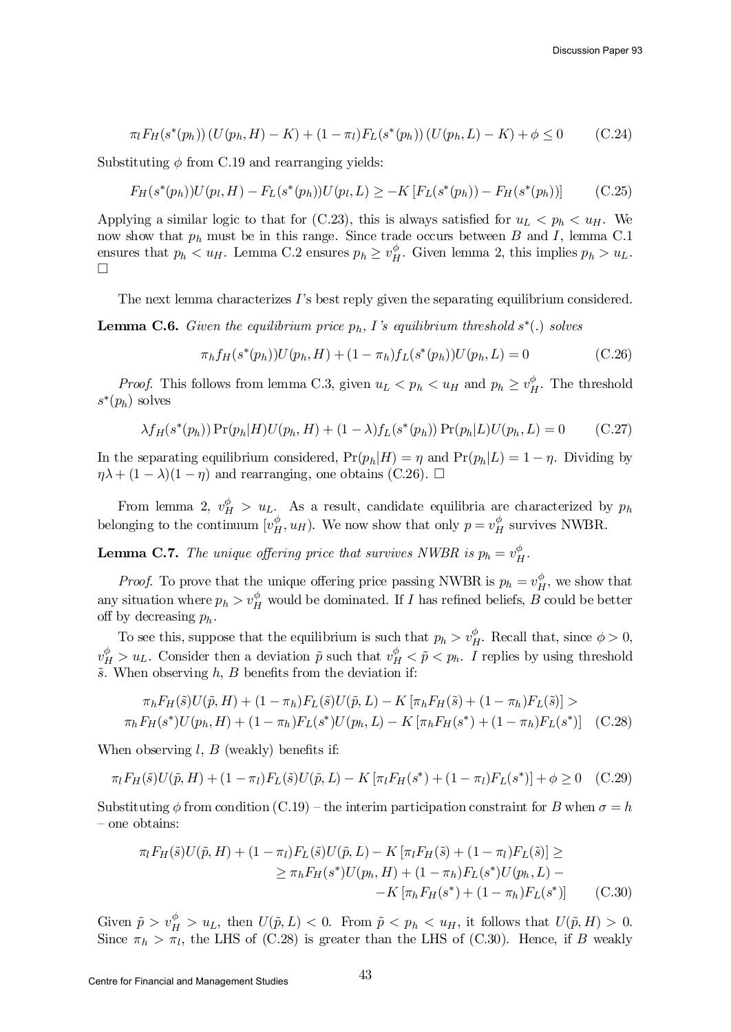$$\pi_l F_H(s^*(p_h))\left(U(p_h,H)-K\right)+(1-\pi_l)F_L(s^*(p_h))\left(U(p_h,L)-K\right)+\phi\leq 0 \qquad \text{(C.24)}$$

Substituting $\phi$ from C.19 and rearranging yields:

$$F_H(s^*(p_h))U(p_l,H)-F_L(s^*(p_h))U(p_l,L)\geq -K\left[F_L(s^*(p_h))-F_H(s^*(p_h))\right] \qquad \text{(C.25)}$$

Applying a similar logic to that for (C.23), this is always satisfied for $u_L < p_h < u_H$. We now show that $p_h$ must be in this range. Since trade occurs between $B$ and $I$, lemma C.1 ensures that $p_h < u_H$. Lemma C.2 ensures $p_h \geq v_H^{\phi}$. Given lemma 2, this implies $p_h > u_L$. □

The next lemma characterizes $I$'s best reply given the separating equilibrium considered.

**Lemma C.6.** *Given the equilibrium price $p_h$, I's equilibrium threshold $s^*(.)$ solves*

$$\pi_h f_H(s^*(p_h))U(p_h,H)+(1-\pi_h)f_L(s^*(p_h))U(p_h,L)=0 \qquad \text{(C.26)}$$

*Proof.* This follows from lemma C.3, given $u_L < p_h < u_H$ and $p_h \geq v_H^{\phi}$. The threshold $s^*(p_h)$ solves

$$\lambda f_H(s^*(p_h))\Pr(p_h|H)U(p_h,H)+(1-\lambda)f_L(s^*(p_h))\Pr(p_h|L)U(p_h,L)=0 \qquad \text{(C.27)}$$

In the separating equilibrium considered, $\Pr(p_h|H)=\eta$ and $\Pr(p_h|L)=1-\eta$. Dividing by $\eta\lambda+(1-\lambda)(1-\eta)$ and rearranging, one obtains (C.26). □

From lemma 2, $v_H^{\phi} > u_L$. As a result, candidate equilibria are characterized by $p_h$ belonging to the continuum $[v_H^{\phi}, u_H)$. We now show that only $p = v_H^{\phi}$ survives NWBR.

**Lemma C.7.** *The unique offering price that survives NWBR is $p_h = v_H^{\phi}$.*

*Proof.* To prove that the unique offering price passing NWBR is $p_h = v_H^{\phi}$, we show that any situation where $p_h > v_H^{\phi}$ would be dominated. If $I$ has refined beliefs, $B$ could be better off by decreasing $p_h$.

To see this, suppose that the equilibrium is such that $p_h > v_H^{\phi}$. Recall that, since $\phi > 0$, $v_H^{\phi} > u_L$. Consider then a deviation $\tilde{p}$ such that $v_H^{\phi} < \tilde{p} < p_h$. $I$ replies by using threshold $\tilde{s}$. When observing $h$, $B$ benefits from the deviation if:

$$\begin{aligned}
&\pi_h F_H(\tilde{s})U(\tilde{p},H)+(1-\pi_h)F_L(\tilde{s})U(\tilde{p},L)-K\left[\pi_h F_H(\tilde{s})+(1-\pi_h)F_L(\tilde{s})\right]> \\
&\pi_h F_H(s^*)U(p_h,H)+(1-\pi_h)F_L(s^*)U(p_h,L)-K\left[\pi_h F_H(s^*)+(1-\pi_h)F_L(s^*)\right] \qquad \text{(C.28)}
\end{aligned}$$

When observing $l$, $B$ (weakly) benefits if:

$$\pi_l F_H(\tilde{s})U(\tilde{p},H)+(1-\pi_l)F_L(\tilde{s})U(\tilde{p},L)-K\left[\pi_l F_H(s^*)+(1-\pi_l)F_L(s^*)\right]+\phi\geq 0 \qquad \text{(C.29)}$$

Substituting $\phi$ from condition (C.19) – the interim participation constraint for $B$ when $\sigma = h$ – one obtains:

$$\begin{aligned}
\pi_l F_H(\tilde{s})U(\tilde{p},H)+(1-\pi_l)F_L(\tilde{s})U(\tilde{p},L)-K\left[\pi_l F_H(\tilde{s})+(1-\pi_l)F_L(\tilde{s})\right]\geq \\
\geq \pi_h F_H(s^*)U(p_h,H)+(1-\pi_h)F_L(s^*)U(p_h,L)- \\
-K\left[\pi_h F_H(s^*)+(1-\pi_h)F_L(s^*)\right] \qquad \text{(C.30)}
\end{aligned}$$

Given $\tilde{p} > v_H^{\phi} > u_L$, then $U(\tilde{p},L) < 0$. From $\tilde{p} < p_h < u_H$, it follows that $U(\tilde{p},H) > 0$. Since $\pi_h > \pi_l$, the LHS of (C.28) is greater than the LHS of (C.30). Hence, if $B$ weakly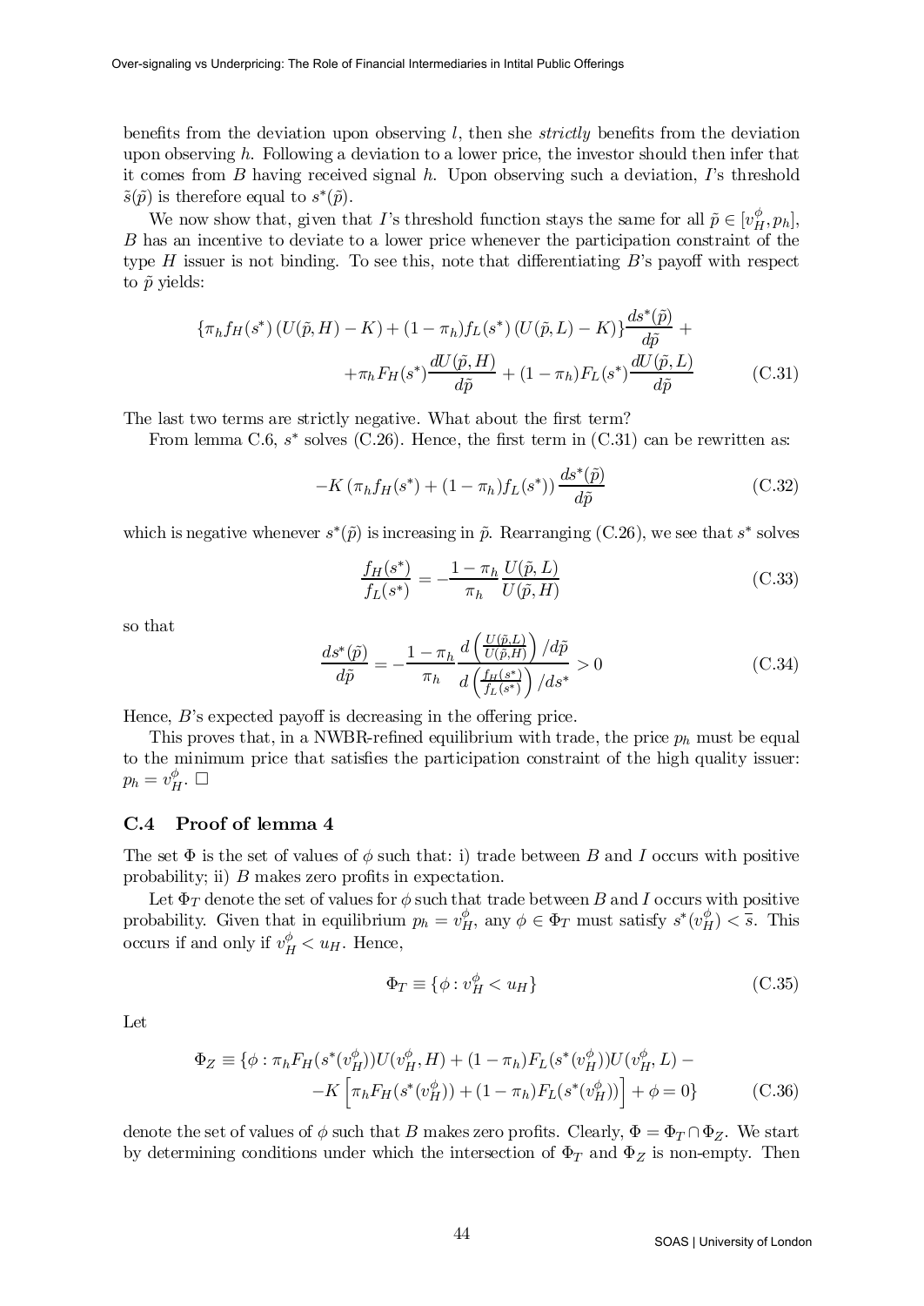benefits from the deviation upon observing $l$, then she *strictly* benefits from the deviation upon observing $h$. Following a deviation to a lower price, the investor should then infer that it comes from $B$ having received signal $h$. Upon observing such a deviation, $I$'s threshold $\tilde{s}(\tilde{p})$ is therefore equal to $s^*(\tilde{p})$.

We now show that, given that $I$'s threshold function stays the same for all $\tilde{p} \in [v_H^\phi, p_h]$, $B$ has an incentive to deviate to a lower price whenever the participation constraint of the type $H$ issuer is not binding. To see this, note that differentiating $B$'s payoff with respect to $\tilde{p}$ yields:

$$\{\pi_h f_H(s^*)\left(U(\tilde{p}, H) - K\right) + (1-\pi_h) f_L(s^*)\left(U(\tilde{p}, L) - K\right)\}\frac{ds^*(\tilde{p})}{d\tilde{p}} + \\ + \pi_h F_H(s^*)\frac{dU(\tilde{p}, H)}{d\tilde{p}} + (1-\pi_h) F_L(s^*)\frac{dU(\tilde{p}, L)}{d\tilde{p}} \tag{C.31}$$

The last two terms are strictly negative. What about the first term?

From lemma C.6, $s^*$ solves (C.26). Hence, the first term in (C.31) can be rewritten as:

$$-K\left(\pi_h f_H(s^*) + (1-\pi_h) f_L(s^*)\right)\frac{ds^*(\tilde{p})}{d\tilde{p}} \tag{C.32}$$

which is negative whenever $s^*(\tilde{p})$ is increasing in $\tilde{p}$. Rearranging (C.26), we see that $s^*$ solves

$$\frac{f_H(s^*)}{f_L(s^*)} = -\frac{1-\pi_h}{\pi_h}\frac{U(\tilde{p}, L)}{U(\tilde{p}, H)} \tag{C.33}$$

so that

$$\frac{ds^*(\tilde{p})}{d\tilde{p}} = -\frac{1-\pi_h}{\pi_h}\frac{d\left(\frac{U(\tilde{p}, L)}{U(\tilde{p}, H)}\right)/d\tilde{p}}{d\left(\frac{f_H(s^*)}{f_L(s^*)}\right)/ds^*} > 0 \tag{C.34}$$

Hence, $B$'s expected payoff is decreasing in the offering price.

This proves that, in a NWBR-refined equilibrium with trade, the price $p_h$ must be equal to the minimum price that satisfies the participation constraint of the high quality issuer: $p_h = v_H^\phi$. $\square$

### C.4 Proof of lemma 4

The set $\Phi$ is the set of values of $\phi$ such that: i) trade between $B$ and $I$ occurs with positive probability; ii) $B$ makes zero profits in expectation.

Let $\Phi_T$ denote the set of values for $\phi$ such that trade between $B$ and $I$ occurs with positive probability. Given that in equilibrium $p_h = v_H^\phi$, any $\phi \in \Phi_T$ must satisfy $s^*(v_H^\phi) < \overline{s}$. This occurs if and only if $v_H^\phi < u_H$. Hence,

$$\Phi_T \equiv \{\phi : v_H^\phi < u_H\} \tag{C.35}$$

Let

$$\Phi_Z \equiv \{\phi : \pi_h F_H(s^*(v_H^\phi))U(v_H^\phi, H) + (1-\pi_h)F_L(s^*(v_H^\phi))U(v_H^\phi, L) - \\ -K\left[\pi_h F_H(s^*(v_H^\phi)) + (1-\pi_h)F_L(s^*(v_H^\phi))\right] + \phi = 0\} \tag{C.36}$$

denote the set of values of $\phi$ such that $B$ makes zero profits. Clearly, $\Phi = \Phi_T \cap \Phi_Z$. We start by determining conditions under which the intersection of $\Phi_T$ and $\Phi_Z$ is non-empty. Then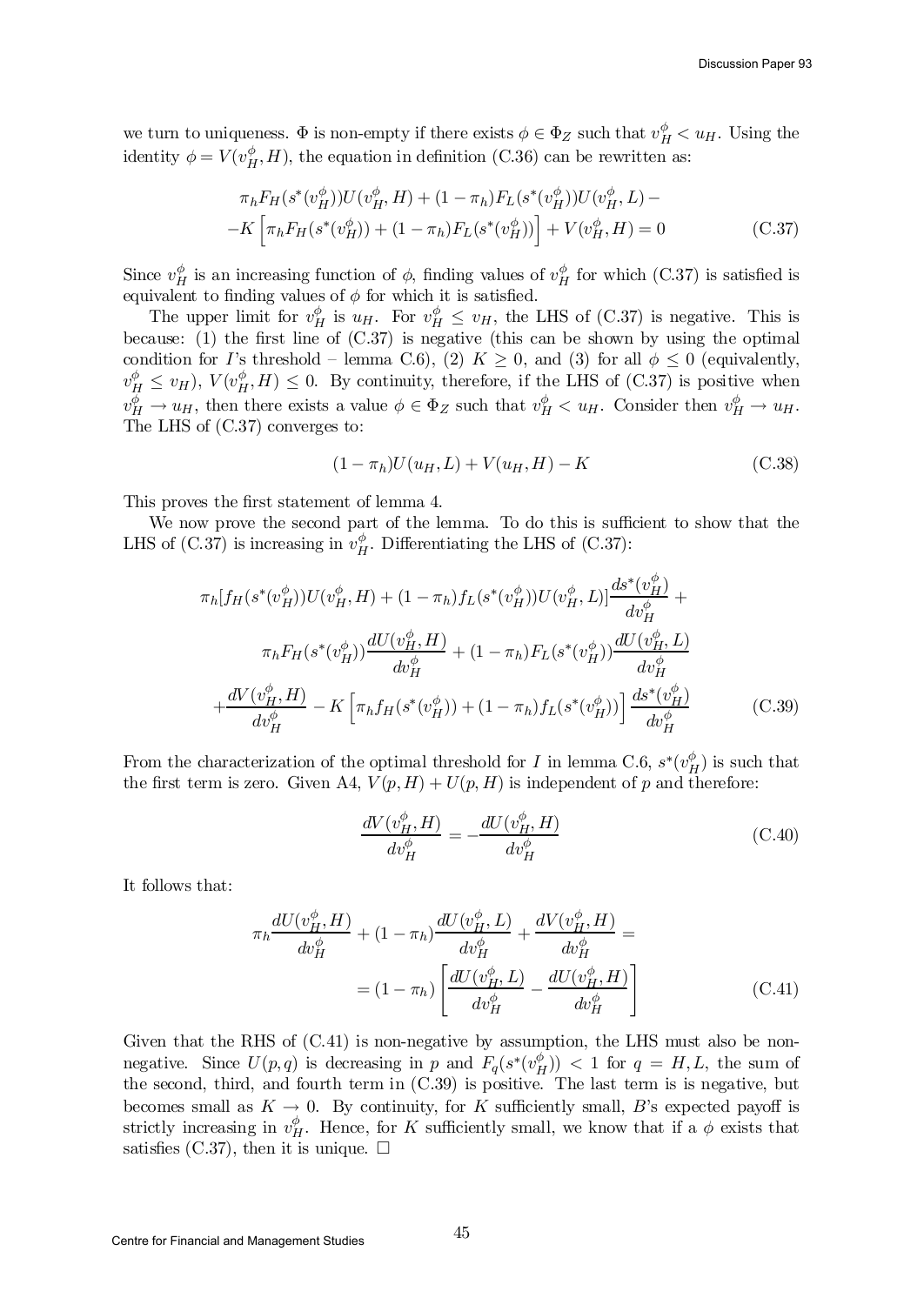we turn to uniqueness. $\Phi$ is non-empty if there exists $\phi \in \Phi_Z$ such that $v_H^\phi < u_H$. Using the identity $\phi = V(v_H^\phi, H)$, the equation in definition (C.36) can be rewritten as:

$$
\begin{aligned}
&\pi_h F_H(s^*(v_H^\phi))U(v_H^\phi, H) + (1-\pi_h)F_L(s^*(v_H^\phi))U(v_H^\phi, L) - \\
&-K\left[\pi_h F_H(s^*(v_H^\phi)) + (1-\pi_h)F_L(s^*(v_H^\phi))\right] + V(v_H^\phi, H) = 0
\end{aligned}
\tag{C.37}
$$

Since $v_H^\phi$ is an increasing function of $\phi$, finding values of $v_H^\phi$ for which (C.37) is satisfied is equivalent to finding values of $\phi$ for which it is satisfied.

The upper limit for $v_H^\phi$ is $u_H$. For $v_H^\phi \leq v_H$, the LHS of (C.37) is negative. This is because: (1) the first line of (C.37) is negative (this can be shown by using the optimal condition for $I$'s threshold – lemma C.6), (2) $K \geq 0$, and (3) for all $\phi \leq 0$ (equivalently, $v_H^\phi \leq v_H$), $V(v_H^\phi, H) \leq 0$. By continuity, therefore, if the LHS of (C.37) is positive when $v_H^\phi \to u_H$, then there exists a value $\phi \in \Phi_Z$ such that $v_H^\phi < u_H$. Consider then $v_H^\phi \to u_H$. The LHS of (C.37) converges to:

$$
(1-\pi_h)U(u_H, L) + V(u_H, H) - K \tag{C.38}
$$

This proves the first statement of lemma 4.

We now prove the second part of the lemma. To do this is sufficient to show that the LHS of (C.37) is increasing in $v_H^\phi$. Differentiating the LHS of (C.37):

$$
\begin{aligned}
&\pi_h[f_H(s^*(v_H^\phi))U(v_H^\phi, H) + (1-\pi_h)f_L(s^*(v_H^\phi))U(v_H^\phi, L)]\frac{ds^*(v_H^\phi)}{dv_H^\phi} + \\
&\qquad \pi_h F_H(s^*(v_H^\phi))\frac{dU(v_H^\phi, H)}{dv_H^\phi} + (1-\pi_h)F_L(s^*(v_H^\phi))\frac{dU(v_H^\phi, L)}{dv_H^\phi} \\
&+\frac{dV(v_H^\phi, H)}{dv_H^\phi} - K\left[\pi_h f_H(s^*(v_H^\phi)) + (1-\pi_h)f_L(s^*(v_H^\phi))\right]\frac{ds^*(v_H^\phi)}{dv_H^\phi}
\end{aligned}
\tag{C.39}
$$

From the characterization of the optimal threshold for $I$ in lemma C.6, $s^*(v_H^\phi)$ is such that the first term is zero. Given A4, $V(p, H) + U(p, H)$ is independent of $p$ and therefore:

$$
\frac{dV(v_H^\phi, H)}{dv_H^\phi} = -\frac{dU(v_H^\phi, H)}{dv_H^\phi} \tag{C.40}
$$

It follows that:

$$
\begin{aligned}
\pi_h \frac{dU(v_H^\phi, H)}{dv_H^\phi} + (1-\pi_h)\frac{dU(v_H^\phi, L)}{dv_H^\phi} + \frac{dV(v_H^\phi, H)}{dv_H^\phi} &= \\
= (1-\pi_h)\left[\frac{dU(v_H^\phi, L)}{dv_H^\phi} - \frac{dU(v_H^\phi, H)}{dv_H^\phi}\right]
\end{aligned}
\tag{C.41}
$$

Given that the RHS of (C.41) is non-negative by assumption, the LHS must also be non-negative. Since $U(p, q)$ is decreasing in $p$ and $F_q(s^*(v_H^\phi)) < 1$ for $q = H, L$, the sum of the second, third, and fourth term in (C.39) is positive. The last term is is negative, but becomes small as $K \to 0$. By continuity, for $K$ sufficiently small, $B$'s expected payoff is strictly increasing in $v_H^\phi$. Hence, for $K$ sufficiently small, we know that if a $\phi$ exists that satisfies (C.37), then it is unique. $\square$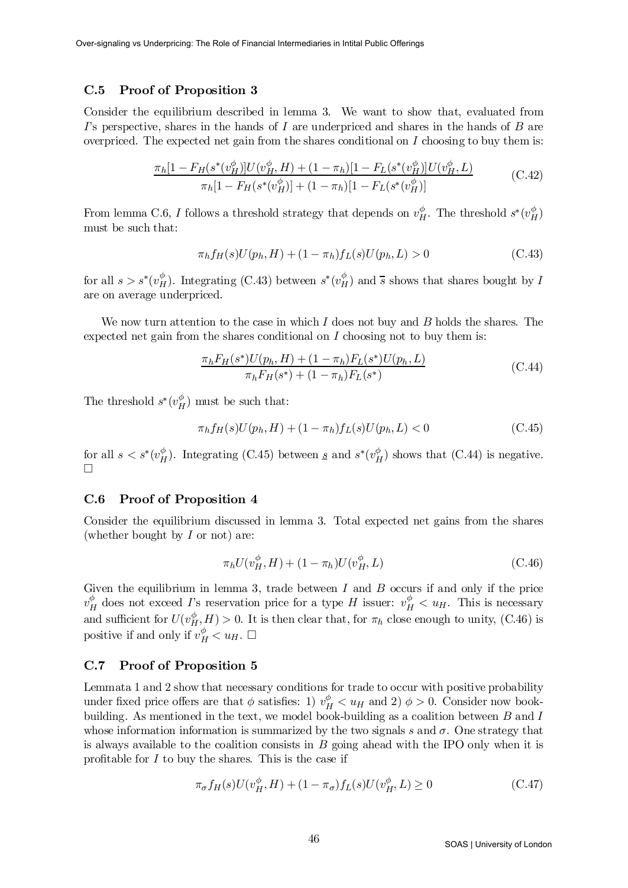### C.5 Proof of Proposition 3

Consider the equilibrium described in lemma 3. We want to show that, evaluated from $I$'s perspective, shares in the hands of $I$ are underpriced and shares in the hands of $B$ are overpriced. The expected net gain from the shares conditional on $I$ choosing to buy them is:

$$\frac{\pi_h[1 - F_H(s^*(v_H^\phi)]U(v_H^\phi, H) + (1 - \pi_h)[1 - F_L(s^*(v_H^\phi)]U(v_H^\phi, L)}{\pi_h[1 - F_H(s^*(v_H^\phi)] + (1 - \pi_h)[1 - F_L(s^*(v_H^\phi)]} \tag{C.42}$$

From lemma C.6, $I$ follows a threshold strategy that depends on $v_H^\phi$. The threshold $s^*(v_H^\phi)$ must be such that:

$$\pi_h f_H(s)U(p_h, H) + (1 - \pi_h)f_L(s)U(p_h, L) > 0 \tag{C.43}$$

for all $s > s^*(v_H^\phi)$. Integrating (C.43) between $s^*(v_H^\phi)$ and $\overline{s}$ shows that shares bought by $I$ are on average underpriced.

We now turn attention to the case in which $I$ does not buy and $B$ holds the shares. The expected net gain from the shares conditional on $I$ choosing not to buy them is:

$$\frac{\pi_h F_H(s^*)U(p_h, H) + (1 - \pi_h)F_L(s^*)U(p_h, L)}{\pi_h F_H(s^*) + (1 - \pi_h)F_L(s^*)} \tag{C.44}$$

The threshold $s^*(v_H^\phi)$ must be such that:

$$\pi_h f_H(s)U(p_h, H) + (1 - \pi_h)f_L(s)U(p_h, L) < 0 \tag{C.45}$$

for all $s < s^*(v_H^\phi)$. Integrating (C.45) between $\underline{s}$ and $s^*(v_H^\phi)$ shows that (C.44) is negative. □

### C.6 Proof of Proposition 4

Consider the equilibrium discussed in lemma 3. Total expected net gains from the shares (whether bought by $I$ or not) are:

$$\pi_h U(v_H^\phi, H) + (1 - \pi_h)U(v_H^\phi, L) \tag{C.46}$$

Given the equilibrium in lemma 3, trade between $I$ and $B$ occurs if and only if the price $v_H^\phi$ does not exceed $I$'s reservation price for a type $H$ issuer: $v_H^\phi < u_H$. This is necessary and sufficient for $U(v_H^\phi, H) > 0$. It is then clear that, for $\pi_h$ close enough to unity, (C.46) is positive if and only if $v_H^\phi < u_H$. □

### C.7 Proof of Proposition 5

Lemmata 1 and 2 show that necessary conditions for trade to occur with positive probability under fixed price offers are that $\phi$ satisfies: 1) $v_H^\phi < u_H$ and 2) $\phi > 0$. Consider now book-building. As mentioned in the text, we model book-building as a coalition between $B$ and $I$ whose information information is summarized by the two signals $s$ and $\sigma$. One strategy that is always available to the coalition consists in $B$ going ahead with the IPO only when it is profitable for $I$ to buy the shares. This is the case if

$$\pi_\sigma f_H(s)U(v_H^\phi, H) + (1 - \pi_\sigma)f_L(s)U(v_H^\phi, L) \geq 0 \tag{C.47}$$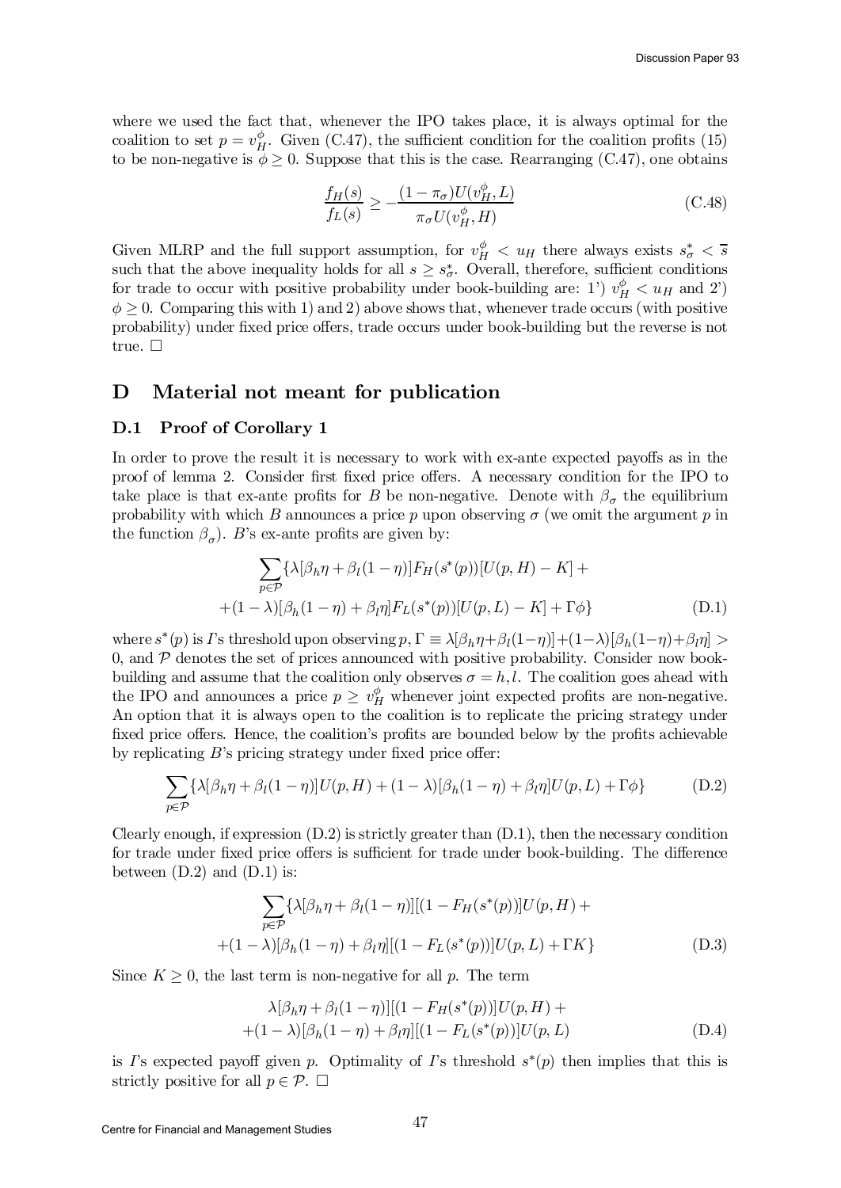where we used the fact that, whenever the IPO takes place, it is always optimal for the coalition to set $p = v_H^{\phi}$. Given (C.47), the sufficient condition for the coalition profits (15) to be non-negative is $\phi \geq 0$. Suppose that this is the case. Rearranging (C.47), one obtains

$$\frac{f_H(s)}{f_L(s)} \geq -\frac{(1-\pi_\sigma)U(v_H^{\phi}, L)}{\pi_\sigma U(v_H^{\phi}, H)} \tag{C.48}$$

Given MLRP and the full support assumption, for $v_H^{\phi} < u_H$ there always exists $s_\sigma^* < \overline{s}$ such that the above inequality holds for all $s \geq s_\sigma^*$. Overall, therefore, sufficient conditions for trade to occur with positive probability under book-building are: 1') $v_H^{\phi} < u_H$ and 2') $\phi \geq 0$. Comparing this with 1) and 2) above shows that, whenever trade occurs (with positive probability) under fixed price offers, trade occurs under book-building but the reverse is not true. $\square$

# D Material not meant for publication

## D.1 Proof of Corollary 1

In order to prove the result it is necessary to work with ex-ante expected payoffs as in the proof of lemma 2. Consider first fixed price offers. A necessary condition for the IPO to take place is that ex-ante profits for $B$ be non-negative. Denote with $\beta_\sigma$ the equilibrium probability with which $B$ announces a price $p$ upon observing $\sigma$ (we omit the argument $p$ in the function $\beta_\sigma$). $B$'s ex-ante profits are given by:

$$\sum_{p \in \mathcal{P}} \{\lambda[\beta_h \eta + \beta_l(1-\eta)] F_H(s^*(p))[U(p,H) - K] + \\ +(1-\lambda)[\beta_h(1-\eta) + \beta_l \eta] F_L(s^*(p))[U(p,L) - K] + \Gamma\phi\} \tag{D.1}$$

where $s^*(p)$ is $I$'s threshold upon observing $p$, $\Gamma \equiv \lambda[\beta_h\eta + \beta_l(1-\eta)] + (1-\lambda)[\beta_h(1-\eta) + \beta_l\eta] > 0$, and $\mathcal{P}$ denotes the set of prices announced with positive probability. Consider now book-building and assume that the coalition only observes $\sigma = h, l$. The coalition goes ahead with the IPO and announces a price $p \geq v_H^{\phi}$ whenever joint expected profits are non-negative. An option that it is always open to the coalition is to replicate the pricing strategy under fixed price offers. Hence, the coalition's profits are bounded below by the profits achievable by replicating $B$'s pricing strategy under fixed price offer:

$$\sum_{p \in \mathcal{P}} \{\lambda[\beta_h \eta + \beta_l(1-\eta)] U(p,H) + (1-\lambda)[\beta_h(1-\eta) + \beta_l \eta] U(p,L) + \Gamma\phi\} \tag{D.2}$$

Clearly enough, if expression (D.2) is strictly greater than (D.1), then the necessary condition for trade under fixed price offers is sufficient for trade under book-building. The difference between (D.2) and (D.1) is:

$$\sum_{p \in \mathcal{P}} \{\lambda[\beta_h \eta + \beta_l(1-\eta)][(1 - F_H(s^*(p))] U(p,H) + \\ +(1-\lambda)[\beta_h(1-\eta) + \beta_l \eta][(1 - F_L(s^*(p))] U(p,L) + \Gamma K\} \tag{D.3}$$

Since $K \geq 0$, the last term is non-negative for all $p$. The term

$$\lambda[\beta_h \eta + \beta_l(1-\eta)][(1 - F_H(s^*(p))] U(p,H) + \\ +(1-\lambda)[\beta_h(1-\eta) + \beta_l \eta][(1 - F_L(s^*(p))] U(p,L) \tag{D.4}$$

is $I$'s expected payoff given $p$. Optimality of $I$'s threshold $s^*(p)$ then implies that this is strictly positive for all $p \in \mathcal{P}$. $\square$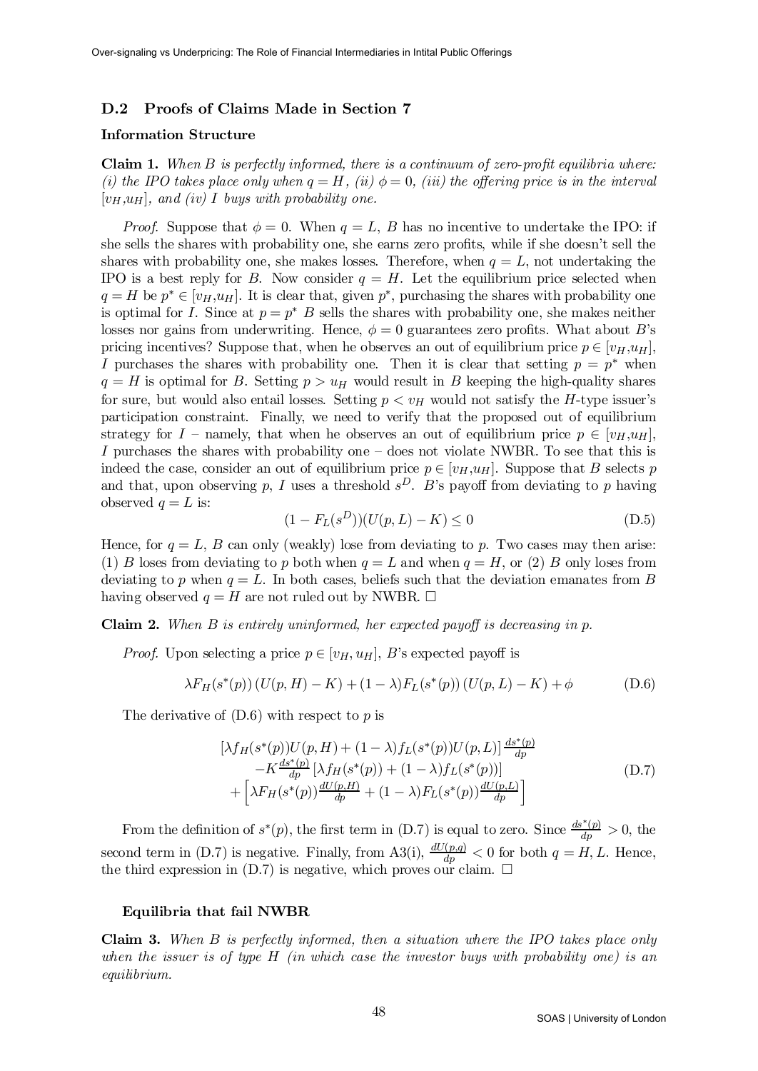## D.2 Proofs of Claims Made in Section 7

### Information Structure

**Claim 1.** *When $B$ is perfectly informed, there is a continuum of zero-profit equilibria where: (i) the IPO takes place only when $q = H$, (ii) $\phi = 0$, (iii) the offering price is in the interval $[v_H, u_H]$, and (iv) $I$ buys with probability one.*

*Proof.* Suppose that $\phi = 0$. When $q = L$, $B$ has no incentive to undertake the IPO: if she sells the shares with probability one, she earns zero profits, while if she doesn't sell the shares with probability one, she makes losses. Therefore, when $q = L$, not undertaking the IPO is a best reply for $B$. Now consider $q = H$. Let the equilibrium price selected when $q = H$ be $p^* \in [v_H, u_H]$. It is clear that, given $p^*$, purchasing the shares with probability one is optimal for $I$. Since at $p = p^*$ $B$ sells the shares with probability one, she makes neither losses nor gains from underwriting. Hence, $\phi = 0$ guarantees zero profits. What about $B$'s pricing incentives? Suppose that, when he observes an out of equilibrium price $p \in [v_H, u_H]$, $I$ purchases the shares with probability one. Then it is clear that setting $p = p^*$ when $q = H$ is optimal for $B$. Setting $p > u_H$ would result in $B$ keeping the high-quality shares for sure, but would also entail losses. Setting $p < v_H$ would not satisfy the $H$-type issuer's participation constraint. Finally, we need to verify that the proposed out of equilibrium strategy for $I$ – namely, that when he observes an out of equilibrium price $p \in [v_H, u_H]$, $I$ purchases the shares with probability one – does not violate NWBR. To see that this is indeed the case, consider an out of equilibrium price $p \in [v_H, u_H]$. Suppose that $B$ selects $p$ and that, upon observing $p$, $I$ uses a threshold $s^D$. $B$'s payoff from deviating to $p$ having observed $q = L$ is:

$$(1 - F_L(s^D))(U(p, L) - K) \leq 0 \tag{D.5}$$

Hence, for $q = L$, $B$ can only (weakly) lose from deviating to $p$. Two cases may then arise: (1) $B$ loses from deviating to $p$ both when $q = L$ and when $q = H$, or (2) $B$ only loses from deviating to $p$ when $q = L$. In both cases, beliefs such that the deviation emanates from $B$ having observed $q = H$ are not ruled out by NWBR. □

**Claim 2.** *When $B$ is entirely uninformed, her expected payoff is decreasing in $p$.*

*Proof.* Upon selecting a price $p \in [v_H, u_H]$, $B$'s expected payoff is

$$\lambda F_H(s^*(p))\,(U(p, H) - K) + (1 - \lambda) F_L(s^*(p))\,(U(p, L) - K) + \phi \tag{D.6}$$

The derivative of (D.6) with respect to $p$ is

$$\begin{array}{c} [\lambda f_H(s^*(p)) U(p, H) + (1 - \lambda) f_L(s^*(p)) U(p, L)] \frac{ds^*(p)}{dp} \\ -K \frac{ds^*(p)}{dp} [\lambda f_H(s^*(p)) + (1 - \lambda) f_L(s^*(p))] \\ + \left[\lambda F_H(s^*(p)) \frac{dU(p,H)}{dp} + (1 - \lambda) F_L(s^*(p)) \frac{dU(p,L)}{dp}\right] \end{array} \tag{D.7}$$

From the definition of $s^*(p)$, the first term in (D.7) is equal to zero. Since $\frac{ds^*(p)}{dp} > 0$, the second term in (D.7) is negative. Finally, from A3(i), $\frac{dU(p,q)}{dp} < 0$ for both $q = H, L$. Hence, the third expression in (D.7) is negative, which proves our claim. □

### Equilibria that fail NWBR

**Claim 3.** *When $B$ is perfectly informed, then a situation where the IPO takes place only when the issuer is of type $H$ (in which case the investor buys with probability one) is an equilibrium.*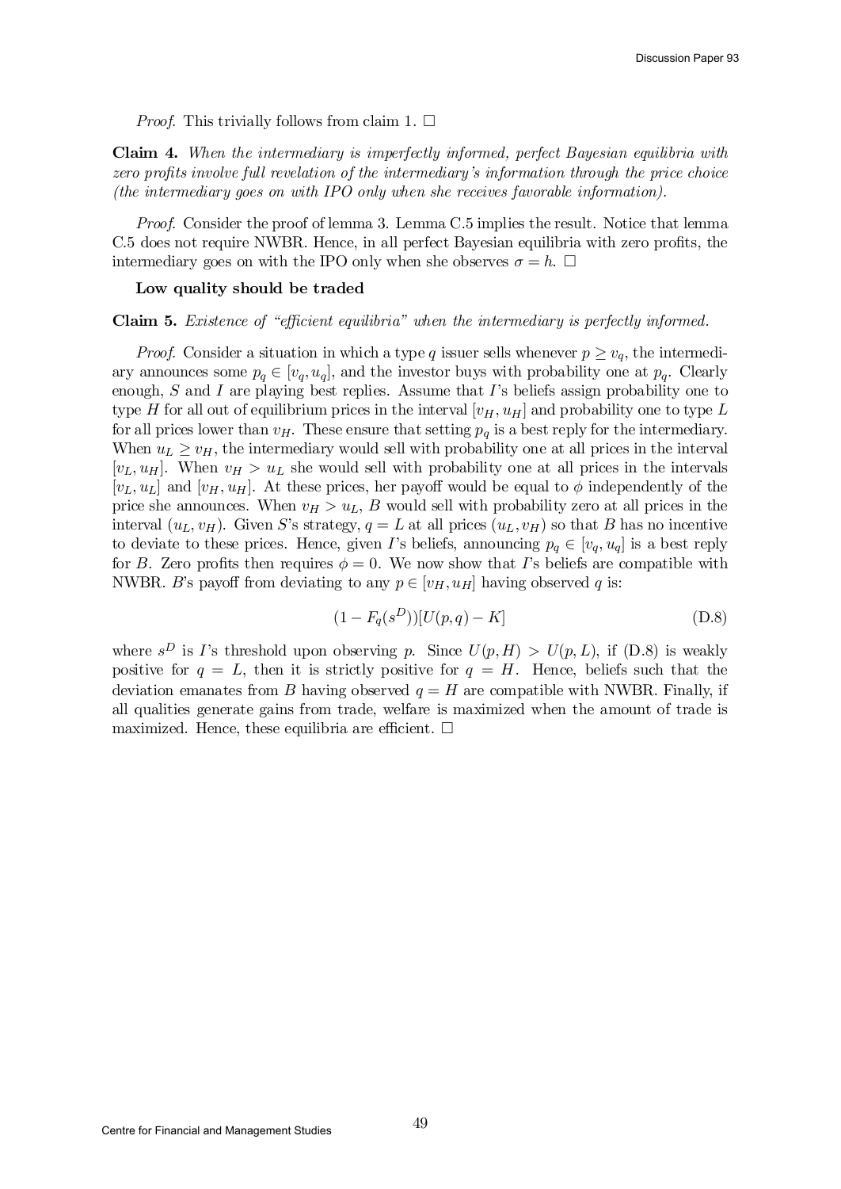*Proof.* This trivially follows from claim 1. □

**Claim 4.** *When the intermediary is imperfectly informed, perfect Bayesian equilibria with zero profits involve full revelation of the intermediary's information through the price choice (the intermediary goes on with IPO only when she receives favorable information).*

*Proof.* Consider the proof of lemma 3. Lemma C.5 implies the result. Notice that lemma C.5 does not require NWBR. Hence, in all perfect Bayesian equilibria with zero profits, the intermediary goes on with the IPO only when she observes $\sigma = h$. □

**Low quality should be traded**

**Claim 5.** *Existence of "efficient equilibria" when the intermediary is perfectly informed.*

*Proof.* Consider a situation in which a type $q$ issuer sells whenever $p \geq v_q$, the intermediary announces some $p_q \in [v_q, u_q]$, and the investor buys with probability one at $p_q$. Clearly enough, $S$ and $I$ are playing best replies. Assume that $I$'s beliefs assign probability one to type $H$ for all out of equilibrium prices in the interval $[v_H, u_H]$ and probability one to type $L$ for all prices lower than $v_H$. These ensure that setting $p_q$ is a best reply for the intermediary. When $u_L \geq v_H$, the intermediary would sell with probability one at all prices in the interval $[v_L, u_H]$. When $v_H > u_L$ she would sell with probability one at all prices in the intervals $[v_L, u_L]$ and $[v_H, u_H]$. At these prices, her payoff would be equal to $\phi$ independently of the price she announces. When $v_H > u_L$, $B$ would sell with probability zero at all prices in the interval $(u_L, v_H)$. Given $S$'s strategy, $q = L$ at all prices $(u_L, v_H)$ so that $B$ has no incentive to deviate to these prices. Hence, given $I$'s beliefs, announcing $p_q \in [v_q, u_q]$ is a best reply for $B$. Zero profits then requires $\phi = 0$. We now show that $I$'s beliefs are compatible with NWBR. $B$'s payoff from deviating to any $p \in [v_H, u_H]$ having observed $q$ is:

$$(1 - F_q(s^D))[U(p,q) - K] \tag{D.8}$$

where $s^D$ is $I$'s threshold upon observing $p$. Since $U(p, H) > U(p, L)$, if (D.8) is weakly positive for $q = L$, then it is strictly positive for $q = H$. Hence, beliefs such that the deviation emanates from $B$ having observed $q = H$ are compatible with NWBR. Finally, if all qualities generate gains from trade, welfare is maximized when the amount of trade is maximized. Hence, these equilibria are efficient. □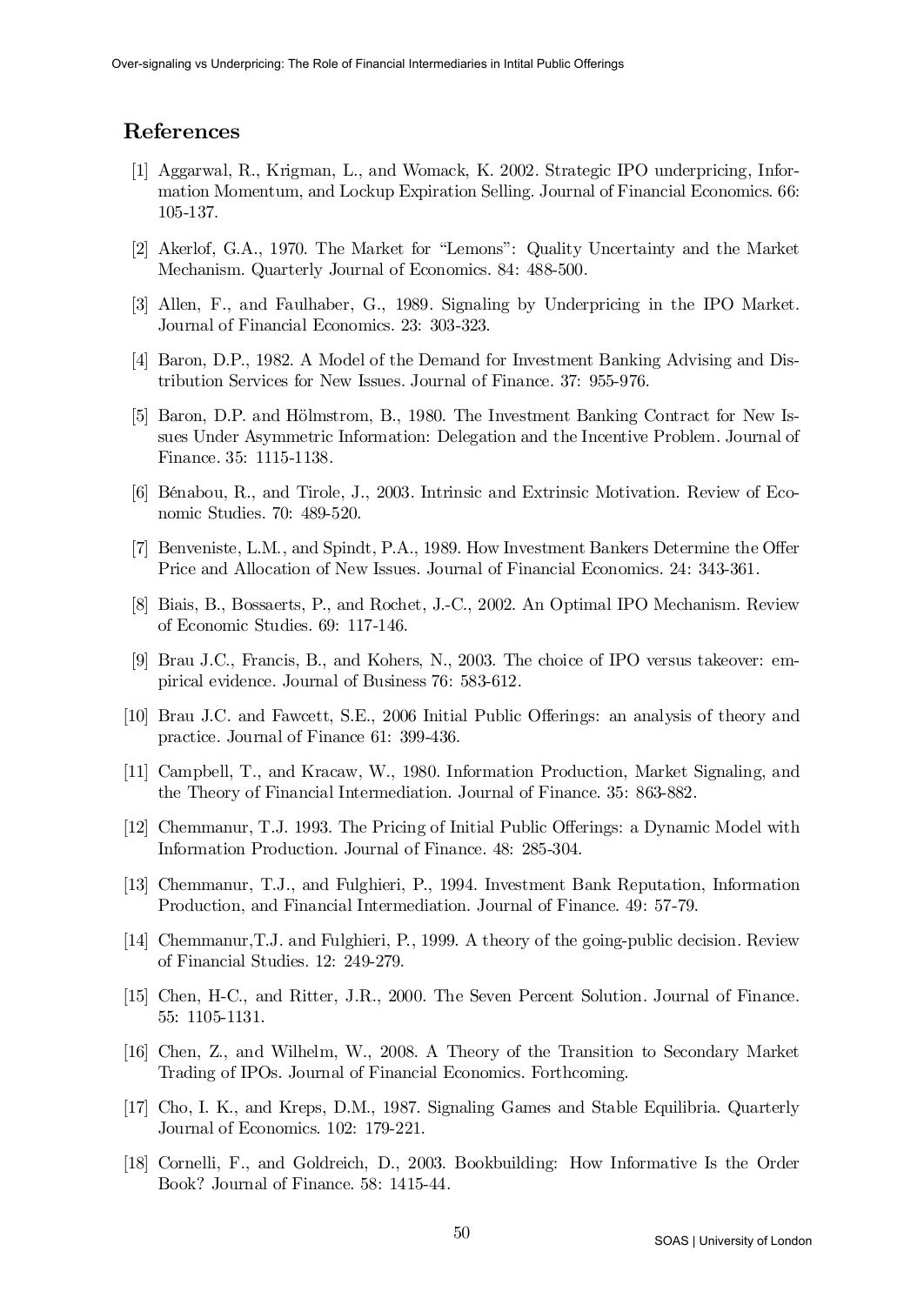## References

[1] Aggarwal, R., Krigman, L., and Womack, K. 2002. Strategic IPO underpricing, Information Momentum, and Lockup Expiration Selling. Journal of Financial Economics. 66: 105-137.

[2] Akerlof, G.A., 1970. The Market for "Lemons": Quality Uncertainty and the Market Mechanism. Quarterly Journal of Economics. 84: 488-500.

[3] Allen, F., and Faulhaber, G., 1989. Signaling by Underpricing in the IPO Market. Journal of Financial Economics. 23: 303-323.

[4] Baron, D.P., 1982. A Model of the Demand for Investment Banking Advising and Distribution Services for New Issues. Journal of Finance. 37: 955-976.

[5] Baron, D.P. and Hölmstrom, B., 1980. The Investment Banking Contract for New Issues Under Asymmetric Information: Delegation and the Incentive Problem. Journal of Finance. 35: 1115-1138.

[6] Bénabou, R., and Tirole, J., 2003. Intrinsic and Extrinsic Motivation. Review of Economic Studies. 70: 489-520.

[7] Benveniste, L.M., and Spindt, P.A., 1989. How Investment Bankers Determine the Offer Price and Allocation of New Issues. Journal of Financial Economics. 24: 343-361.

[8] Biais, B., Bossaerts, P., and Rochet, J.-C., 2002. An Optimal IPO Mechanism. Review of Economic Studies. 69: 117-146.

[9] Brau J.C., Francis, B., and Kohers, N., 2003. The choice of IPO versus takeover: empirical evidence. Journal of Business 76: 583-612.

[10] Brau J.C. and Fawcett, S.E., 2006 Initial Public Offerings: an analysis of theory and practice. Journal of Finance 61: 399-436.

[11] Campbell, T., and Kracaw, W., 1980. Information Production, Market Signaling, and the Theory of Financial Intermediation. Journal of Finance. 35: 863-882.

[12] Chemmanur, T.J. 1993. The Pricing of Initial Public Offerings: a Dynamic Model with Information Production. Journal of Finance. 48: 285-304.

[13] Chemmanur, T.J., and Fulghieri, P., 1994. Investment Bank Reputation, Information Production, and Financial Intermediation. Journal of Finance. 49: 57-79.

[14] Chemmanur,T.J. and Fulghieri, P., 1999. A theory of the going-public decision. Review of Financial Studies. 12: 249-279.

[15] Chen, H-C., and Ritter, J.R., 2000. The Seven Percent Solution. Journal of Finance. 55: 1105-1131.

[16] Chen, Z., and Wilhelm, W., 2008. A Theory of the Transition to Secondary Market Trading of IPOs. Journal of Financial Economics. Forthcoming.

[17] Cho, I. K., and Kreps, D.M., 1987. Signaling Games and Stable Equilibria. Quarterly Journal of Economics. 102: 179-221.

[18] Cornelli, F., and Goldreich, D., 2003. Bookbuilding: How Informative Is the Order Book? Journal of Finance. 58: 1415-44.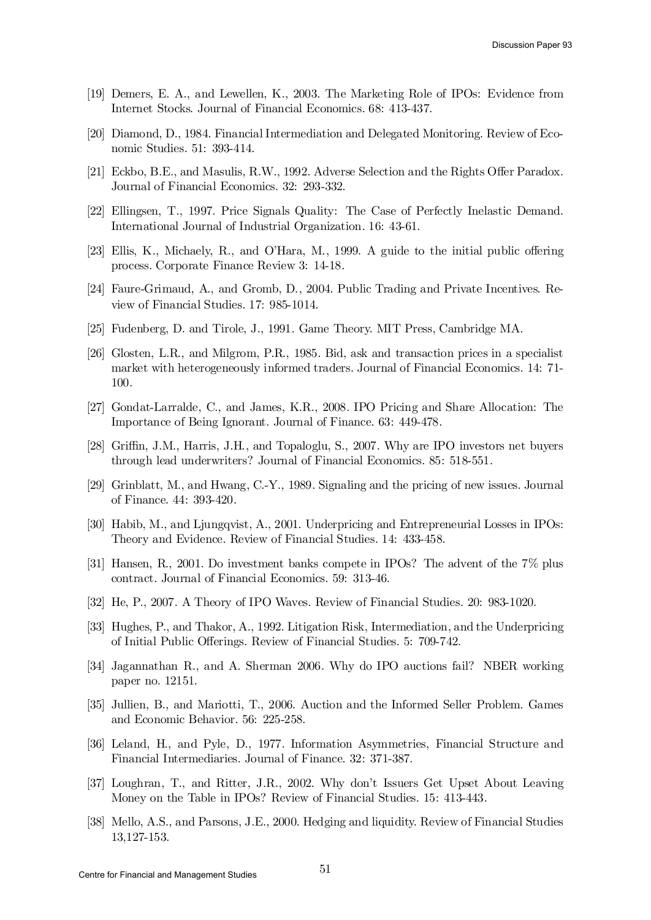[19] Demers, E. A., and Lewellen, K., 2003. The Marketing Role of IPOs: Evidence from Internet Stocks. Journal of Financial Economics. 68: 413-437.

[20] Diamond, D., 1984. Financial Intermediation and Delegated Monitoring. Review of Economic Studies. 51: 393-414.

[21] Eckbo, B.E., and Masulis, R.W., 1992. Adverse Selection and the Rights Offer Paradox. Journal of Financial Economics. 32: 293-332.

[22] Ellingsen, T., 1997. Price Signals Quality: The Case of Perfectly Inelastic Demand. International Journal of Industrial Organization. 16: 43-61.

[23] Ellis, K., Michaely, R., and O'Hara, M., 1999. A guide to the initial public offering process. Corporate Finance Review 3: 14-18.

[24] Faure-Grimaud, A., and Gromb, D., 2004. Public Trading and Private Incentives. Review of Financial Studies. 17: 985-1014.

[25] Fudenberg, D. and Tirole, J., 1991. Game Theory. MIT Press, Cambridge MA.

[26] Glosten, L.R., and Milgrom, P.R., 1985. Bid, ask and transaction prices in a specialist market with heterogeneously informed traders. Journal of Financial Economics. 14: 71-100.

[27] Gondat-Larralde, C., and James, K.R., 2008. IPO Pricing and Share Allocation: The Importance of Being Ignorant. Journal of Finance. 63: 449-478.

[28] Griffin, J.M., Harris, J.H., and Topaloglu, S., 2007. Why are IPO investors net buyers through lead underwriters? Journal of Financial Economics. 85: 518-551.

[29] Grinblatt, M., and Hwang, C.-Y., 1989. Signaling and the pricing of new issues. Journal of Finance. 44: 393-420.

[30] Habib, M., and Ljungqvist, A., 2001. Underpricing and Entrepreneurial Losses in IPOs: Theory and Evidence. Review of Financial Studies. 14: 433-458.

[31] Hansen, R., 2001. Do investment banks compete in IPOs? The advent of the 7% plus contract. Journal of Financial Economics. 59: 313-46.

[32] He, P., 2007. A Theory of IPO Waves. Review of Financial Studies. 20: 983-1020.

[33] Hughes, P., and Thakor, A., 1992. Litigation Risk, Intermediation, and the Underpricing of Initial Public Offerings. Review of Financial Studies. 5: 709-742.

[34] Jagannathan R., and A. Sherman 2006. Why do IPO auctions fail? NBER working paper no. 12151.

[35] Jullien, B., and Mariotti, T., 2006. Auction and the Informed Seller Problem. Games and Economic Behavior. 56: 225-258.

[36] Leland, H., and Pyle, D., 1977. Information Asymmetries, Financial Structure and Financial Intermediaries. Journal of Finance. 32: 371-387.

[37] Loughran, T., and Ritter, J.R., 2002. Why don't Issuers Get Upset About Leaving Money on the Table in IPOs? Review of Financial Studies. 15: 413-443.

[38] Mello, A.S., and Parsons, J.E., 2000. Hedging and liquidity. Review of Financial Studies 13,127-153.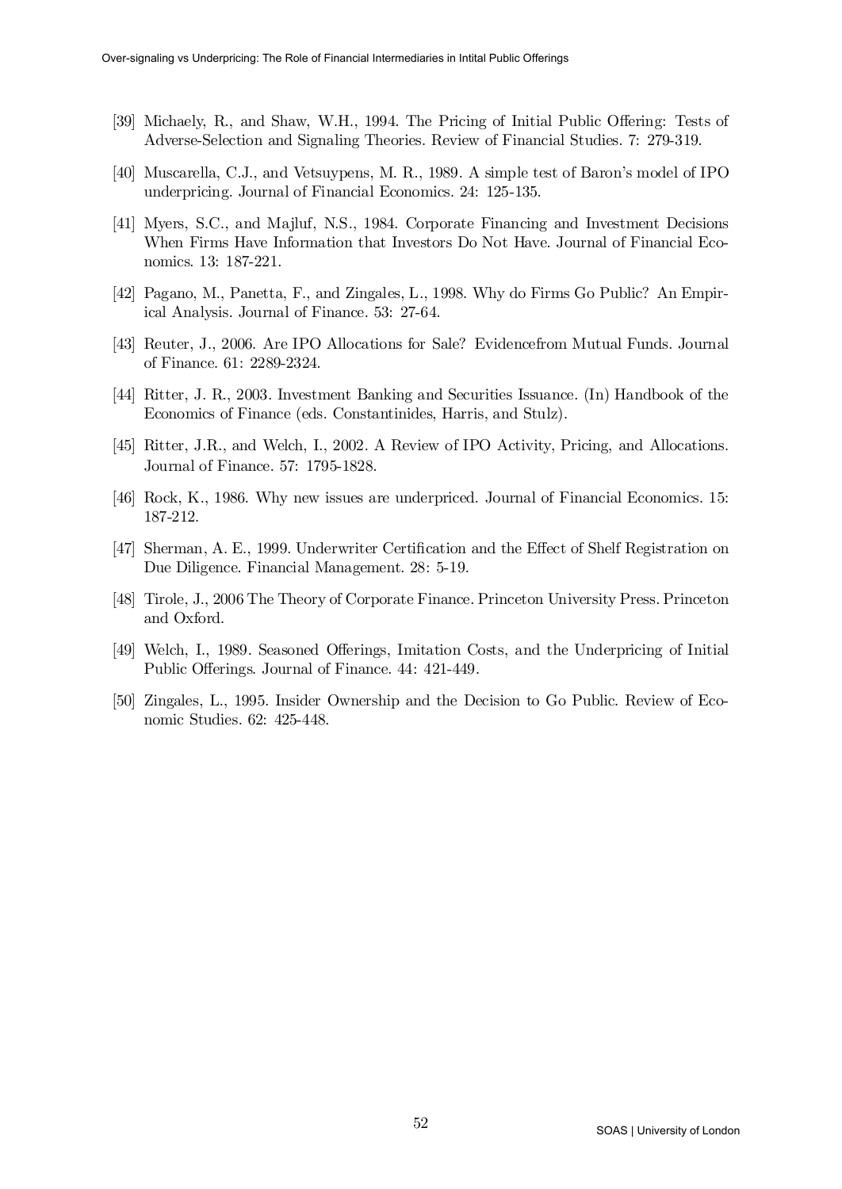[39] Michaely, R., and Shaw, W.H., 1994. The Pricing of Initial Public Offering: Tests of Adverse-Selection and Signaling Theories. Review of Financial Studies. 7: 279-319.

[40] Muscarella, C.J., and Vetsuypens, M. R., 1989. A simple test of Baron's model of IPO underpricing. Journal of Financial Economics. 24: 125-135.

[41] Myers, S.C., and Majluf, N.S., 1984. Corporate Financing and Investment Decisions When Firms Have Information that Investors Do Not Have. Journal of Financial Economics. 13: 187-221.

[42] Pagano, M., Panetta, F., and Zingales, L., 1998. Why do Firms Go Public? An Empirical Analysis. Journal of Finance. 53: 27-64.

[43] Reuter, J., 2006. Are IPO Allocations for Sale? Evidencefrom Mutual Funds. Journal of Finance. 61: 2289-2324.

[44] Ritter, J. R., 2003. Investment Banking and Securities Issuance. (In) Handbook of the Economics of Finance (eds. Constantinides, Harris, and Stulz).

[45] Ritter, J.R., and Welch, I., 2002. A Review of IPO Activity, Pricing, and Allocations. Journal of Finance. 57: 1795-1828.

[46] Rock, K., 1986. Why new issues are underpriced. Journal of Financial Economics. 15: 187-212.

[47] Sherman, A. E., 1999. Underwriter Certification and the Effect of Shelf Registration on Due Diligence. Financial Management. 28: 5-19.

[48] Tirole, J., 2006 The Theory of Corporate Finance. Princeton University Press. Princeton and Oxford.

[49] Welch, I., 1989. Seasoned Offerings, Imitation Costs, and the Underpricing of Initial Public Offerings. Journal of Finance. 44: 421-449.

[50] Zingales, L., 1995. Insider Ownership and the Decision to Go Public. Review of Economic Studies. 62: 425-448.